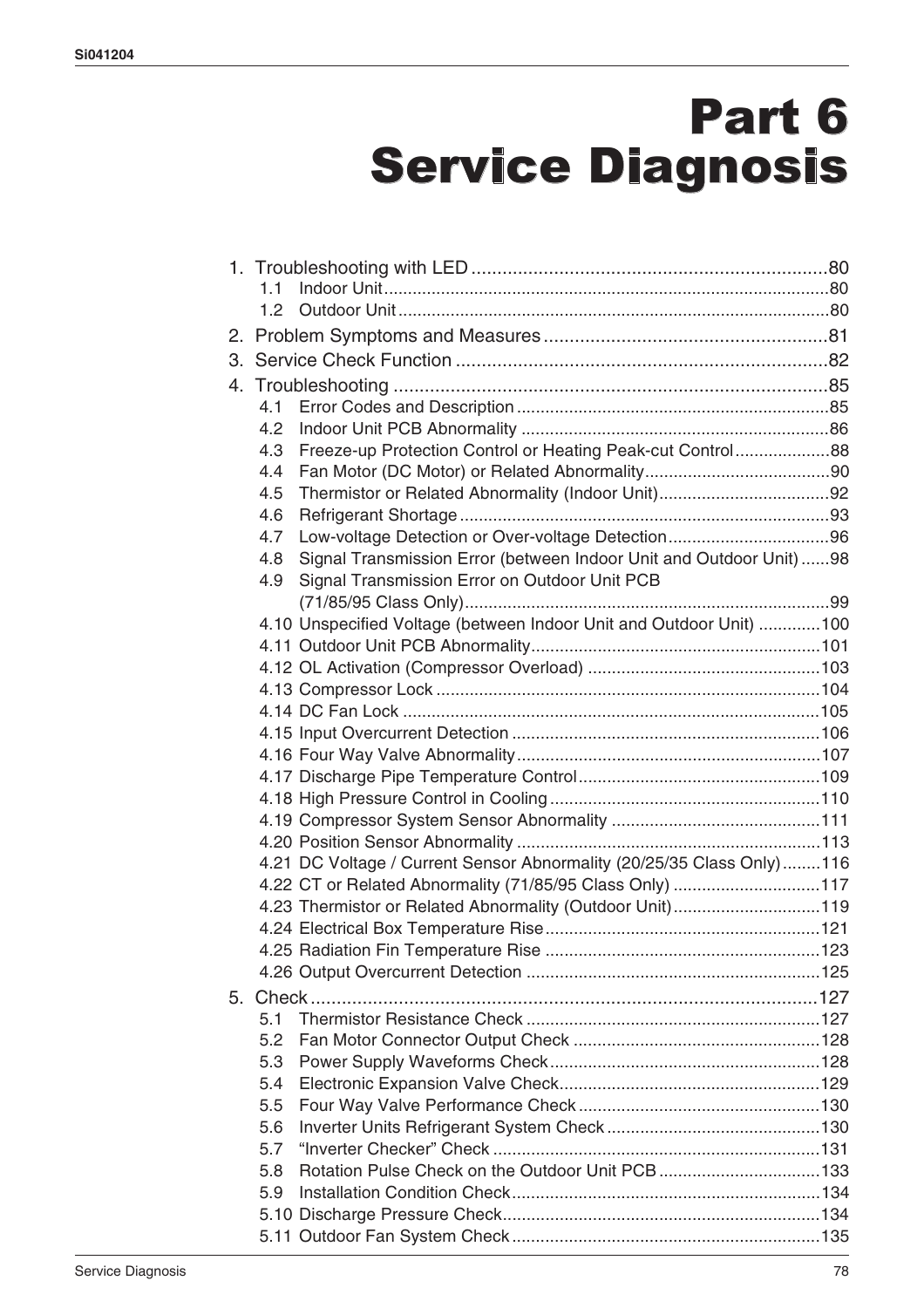# Part 6 Service Diagnosis

1. Troubleshooting with LED ....................................................................80
   - 1.1 Indoor Unit ..........................................................................................80
   - 1.2 Outdoor Unit ........................................................................................80
2. Problem Symptoms and Measures .......................................................81
3. Service Check Function .........................................................................82
4. Troubleshooting .....................................................................................85
   - 4.1 Error Codes and Description ..................................................................85
   - 4.2 Indoor Unit PCB Abnormality .................................................................86
   - 4.3 Freeze-up Protection Control or Heating Peak-cut Control ....................88
   - 4.4 Fan Motor (DC Motor) or Related Abnormality .......................................90
   - 4.5 Thermistor or Related Abnormality (Indoor Unit) ....................................92
   - 4.6 Refrigerant Shortage .............................................................................93
   - 4.7 Low-voltage Detection or Over-voltage Detection ..................................96
   - 4.8 Signal Transmission Error (between Indoor Unit and Outdoor Unit) ......98
   - 4.9 Signal Transmission Error on Outdoor Unit PCB (71/85/95 Class Only) ............................................................................99
   - 4.10 Unspecified Voltage (between Indoor Unit and Outdoor Unit) .............100
   - 4.11 Outdoor Unit PCB Abnormality .............................................................101
   - 4.12 OL Activation (Compressor Overload) .................................................103
   - 4.13 Compressor Lock .................................................................................104
   - 4.14 DC Fan Lock ........................................................................................105
   - 4.15 Input Overcurrent Detection .................................................................106
   - 4.16 Four Way Valve Abnormality ................................................................107
   - 4.17 Discharge Pipe Temperature Control ...................................................109
   - 4.18 High Pressure Control in Cooling .........................................................110
   - 4.19 Compressor System Sensor Abnormality ............................................111
   - 4.20 Position Sensor Abnormality ................................................................113
   - 4.21 DC Voltage / Current Sensor Abnormality (20/25/35 Class Only) ........116
   - 4.22 CT or Related Abnormality (71/85/95 Class Only) ...............................117
   - 4.23 Thermistor or Related Abnormality (Outdoor Unit) ...............................119
   - 4.24 Electrical Box Temperature Rise ..........................................................121
   - 4.25 Radiation Fin Temperature Rise ..........................................................123
   - 4.26 Output Overcurrent Detection ..............................................................125
5. Check ...................................................................................................127
   - 5.1 Thermistor Resistance Check ..............................................................127
   - 5.2 Fan Motor Connector Output Check ....................................................128
   - 5.3 Power Supply Waveforms Check .........................................................128
   - 5.4 Electronic Expansion Valve Check .......................................................129
   - 5.5 Four Way Valve Performance Check ...................................................130
   - 5.6 Inverter Units Refrigerant System Check .............................................130
   - 5.7 "Inverter Checker" Check ....................................................................131
   - 5.8 Rotation Pulse Check on the Outdoor Unit PCB ..................................133
   - 5.9 Installation Condition Check .................................................................134
   - 5.10 Discharge Pressure Check ...................................................................134
   - 5.11 Outdoor Fan System Check .................................................................135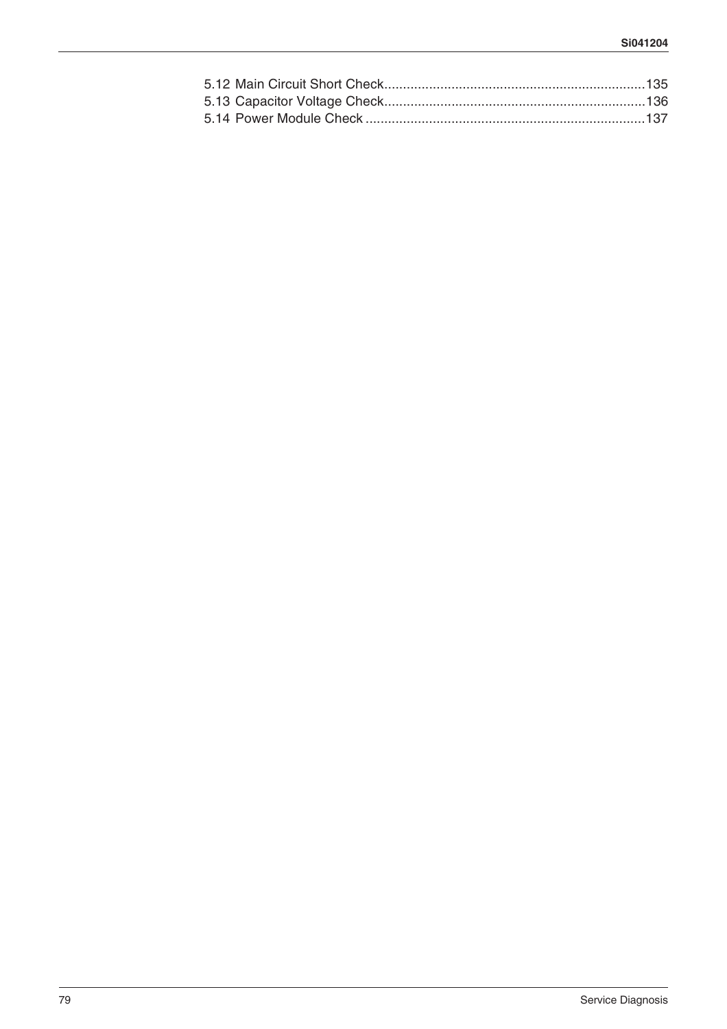5.12 Main Circuit Short Check......................................................................135
5.13 Capacitor Voltage Check......................................................................136
5.14 Power Module Check ...........................................................................137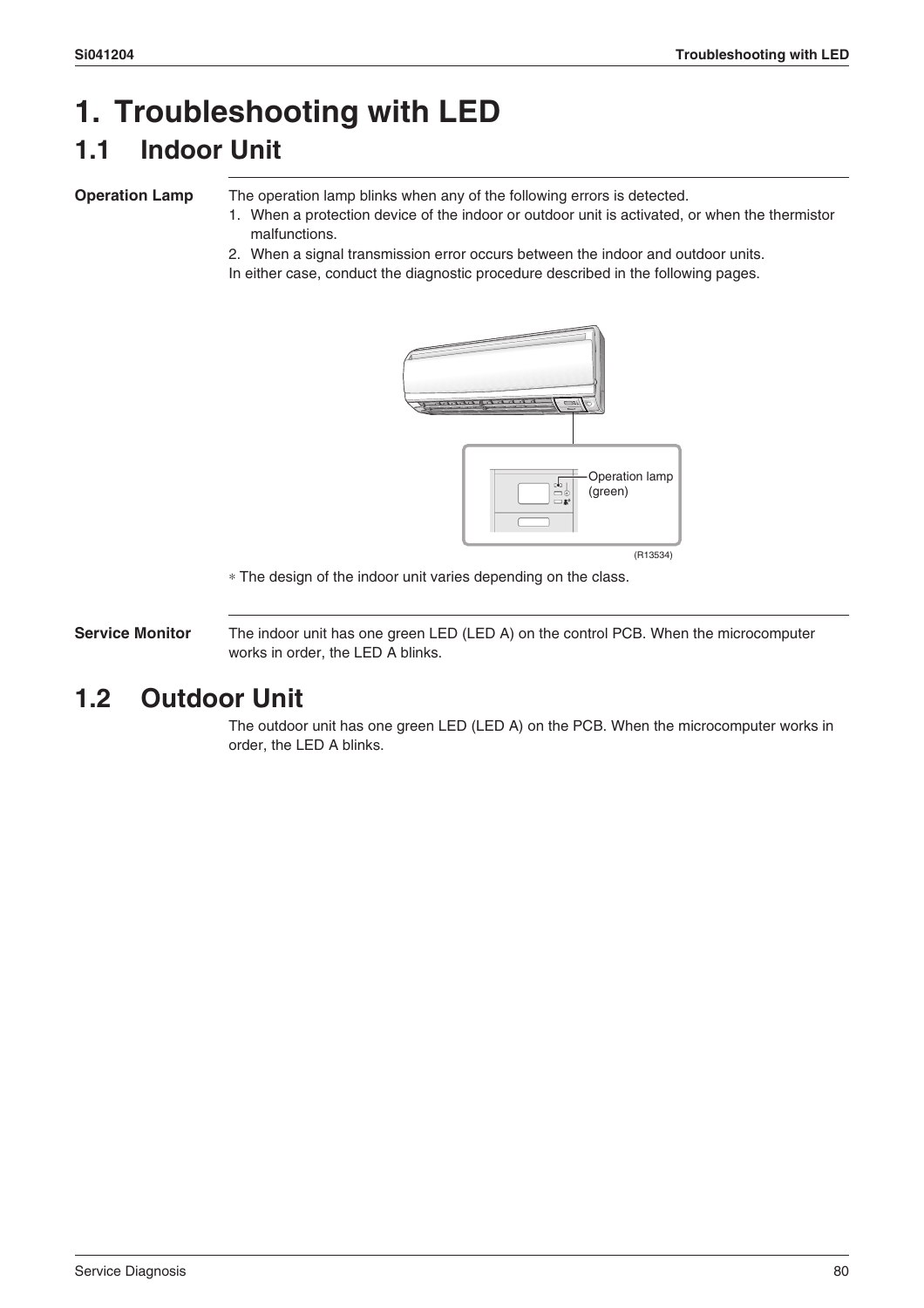# 1. Troubleshooting with LED

## 1.1 Indoor Unit

**Operation Lamp**

The operation lamp blinks when any of the following errors is detected.

1. When a protection device of the indoor or outdoor unit is activated, or when the thermistor malfunctions.
2. When a signal transmission error occurs between the indoor and outdoor units.

In either case, conduct the diagnostic procedure described in the following pages.

Operation lamp (green)

(R13534)

∗ The design of the indoor unit varies depending on the class.

**Service Monitor**

The indoor unit has one green LED (LED A) on the control PCB. When the microcomputer works in order, the LED A blinks.

## 1.2 Outdoor Unit

The outdoor unit has one green LED (LED A) on the PCB. When the microcomputer works in order, the LED A blinks.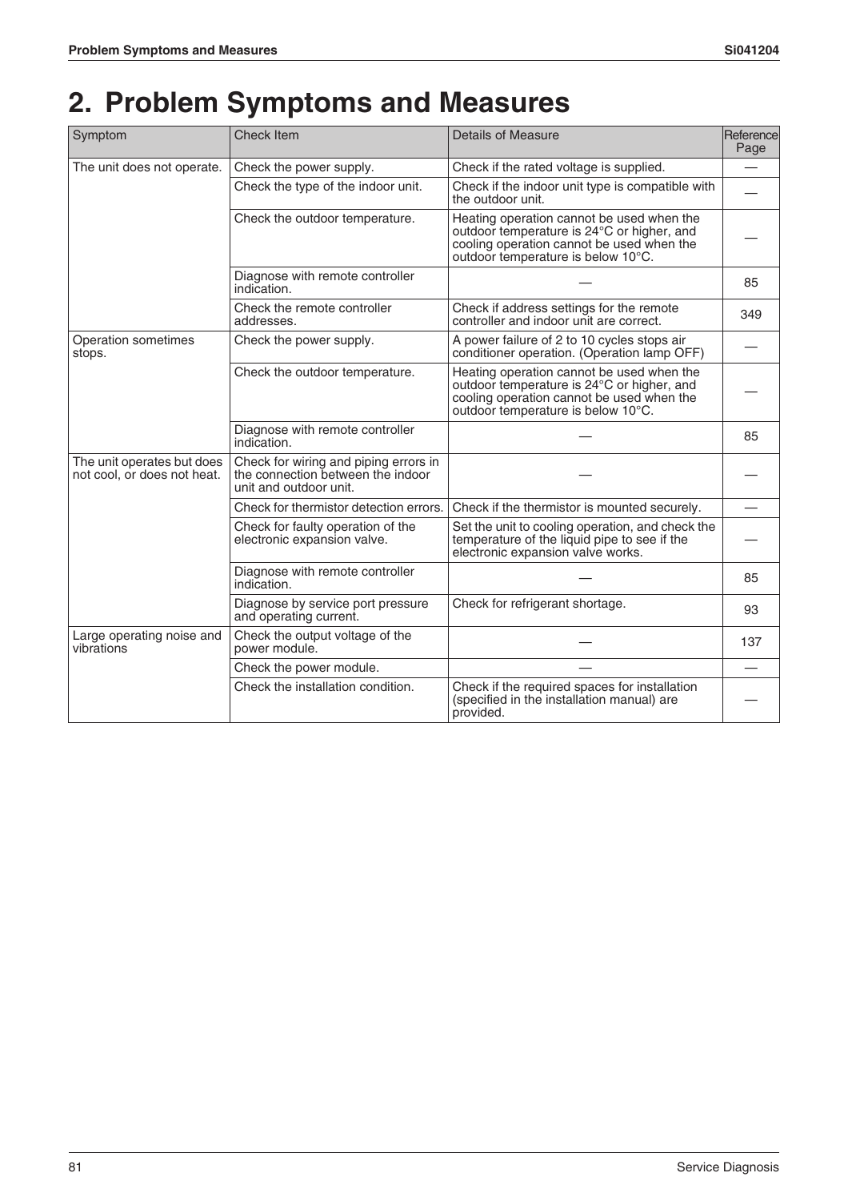# 2. Problem Symptoms and Measures

| Symptom | Check Item | Details of Measure | Reference Page |
|---|---|---|---|
| The unit does not operate. | Check the power supply. | Check if the rated voltage is supplied. | — |
| | Check the type of the indoor unit. | Check if the indoor unit type is compatible with the outdoor unit. | — |
| | Check the outdoor temperature. | Heating operation cannot be used when the outdoor temperature is 24°C or higher, and cooling operation cannot be used when the outdoor temperature is below 10°C. | — |
| | Diagnose with remote controller indication. | — | 85 |
| | Check the remote controller addresses. | Check if address settings for the remote controller and indoor unit are correct. | 349 |
| Operation sometimes stops. | Check the power supply. | A power failure of 2 to 10 cycles stops air conditioner operation. (Operation lamp OFF) | — |
| | Check the outdoor temperature. | Heating operation cannot be used when the outdoor temperature is 24°C or higher, and cooling operation cannot be used when the outdoor temperature is below 10°C. | — |
| | Diagnose with remote controller indication. | — | 85 |
| The unit operates but does not cool, or does not heat. | Check for wiring and piping errors in the connection between the indoor unit and outdoor unit. | — | — |
| | Check for thermistor detection errors. | Check if the thermistor is mounted securely. | — |
| | Check for faulty operation of the electronic expansion valve. | Set the unit to cooling operation, and check the temperature of the liquid pipe to see if the electronic expansion valve works. | — |
| | Diagnose with remote controller indication. | — | 85 |
| | Diagnose by service port pressure and operating current. | Check for refrigerant shortage. | 93 |
| Large operating noise and vibrations | Check the output voltage of the power module. | — | 137 |
| | Check the power module. | — | — |
| | Check the installation condition. | Check if the required spaces for installation (specified in the installation manual) are provided. | — |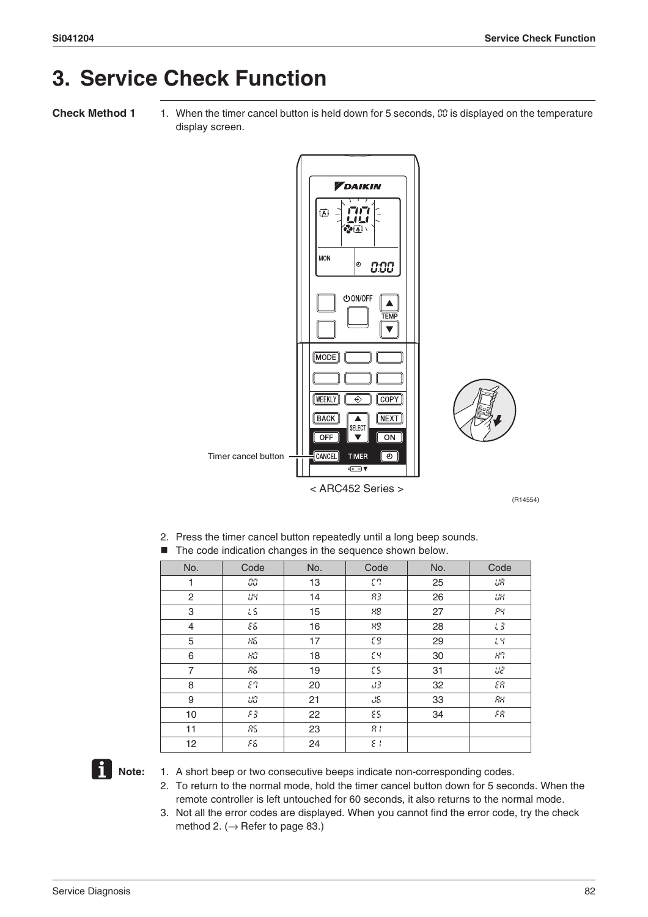# 3. Service Check Function

**Check Method 1**

1. When the timer cancel button is held down for 5 seconds, 00 is displayed on the temperature display screen.

Timer cancel button

< ARC452 Series >

(R14554)

2. Press the timer cancel button repeatedly until a long beep sounds.

- The code indication changes in the sequence shown below.

| No. | Code | No. | Code | No. | Code |
|---|---|---|---|---|---|
| 1 | 00 | 13 | C7 | 25 | UA |
| 2 | U4 | 14 | A3 | 26 | UH |
| 3 | L5 | 15 | H8 | 27 | P4 |
| 4 | E6 | 16 | H9 | 28 | L3 |
| 5 | H6 | 17 | C9 | 29 | L4 |
| 6 | H0 | 18 | C4 | 30 | H7 |
| 7 | A6 | 19 | C5 | 31 | U2 |
| 8 | E7 | 20 | J3 | 32 | EA |
| 9 | U0 | 21 | J6 | 33 | AH |
| 10 | F3 | 22 | E5 | 34 | FA |
| 11 | A5 | 23 | A1 | | |
| 12 | F6 | 24 | E1 | | |

**Note:**

1. A short beep or two consecutive beeps indicate non-corresponding codes.
2. To return to the normal mode, hold the timer cancel button down for 5 seconds. When the remote controller is left untouched for 60 seconds, it also returns to the normal mode.
3. Not all the error codes are displayed. When you cannot find the error code, try the check method 2. (→ Refer to page 83.)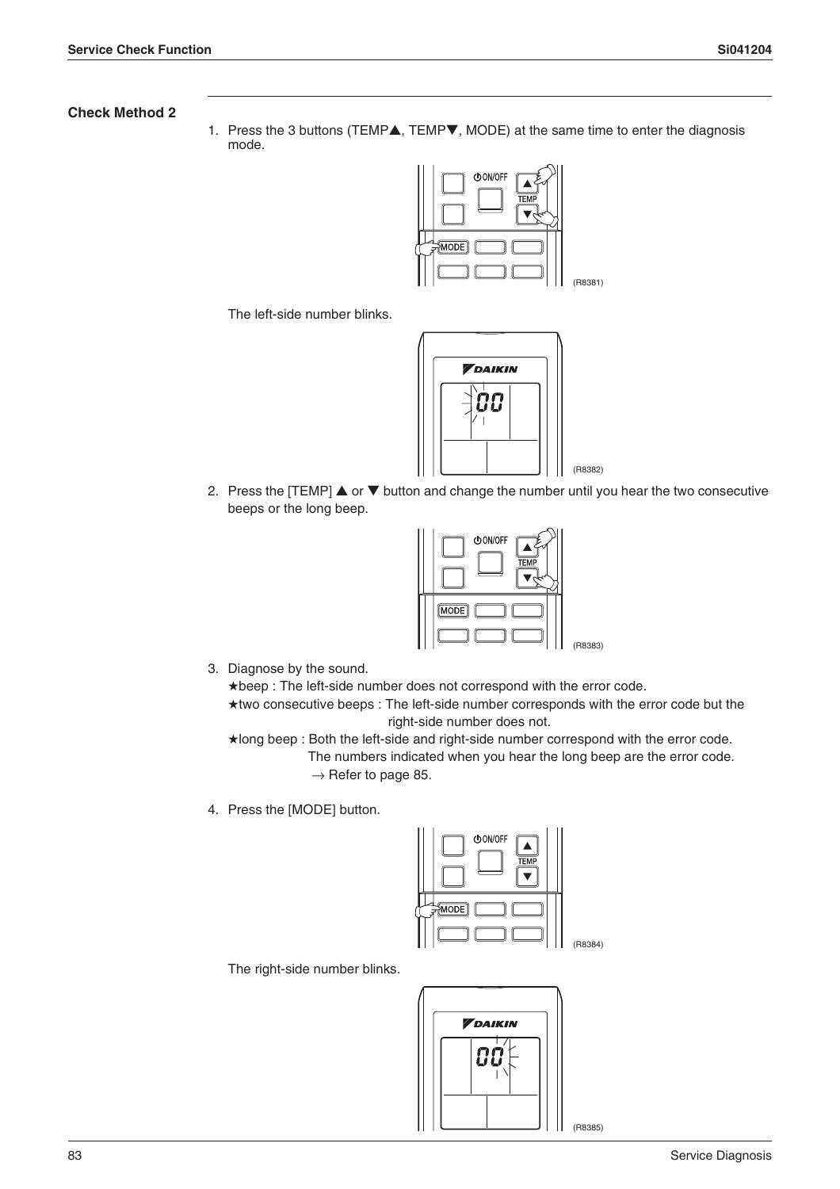## Check Method 2

1. Press the 3 buttons (TEMP▲, TEMP▼, MODE) at the same time to enter the diagnosis mode.

   (R8381)

   The left-side number blinks.

   (R8382)

2. Press the [TEMP] ▲ or ▼ button and change the number until you hear the two consecutive beeps or the long beep.

   (R8383)

3. Diagnose by the sound.
   ★beep : The left-side number does not correspond with the error code.
   ★two consecutive beeps : The left-side number corresponds with the error code but the right-side number does not.
   ★long beep : Both the left-side and right-side number correspond with the error code. The numbers indicated when you hear the long beep are the error code.
   → Refer to page 85.

4. Press the [MODE] button.

   (R8384)

   The right-side number blinks.

   (R8385)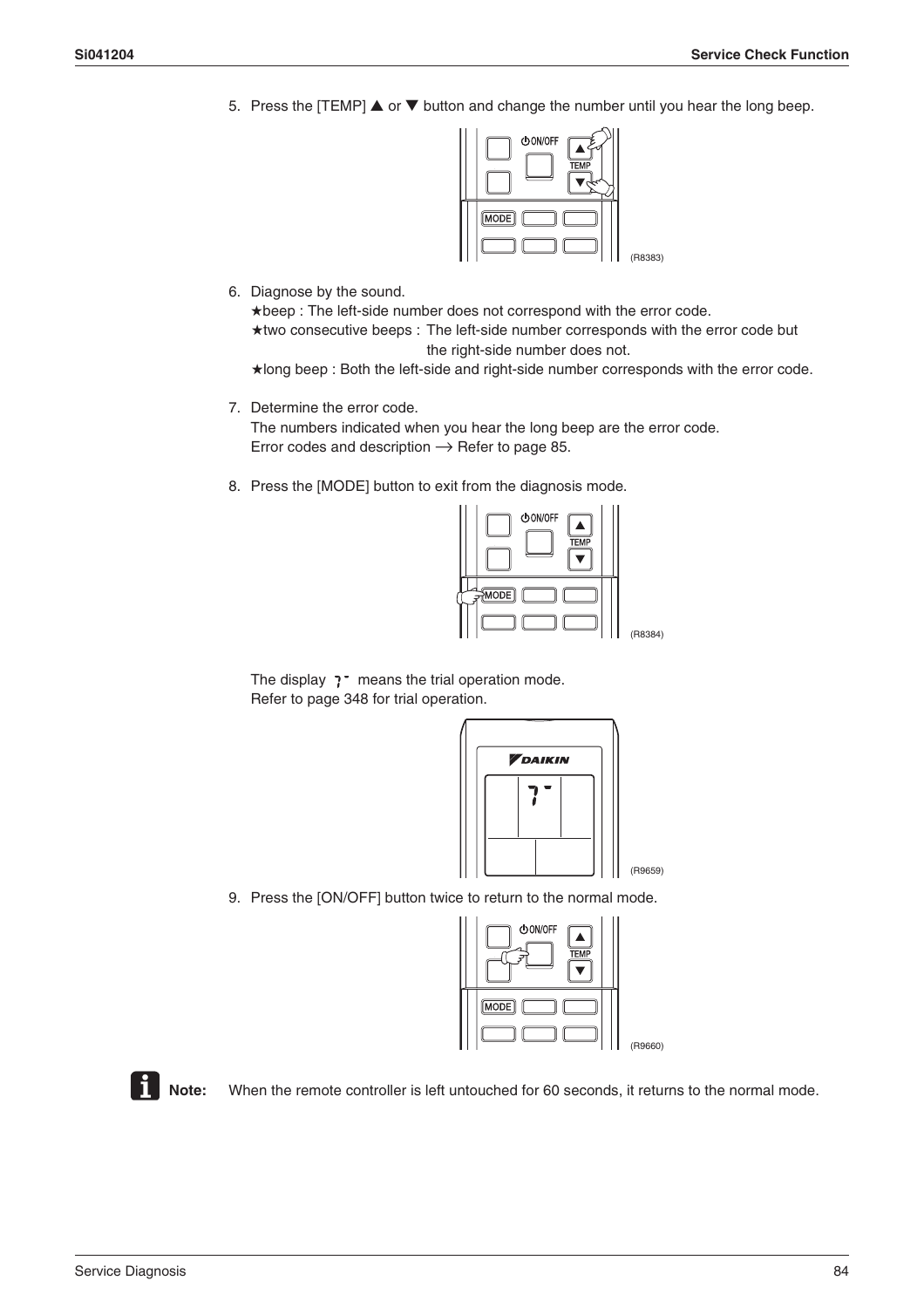5. Press the [TEMP] ▲ or ▼ button and change the number until you hear the long beep.

(R8383)

6. Diagnose by the sound.
   ★beep : The left-side number does not correspond with the error code.
   ★two consecutive beeps : The left-side number corresponds with the error code but the right-side number does not.
   ★long beep : Both the left-side and right-side number corresponds with the error code.

7. Determine the error code.
   The numbers indicated when you hear the long beep are the error code.
   Error codes and description → Refer to page 85.

8. Press the [MODE] button to exit from the diagnosis mode.

(R8384)

The display 7- means the trial operation mode.
Refer to page 348 for trial operation.

(R9659)

9. Press the [ON/OFF] button twice to return to the normal mode.

(R9660)

**Note:** When the remote controller is left untouched for 60 seconds, it returns to the normal mode.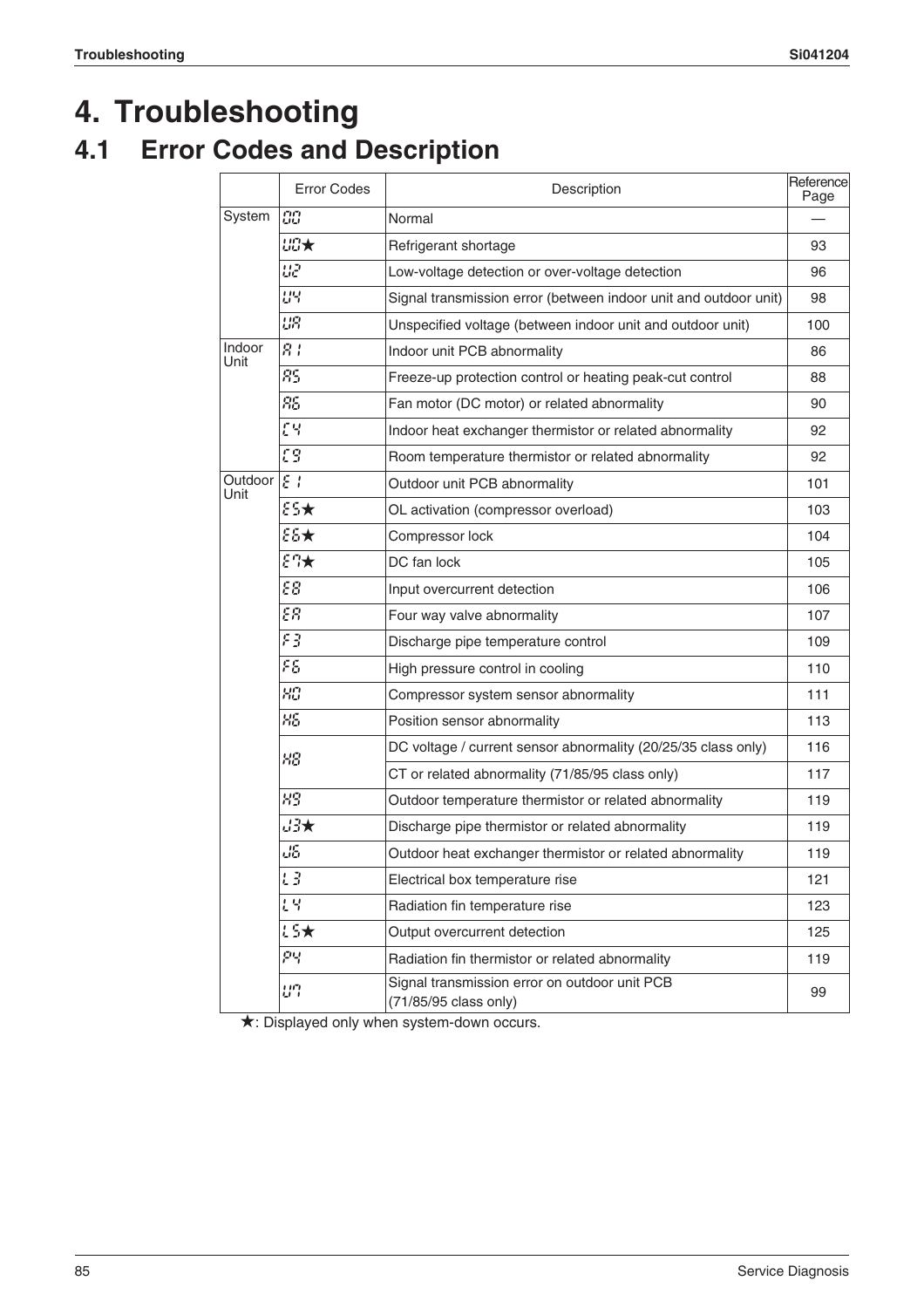# 4. Troubleshooting

## 4.1 Error Codes and Description

| | Error Codes | Description | Reference Page |
|---|---|---|---|
| System | 00 | Normal | — |
| | U0★ | Refrigerant shortage | 93 |
| | U2 | Low-voltage detection or over-voltage detection | 96 |
| | U4 | Signal transmission error (between indoor unit and outdoor unit) | 98 |
| | UA | Unspecified voltage (between indoor unit and outdoor unit) | 100 |
| Indoor Unit | A1 | Indoor unit PCB abnormality | 86 |
| | A5 | Freeze-up protection control or heating peak-cut control | 88 |
| | A6 | Fan motor (DC motor) or related abnormality | 90 |
| | C4 | Indoor heat exchanger thermistor or related abnormality | 92 |
| | C9 | Room temperature thermistor or related abnormality | 92 |
| Outdoor Unit | E1 | Outdoor unit PCB abnormality | 101 |
| | E5★ | OL activation (compressor overload) | 103 |
| | E6★ | Compressor lock | 104 |
| | E7★ | DC fan lock | 105 |
| | E8 | Input overcurrent detection | 106 |
| | EA | Four way valve abnormality | 107 |
| | F3 | Discharge pipe temperature control | 109 |
| | F6 | High pressure control in cooling | 110 |
| | H0 | Compressor system sensor abnormality | 111 |
| | H6 | Position sensor abnormality | 113 |
| | H8 | DC voltage / current sensor abnormality (20/25/35 class only) | 116 |
| | | CT or related abnormality (71/85/95 class only) | 117 |
| | H9 | Outdoor temperature thermistor or related abnormality | 119 |
| | J3★ | Discharge pipe thermistor or related abnormality | 119 |
| | J6 | Outdoor heat exchanger thermistor or related abnormality | 119 |
| | L3 | Electrical box temperature rise | 121 |
| | L4 | Radiation fin temperature rise | 123 |
| | L5★ | Output overcurrent detection | 125 |
| | P4 | Radiation fin thermistor or related abnormality | 119 |
| | U7 | Signal transmission error on outdoor unit PCB (71/85/95 class only) | 99 |

★: Displayed only when system-down occurs.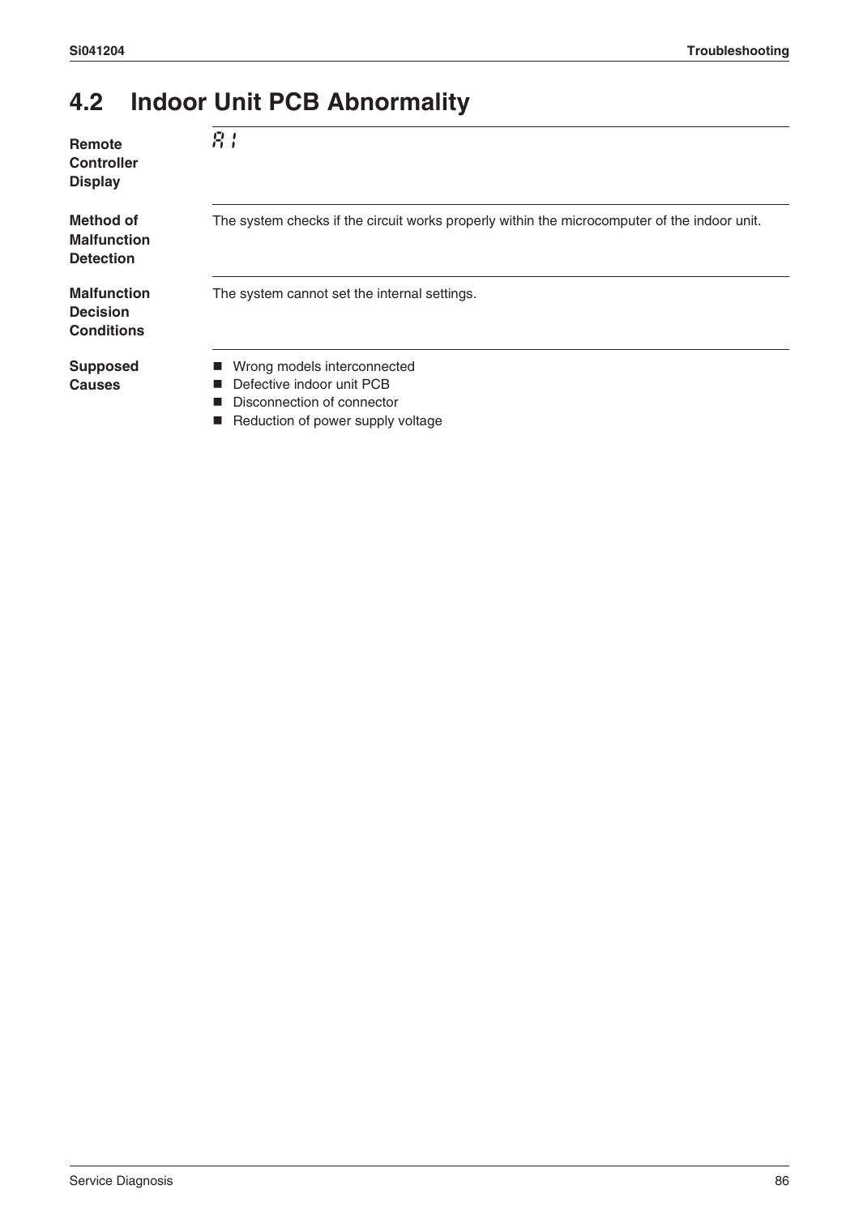## 4.2 Indoor Unit PCB Abnormality

**Remote Controller Display**

A1

**Method of Malfunction Detection**

The system checks if the circuit works properly within the microcomputer of the indoor unit.

**Malfunction Decision Conditions**

The system cannot set the internal settings.

**Supposed Causes**

- Wrong models interconnected
- Defective indoor unit PCB
- Disconnection of connector
- Reduction of power supply voltage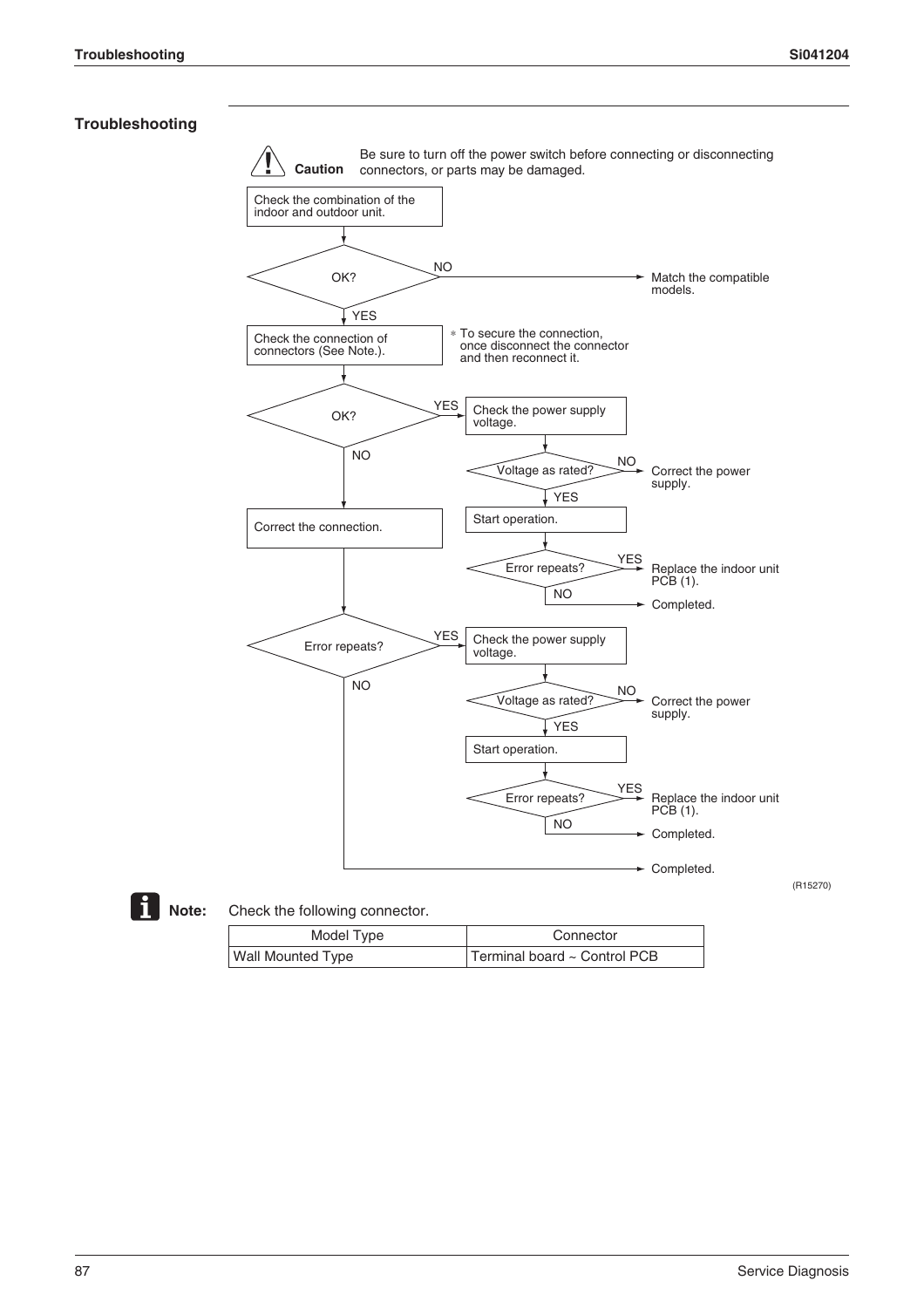## Troubleshooting

**Caution** Be sure to turn off the power switch before connecting or disconnecting connectors, or parts may be damaged.

Check the combination of the indoor and outdoor unit.

OK?
- NO → Match the compatible models.
- YES → Check the connection of connectors (See Note.).
  * To secure the connection, once disconnect the connector and then reconnect it.

OK?
- YES → Check the power supply voltage.
  - Voltage as rated?
    - NO → Correct the power supply.
    - YES → Start operation.
      - Error repeats?
        - YES → Replace the indoor unit PCB (1).
        - NO → Completed.
- NO → Correct the connection.
  - Error repeats?
    - YES → Check the power supply voltage.
      - Voltage as rated?
        - NO → Correct the power supply.
        - YES → Start operation.
          - Error repeats?
            - YES → Replace the indoor unit PCB (1).
            - NO → Completed.
    - NO → Completed.

(R15270)

**Note:** Check the following connector.

| Model Type | Connector |
|---|---|
| Wall Mounted Type | Terminal board ~ Control PCB |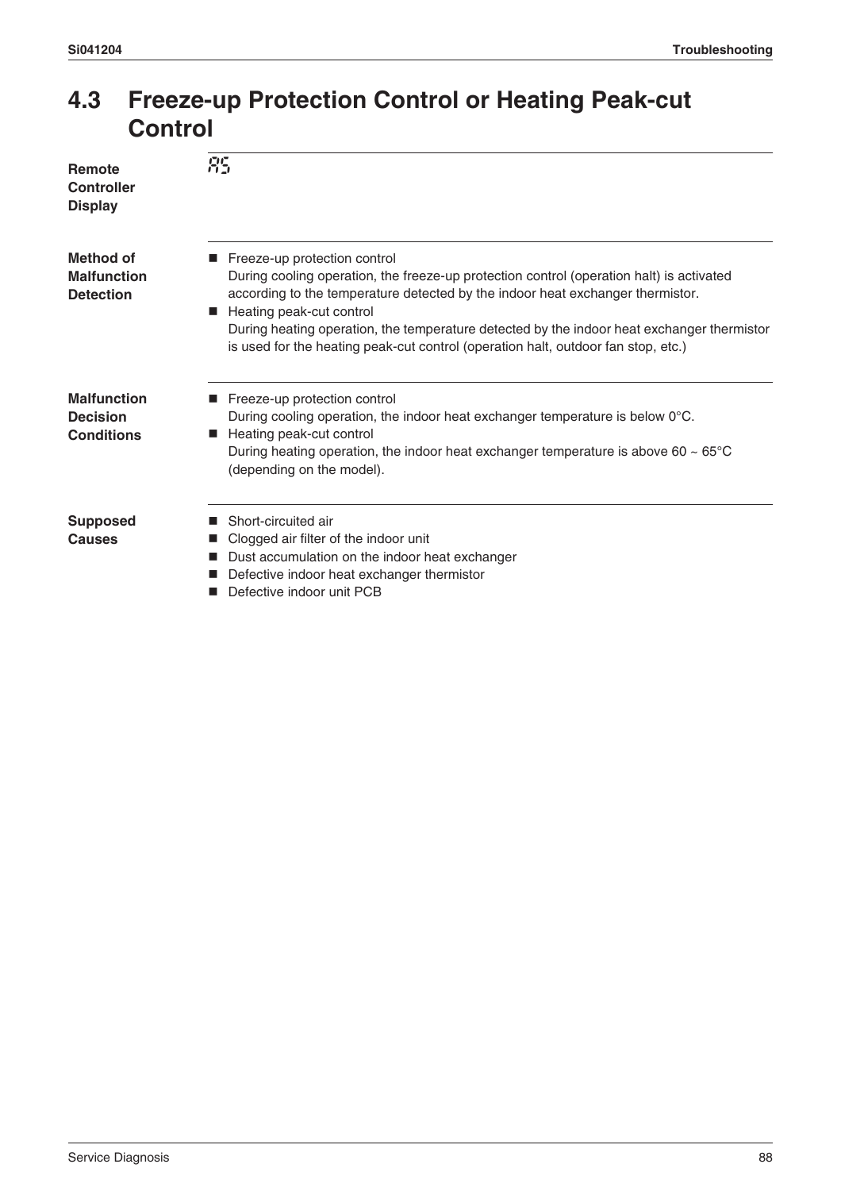# 4.3 Freeze-up Protection Control or Heating Peak-cut Control

| | |
|---|---|
| **Remote Controller Display** | A5 |
| **Method of Malfunction Detection** | ■ Freeze-up protection control<br>During cooling operation, the freeze-up protection control (operation halt) is activated according to the temperature detected by the indoor heat exchanger thermistor.<br>■ Heating peak-cut control<br>During heating operation, the temperature detected by the indoor heat exchanger thermistor is used for the heating peak-cut control (operation halt, outdoor fan stop, etc.) |
| **Malfunction Decision Conditions** | ■ Freeze-up protection control<br>During cooling operation, the indoor heat exchanger temperature is below 0°C.<br>■ Heating peak-cut control<br>During heating operation, the indoor heat exchanger temperature is above 60 ~ 65°C (depending on the model). |
| **Supposed Causes** | ■ Short-circuited air<br>■ Clogged air filter of the indoor unit<br>■ Dust accumulation on the indoor heat exchanger<br>■ Defective indoor heat exchanger thermistor<br>■ Defective indoor unit PCB |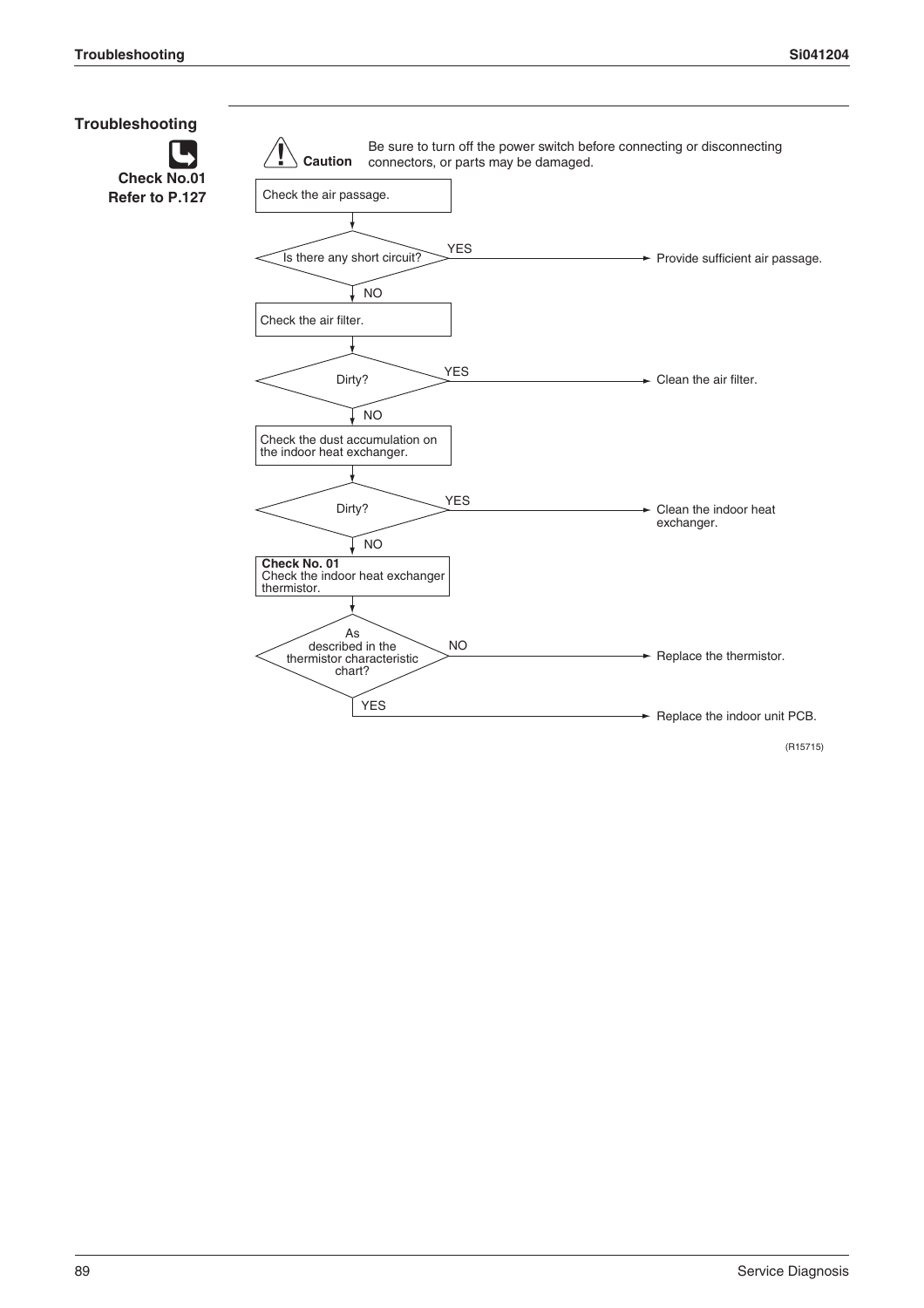## Troubleshooting

**Check No.01**
**Refer to P.127**

**Caution** Be sure to turn off the power switch before connecting or disconnecting connectors, or parts may be damaged.

1. Check the air passage.
2. Is there any short circuit?
   - YES → Provide sufficient air passage.
   - NO → Check the air filter.
3. Dirty?
   - YES → Clean the air filter.
   - NO → Check the dust accumulation on the indoor heat exchanger.
4. Dirty?
   - YES → Clean the indoor heat exchanger.
   - NO → **Check No. 01** Check the indoor heat exchanger thermistor.
5. As described in the thermistor characteristic chart?
   - NO → Replace the thermistor.
   - YES → Replace the indoor unit PCB.

(R15715)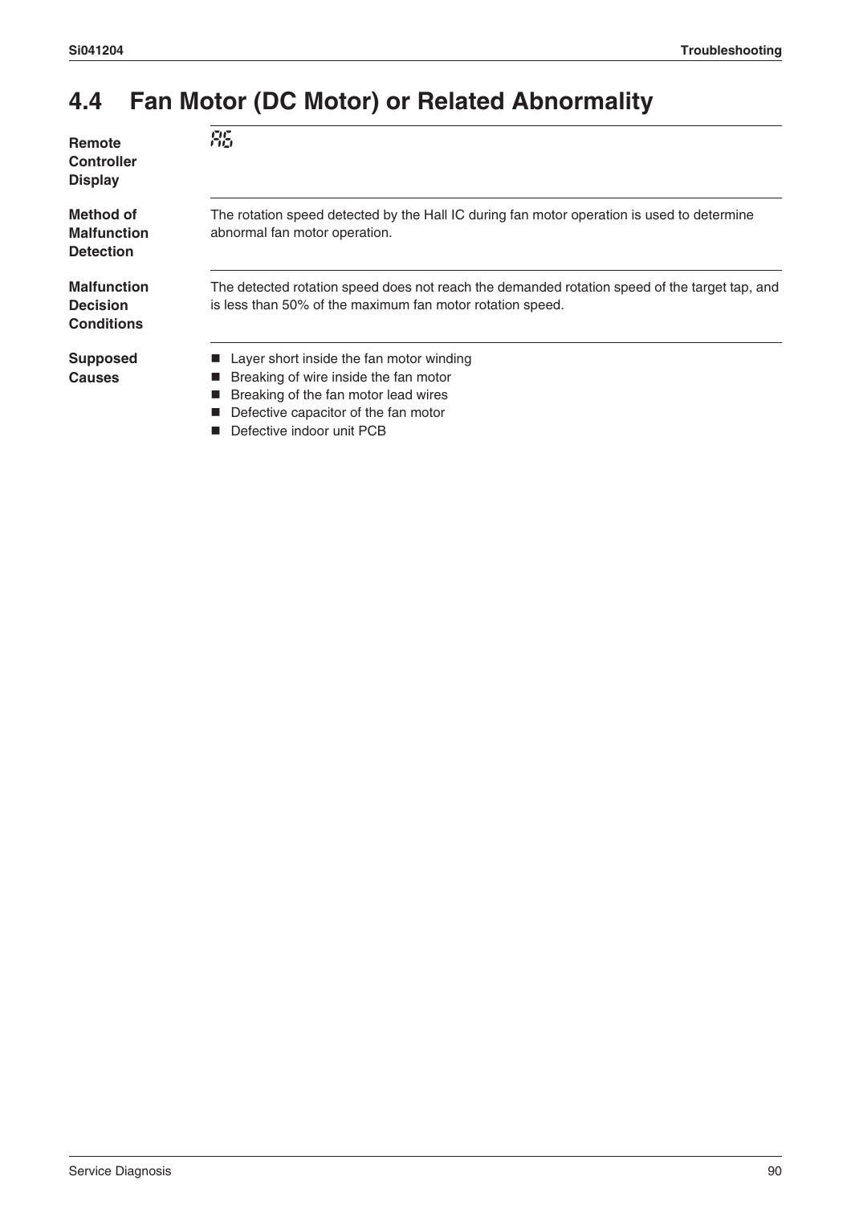## 4.4 Fan Motor (DC Motor) or Related Abnormality

**Remote Controller Display**

A6

**Method of Malfunction Detection**

The rotation speed detected by the Hall IC during fan motor operation is used to determine abnormal fan motor operation.

**Malfunction Decision Conditions**

The detected rotation speed does not reach the demanded rotation speed of the target tap, and is less than 50% of the maximum fan motor rotation speed.

**Supposed Causes**

- Layer short inside the fan motor winding
- Breaking of wire inside the fan motor
- Breaking of the fan motor lead wires
- Defective capacitor of the fan motor
- Defective indoor unit PCB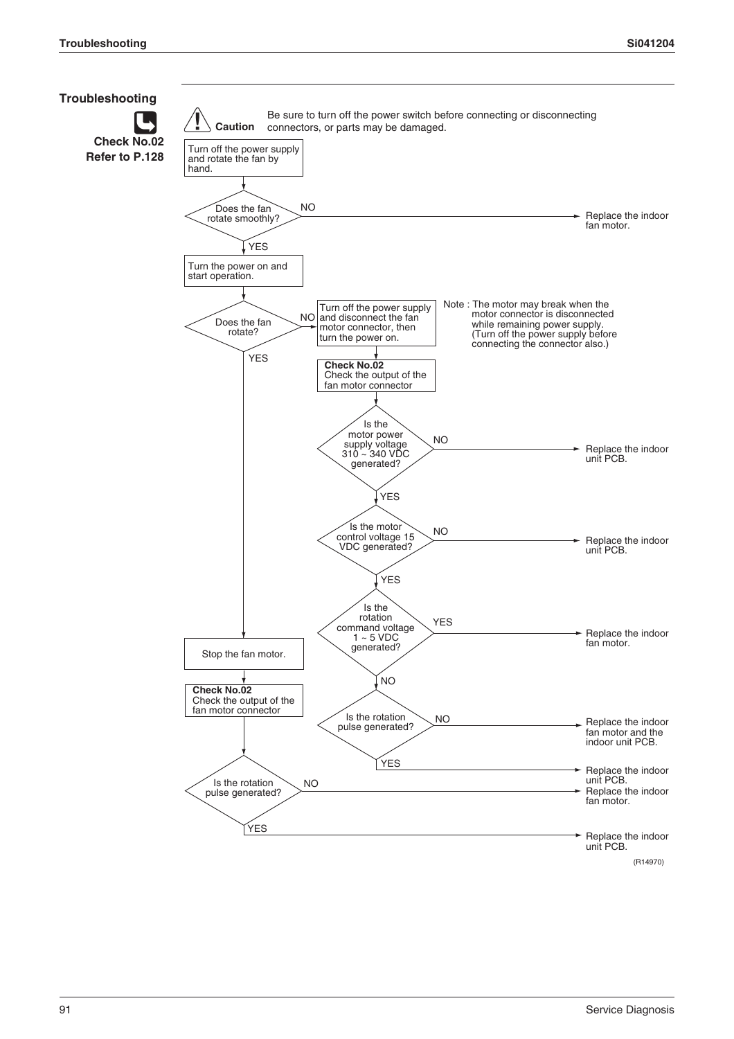## Troubleshooting

**Check No.02**
**Refer to P.128**

**Caution** Be sure to turn off the power switch before connecting or disconnecting connectors, or parts may be damaged.

1. Turn off the power supply and rotate the fan by hand.
2. **Does the fan rotate smoothly?**
   - NO → Replace the indoor fan motor.
   - YES → Turn the power on and start operation.
3. **Does the fan rotate?**
   - NO → Turn off the power supply and disconnect the fan motor connector, then turn the power on.
     - Note : The motor may break when the motor connector is disconnected while remaining power supply. (Turn off the power supply before connecting the connector also.)
     - **Check No.02** Check the output of the fan motor connector
     - **Is the motor power supply voltage 310 ~ 340 VDC generated?**
       - NO → Replace the indoor unit PCB.
       - YES → **Is the motor control voltage 15 VDC generated?**
         - NO → Replace the indoor unit PCB.
         - YES → **Is the rotation command voltage 1 ~ 5 VDC generated?**
           - YES → Replace the indoor fan motor.
           - NO → **Is the rotation pulse generated?**
             - NO → Replace the indoor fan motor and the indoor unit PCB.
             - YES → Replace the indoor unit PCB.
   - YES → Stop the fan motor.
     - **Check No.02** Check the output of the fan motor connector
     - **Is the rotation pulse generated?**
       - NO → Replace the indoor unit PCB. Replace the indoor fan motor.
       - YES → Replace the indoor unit PCB.

(R14970)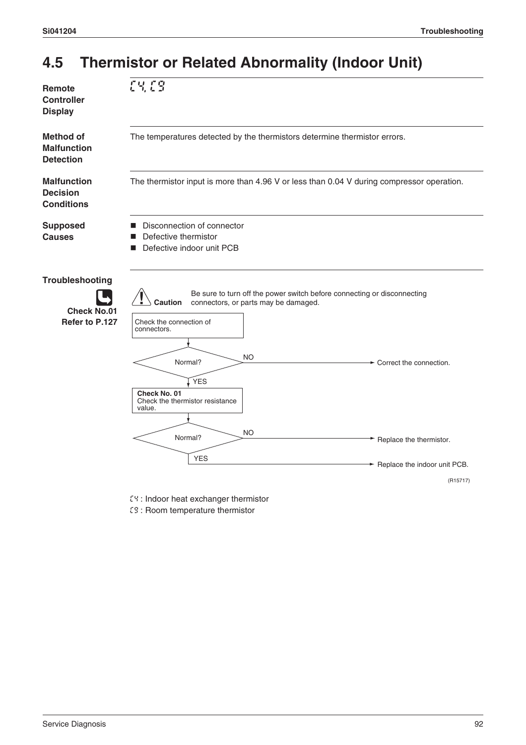## 4.5 Thermistor or Related Abnormality (Indoor Unit)

**Remote Controller Display**

C4, C9

**Method of Malfunction Detection**

The temperatures detected by the thermistors determine thermistor errors.

**Malfunction Decision Conditions**

The thermistor input is more than 4.96 V or less than 0.04 V during compressor operation.

**Supposed Causes**

- Disconnection of connector
- Defective thermistor
- Defective indoor unit PCB

**Troubleshooting**

**Check No.01**
**Refer to P.127**

**Caution** Be sure to turn off the power switch before connecting or disconnecting connectors, or parts may be damaged.

1. Check the connection of connectors.
2. Normal?
   - NO → Correct the connection.
   - YES → **Check No. 01** Check the thermistor resistance value.
3. Normal?
   - NO → Replace the thermistor.
   - YES → Replace the indoor unit PCB.

(R15717)

C4 : Indoor heat exchanger thermistor

C9 : Room temperature thermistor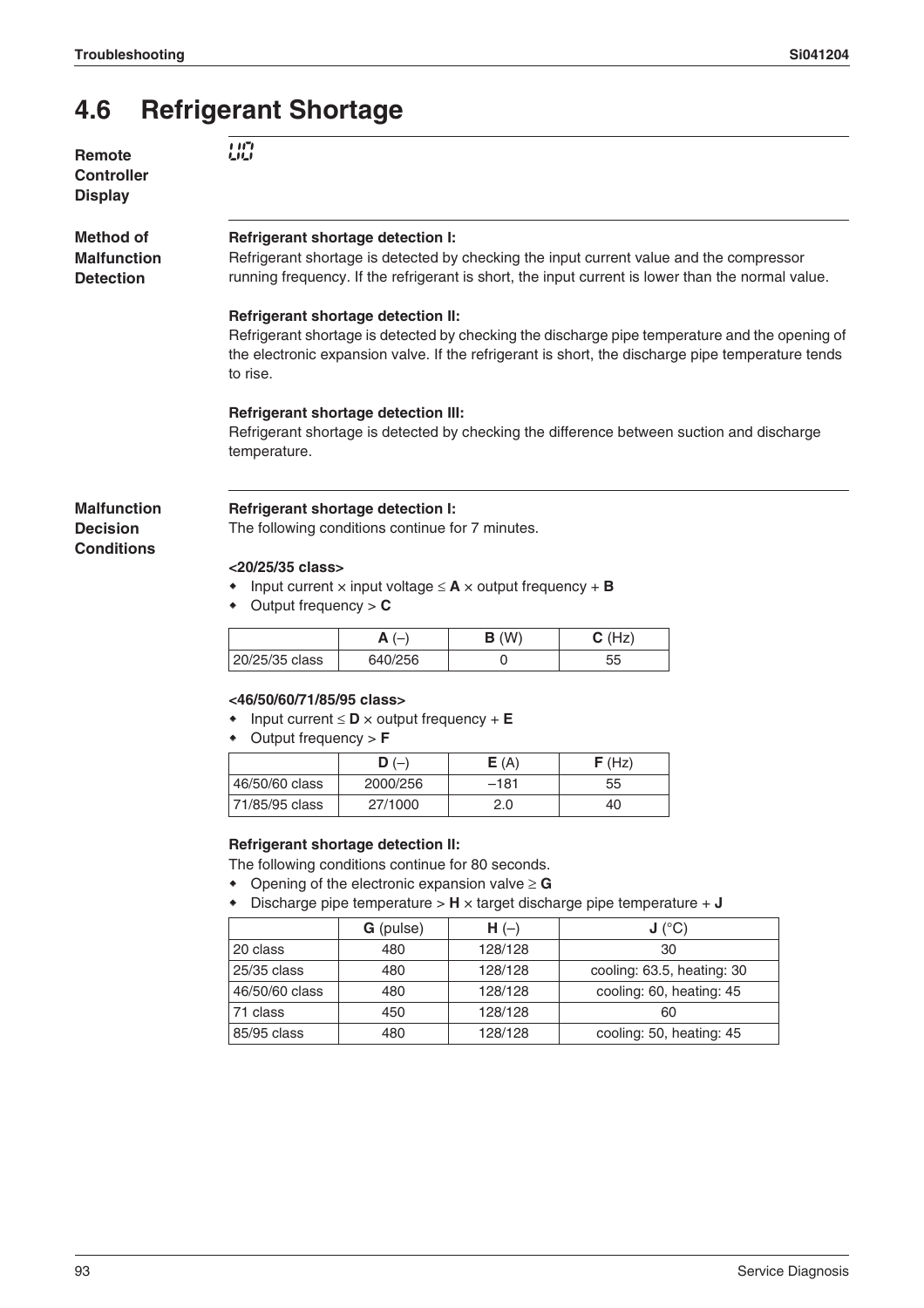# 4.6 Refrigerant Shortage

**Remote Controller Display**

U0

**Method of Malfunction Detection**

**Refrigerant shortage detection I:**
Refrigerant shortage is detected by checking the input current value and the compressor running frequency. If the refrigerant is short, the input current is lower than the normal value.

**Refrigerant shortage detection II:**
Refrigerant shortage is detected by checking the discharge pipe temperature and the opening of the electronic expansion valve. If the refrigerant is short, the discharge pipe temperature tends to rise.

**Refrigerant shortage detection III:**
Refrigerant shortage is detected by checking the difference between suction and discharge temperature.

**Malfunction Decision Conditions**

**Refrigerant shortage detection I:**
The following conditions continue for 7 minutes.

**<20/25/35 class>**

- Input current × input voltage ≤ **A** × output frequency + **B**
- Output frequency > **C**

| | **A** (–) | **B** (W) | **C** (Hz) |
|---|---|---|---|
| 20/25/35 class | 640/256 | 0 | 55 |

**<46/50/60/71/85/95 class>**

- Input current ≤ **D** × output frequency + **E**
- Output frequency > **F**

| | **D** (–) | **E** (A) | **F** (Hz) |
|---|---|---|---|
| 46/50/60 class | 2000/256 | –181 | 55 |
| 71/85/95 class | 27/1000 | 2.0 | 40 |

**Refrigerant shortage detection II:**
The following conditions continue for 80 seconds.

- Opening of the electronic expansion valve ≥ **G**
- Discharge pipe temperature > **H** × target discharge pipe temperature + **J**

| | **G** (pulse) | **H** (–) | **J** (°C) |
|---|---|---|---|
| 20 class | 480 | 128/128 | 30 |
| 25/35 class | 480 | 128/128 | cooling: 63.5, heating: 30 |
| 46/50/60 class | 480 | 128/128 | cooling: 60, heating: 45 |
| 71 class | 450 | 128/128 | 60 |
| 85/95 class | 480 | 128/128 | cooling: 50, heating: 45 |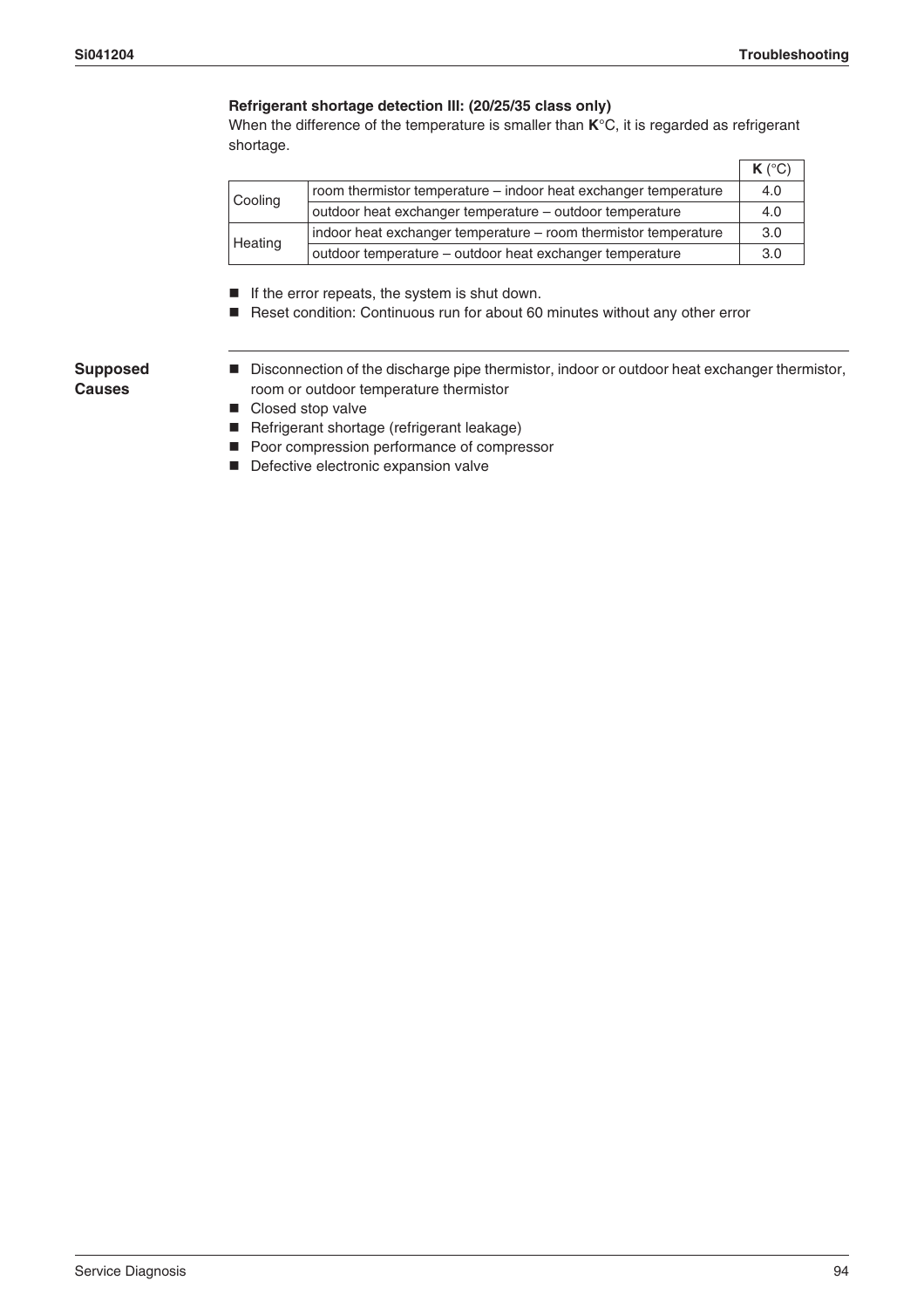**Refrigerant shortage detection III: (20/25/35 class only)**

When the difference of the temperature is smaller than **K**°C, it is regarded as refrigerant shortage.

| | | **K** (°C) |
|---|---|---|
| Cooling | room thermistor temperature – indoor heat exchanger temperature | 4.0 |
| | outdoor heat exchanger temperature – outdoor temperature | 4.0 |
| Heating | indoor heat exchanger temperature – room thermistor temperature | 3.0 |
| | outdoor temperature – outdoor heat exchanger temperature | 3.0 |

- If the error repeats, the system is shut down.
- Reset condition: Continuous run for about 60 minutes without any other error

**Supposed Causes**

- Disconnection of the discharge pipe thermistor, indoor or outdoor heat exchanger thermistor, room or outdoor temperature thermistor
- Closed stop valve
- Refrigerant shortage (refrigerant leakage)
- Poor compression performance of compressor
- Defective electronic expansion valve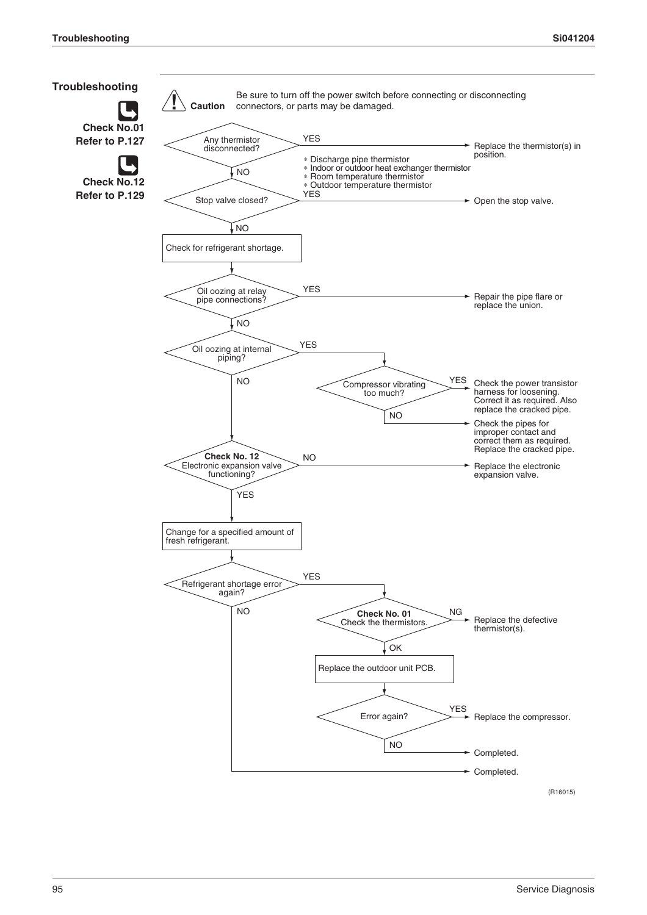## Troubleshooting

**Check No.01**
**Refer to P.127**

**Check No.12**
**Refer to P.129**

**Caution** Be sure to turn off the power switch before connecting or disconnecting connectors, or parts may be damaged.

- **Any thermistor disconnected?**
  - YES → Replace the thermistor(s) in position.
    - * Discharge pipe thermistor
    - * Indoor or outdoor heat exchanger thermistor
    - * Room temperature thermistor
    - * Outdoor temperature thermistor
  - NO → **Stop valve closed?**
    - YES → Open the stop valve.
    - NO → Check for refrigerant shortage.
- **Oil oozing at relay pipe connections?**
  - YES → Repair the pipe flare or replace the union.
  - NO → **Oil oozing at internal piping?**
    - YES → **Compressor vibrating too much?**
      - YES → Check the power transistor harness for loosening. Correct it as required. Also replace the cracked pipe.
      - NO → Check the pipes for improper contact and correct them as required. Replace the cracked pipe.
    - NO → **Check No. 12 Electronic expansion valve functioning?**
      - NO → Replace the electronic expansion valve.
      - YES → Change for a specified amount of fresh refrigerant.
- **Refrigerant shortage error again?**
  - YES → **Check No. 01 Check the thermistors.**
    - NG → Replace the defective thermistor(s).
    - OK → Replace the outdoor unit PCB.
      - **Error again?**
        - YES → Replace the compressor.
        - NO → Completed.
  - NO → Completed.

(R16015)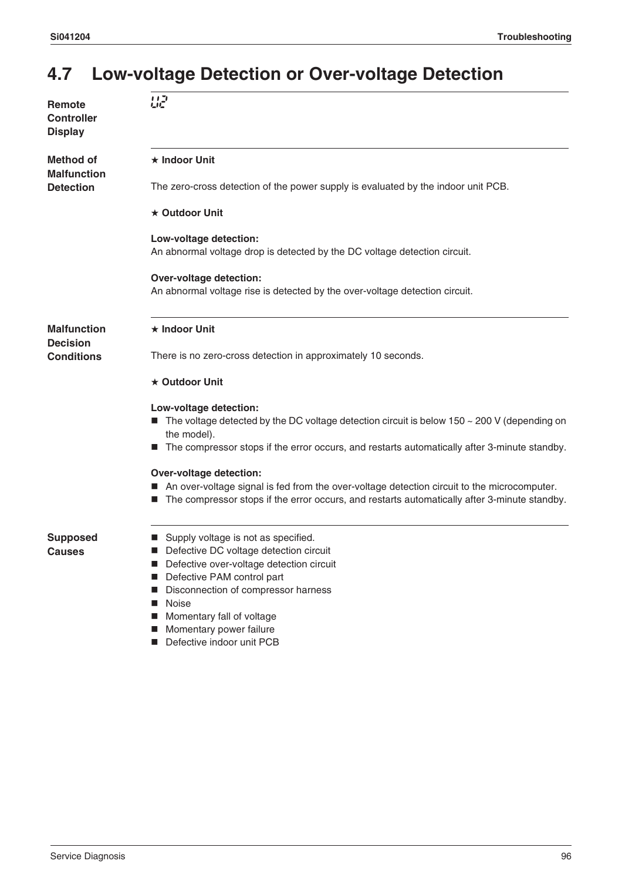## 4.7 Low-voltage Detection or Over-voltage Detection

**Remote Controller Display**

U2

**Method of Malfunction Detection**

★ **Indoor Unit**

The zero-cross detection of the power supply is evaluated by the indoor unit PCB.

★ **Outdoor Unit**

**Low-voltage detection:**
An abnormal voltage drop is detected by the DC voltage detection circuit.

**Over-voltage detection:**
An abnormal voltage rise is detected by the over-voltage detection circuit.

**Malfunction Decision Conditions**

★ **Indoor Unit**

There is no zero-cross detection in approximately 10 seconds.

★ **Outdoor Unit**

**Low-voltage detection:**

- The voltage detected by the DC voltage detection circuit is below 150 ~ 200 V (depending on the model).
- The compressor stops if the error occurs, and restarts automatically after 3-minute standby.

**Over-voltage detection:**

- An over-voltage signal is fed from the over-voltage detection circuit to the microcomputer.
- The compressor stops if the error occurs, and restarts automatically after 3-minute standby.

**Supposed Causes**

- Supply voltage is not as specified.
- Defective DC voltage detection circuit
- Defective over-voltage detection circuit
- Defective PAM control part
- Disconnection of compressor harness
- Noise
- Momentary fall of voltage
- Momentary power failure
- Defective indoor unit PCB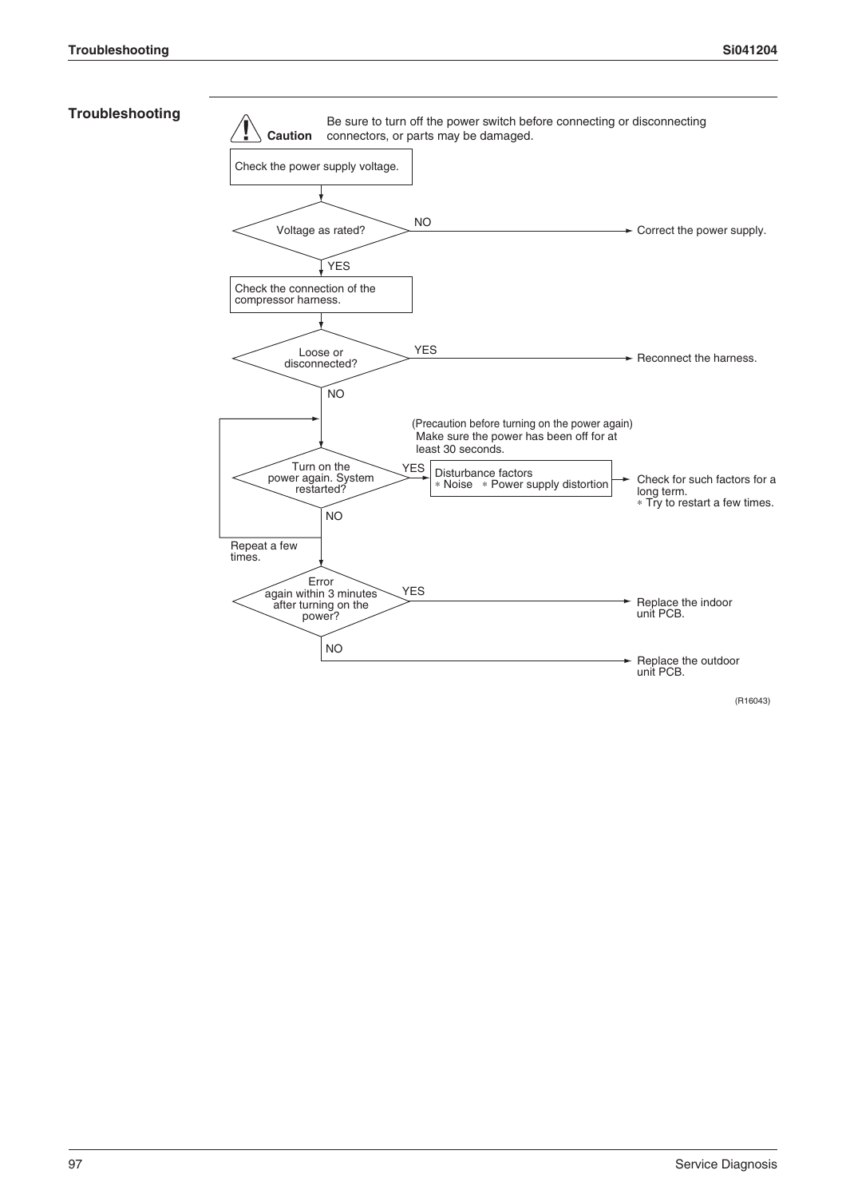## Troubleshooting

> ⚠ **Caution** Be sure to turn off the power switch before connecting or disconnecting connectors, or parts may be damaged.

1. Check the power supply voltage.
2. **Voltage as rated?**
   - NO → Correct the power supply.
   - YES → Check the connection of the compressor harness.
3. **Loose or disconnected?**
   - YES → Reconnect the harness.
   - NO → continue.
4. (Precaution before turning on the power again) Make sure the power has been off for at least 30 seconds.

   **Turn on the power again. System restarted?**
   - YES → Disturbance factors (* Noise * Power supply distortion) → Check for such factors for a long term. * Try to restart a few times.
   - NO → Repeat a few times.
5. **Error again within 3 minutes after turning on the power?**
   - YES → Replace the indoor unit PCB.
   - NO → Replace the outdoor unit PCB.

(R16043)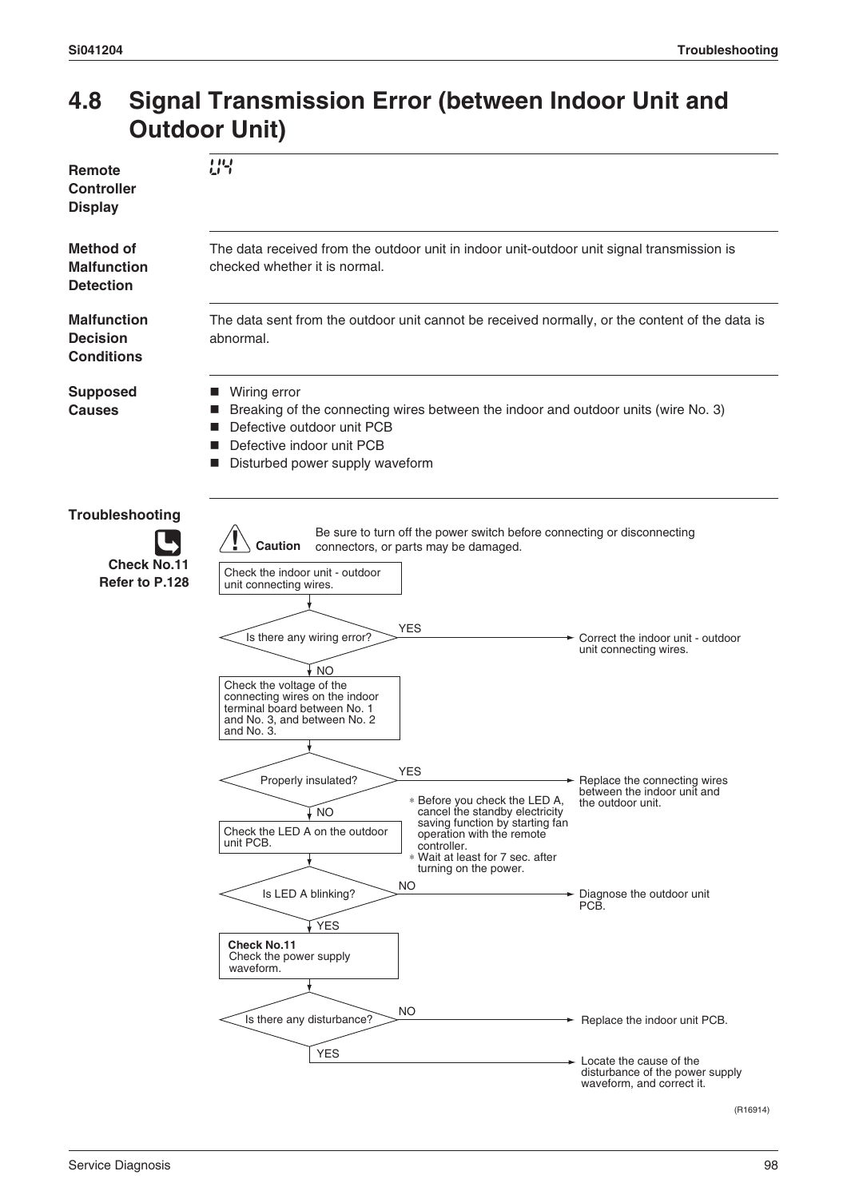## 4.8 Signal Transmission Error (between Indoor Unit and Outdoor Unit)

**Remote Controller Display**

U4

**Method of Malfunction Detection**

The data received from the outdoor unit in indoor unit-outdoor unit signal transmission is checked whether it is normal.

**Malfunction Decision Conditions**

The data sent from the outdoor unit cannot be received normally, or the content of the data is abnormal.

**Supposed Causes**

- Wiring error
- Breaking of the connecting wires between the indoor and outdoor units (wire No. 3)
- Defective outdoor unit PCB
- Defective indoor unit PCB
- Disturbed power supply waveform

**Troubleshooting**

**Check No.11**
**Refer to P.128**

**Caution** Be sure to turn off the power switch before connecting or disconnecting connectors, or parts may be damaged.

1. Check the indoor unit - outdoor unit connecting wires.
2. Is there any wiring error?
   - YES → Correct the indoor unit - outdoor unit connecting wires.
   - NO → Check the voltage of the connecting wires on the indoor terminal board between No. 1 and No. 3, and between No. 2 and No. 3.
3. Properly insulated?
   - YES → Replace the connecting wires between the indoor unit and the outdoor unit.
   - NO → Check the LED A on the outdoor unit PCB.
     - ∗ Before you check the LED A, cancel the standby electricity saving function by starting fan operation with the remote controller.
     - ∗ Wait at least for 7 sec. after turning on the power.
4. Is LED A blinking?
   - NO → Diagnose the outdoor unit PCB.
   - YES → **Check No.11** Check the power supply waveform.
5. Is there any disturbance?
   - NO → Replace the indoor unit PCB.
   - YES → Locate the cause of the disturbance of the power supply waveform, and correct it.

(R16914)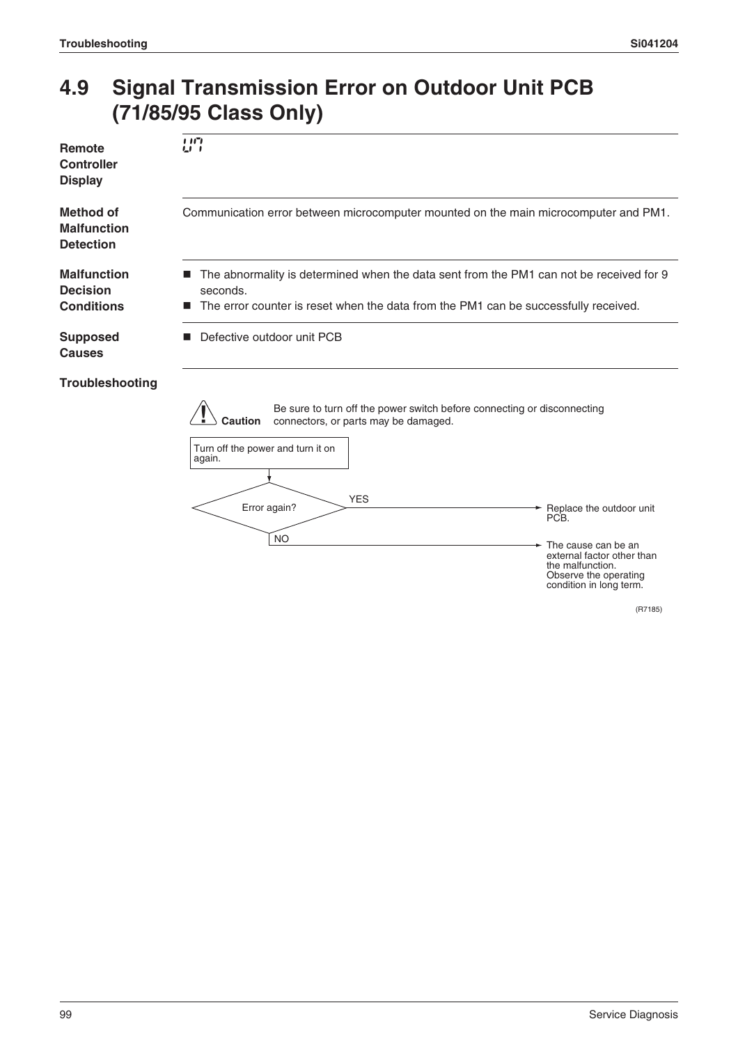## 4.9 Signal Transmission Error on Outdoor Unit PCB (71/85/95 Class Only)

**Remote Controller Display**

U7

**Method of Malfunction Detection**

Communication error between microcomputer mounted on the main microcomputer and PM1.

**Malfunction Decision Conditions**

- The abnormality is determined when the data sent from the PM1 can not be received for 9 seconds.
- The error counter is reset when the data from the PM1 can be successfully received.

**Supposed Causes**

- Defective outdoor unit PCB

**Troubleshooting**

**Caution**: Be sure to turn off the power switch before connecting or disconnecting connectors, or parts may be damaged.

Turn off the power and turn it on again.

Error again?

- YES → Replace the outdoor unit PCB.
- NO → The cause can be an external factor other than the malfunction. Observe the operating condition in long term.

(R7185)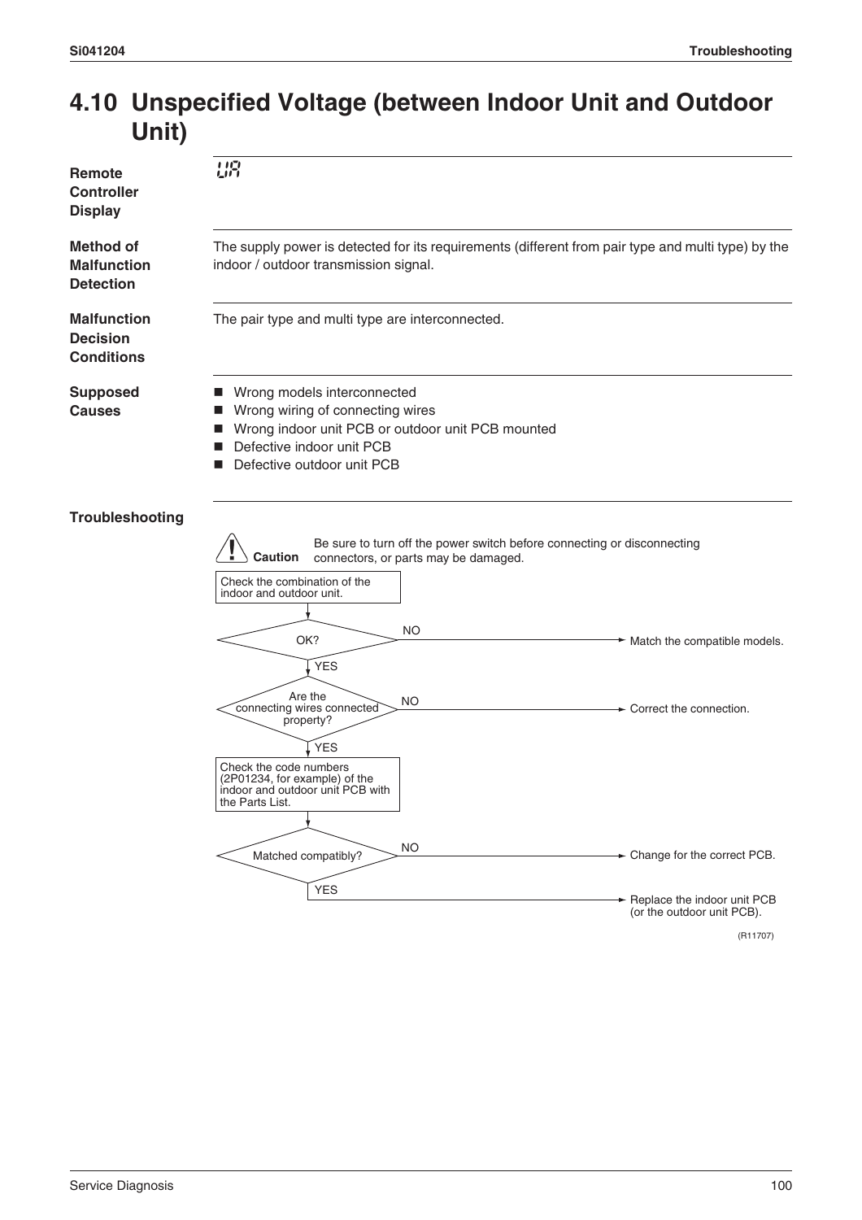## 4.10 Unspecified Voltage (between Indoor Unit and Outdoor Unit)

**Remote Controller Display**

UA

**Method of Malfunction Detection**

The supply power is detected for its requirements (different from pair type and multi type) by the indoor / outdoor transmission signal.

**Malfunction Decision Conditions**

The pair type and multi type are interconnected.

**Supposed Causes**

- Wrong models interconnected
- Wrong wiring of connecting wires
- Wrong indoor unit PCB or outdoor unit PCB mounted
- Defective indoor unit PCB
- Defective outdoor unit PCB

**Troubleshooting**

**Caution** Be sure to turn off the power switch before connecting or disconnecting connectors, or parts may be damaged.

1. Check the combination of the indoor and outdoor unit.
2. OK?
   - NO → Match the compatible models.
   - YES → Are the connecting wires connected property?
     - NO → Correct the connection.
     - YES → Check the code numbers (2P01234, for example) of the indoor and outdoor unit PCB with the Parts List.
3. Matched compatibly?
   - NO → Change for the correct PCB.
   - YES → Replace the indoor unit PCB (or the outdoor unit PCB).

(R11707)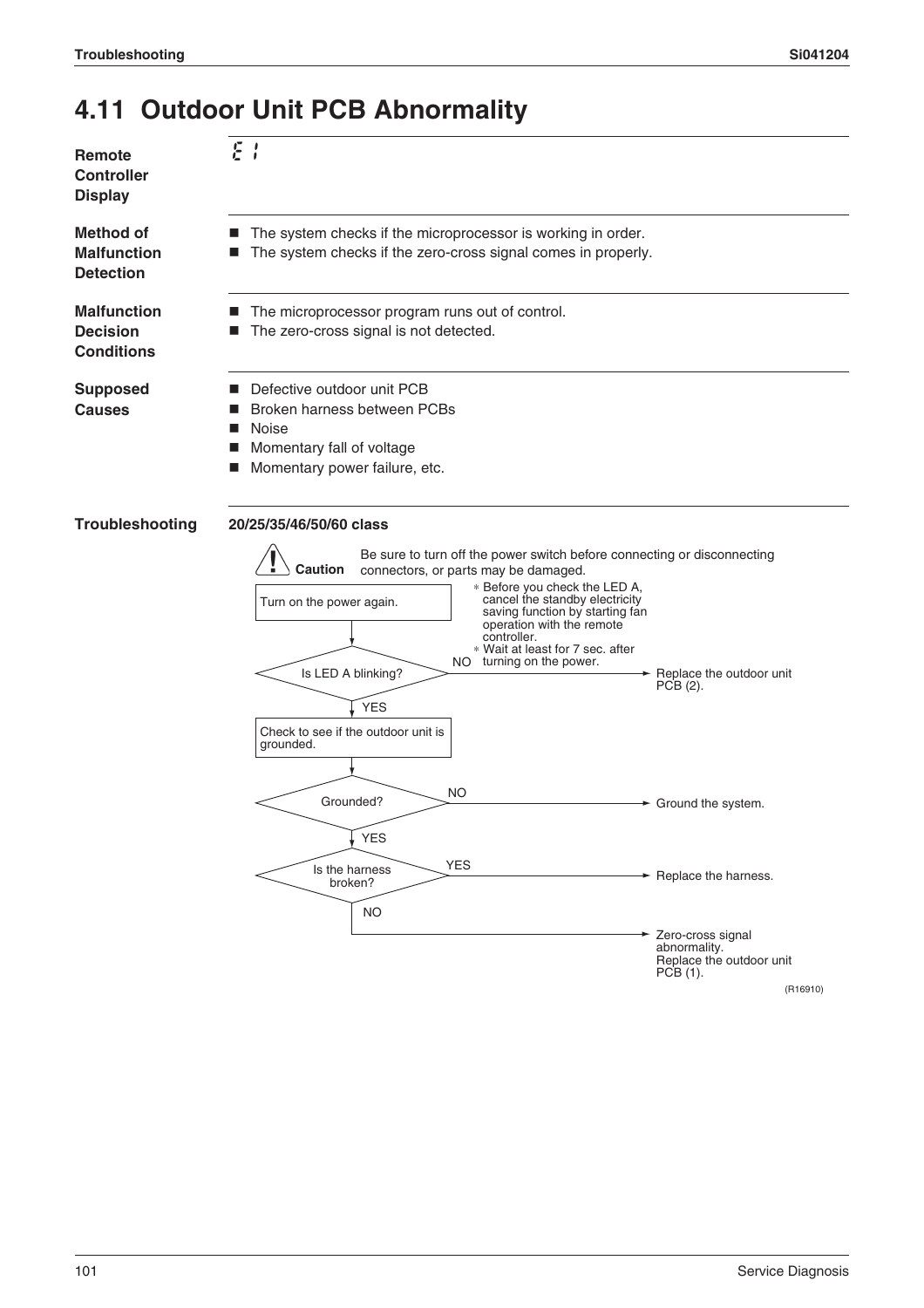## 4.11 Outdoor Unit PCB Abnormality

**Remote Controller Display**

E1

**Method of Malfunction Detection**

- The system checks if the microprocessor is working in order.
- The system checks if the zero-cross signal comes in properly.

**Malfunction Decision Conditions**

- The microprocessor program runs out of control.
- The zero-cross signal is not detected.

**Supposed Causes**

- Defective outdoor unit PCB
- Broken harness between PCBs
- Noise
- Momentary fall of voltage
- Momentary power failure, etc.

**Troubleshooting**

**20/25/35/46/50/60 class**

**Caution** Be sure to turn off the power switch before connecting or disconnecting connectors, or parts may be damaged.

Turn on the power again.

* Before you check the LED A, cancel the standby electricity saving function by starting fan operation with the remote controller.
* Wait at least for 7 sec. after turning on the power.

Is LED A blinking?
- NO → Replace the outdoor unit PCB (2).
- YES → Check to see if the outdoor unit is grounded.

Grounded?
- NO → Ground the system.
- YES → Is the harness broken?

Is the harness broken?
- YES → Replace the harness.
- NO → Zero-cross signal abnormality. Replace the outdoor unit PCB (1).

(R16910)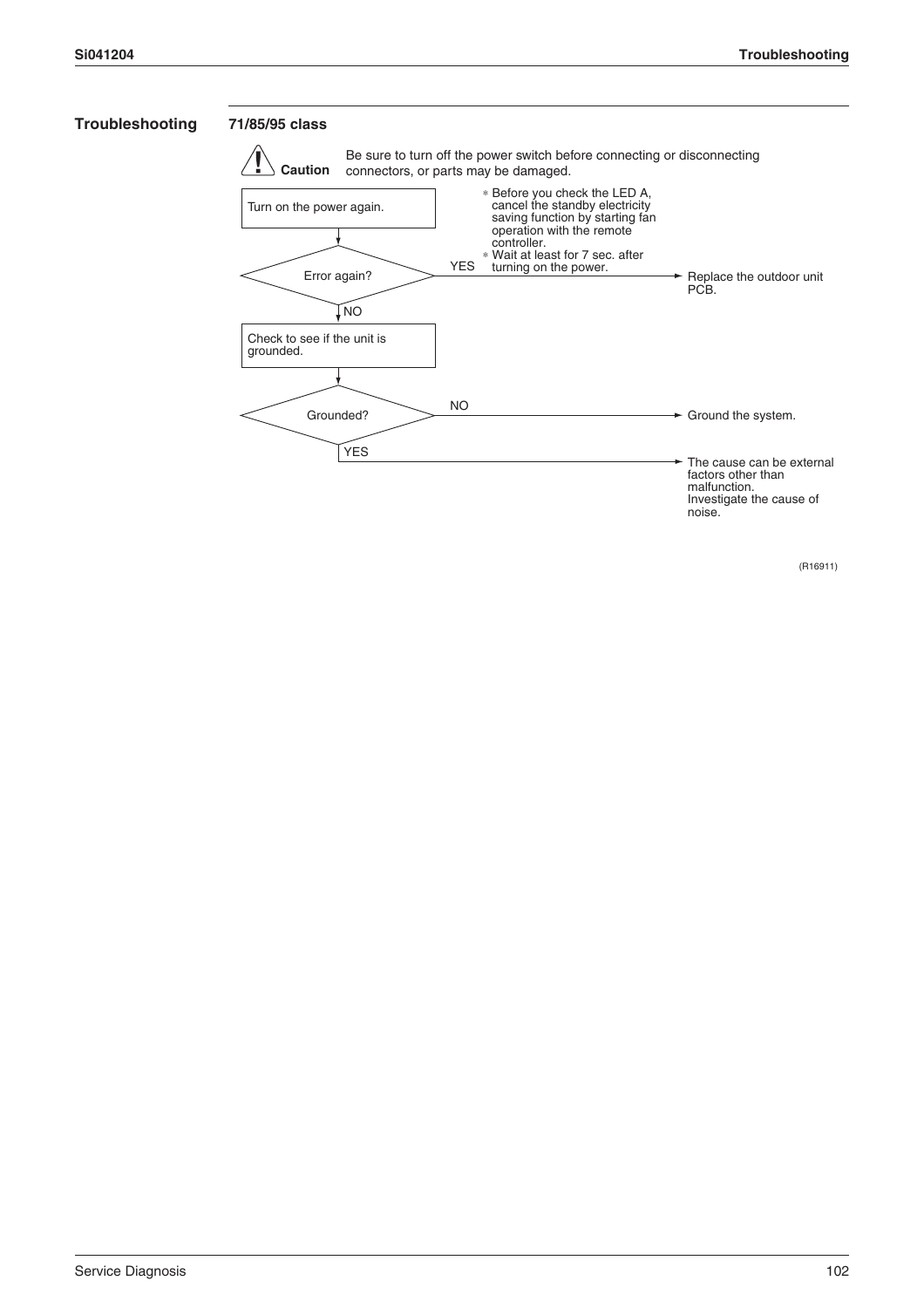## Troubleshooting

### 71/85/95 class

**Caution** Be sure to turn off the power switch before connecting or disconnecting connectors, or parts may be damaged.

- Turn on the power again.
  - * Before you check the LED A, cancel the standby electricity saving function by starting fan operation with the remote controller.
  - * Wait at least for 7 sec. after turning on the power.
- Error again?
  - YES → Replace the outdoor unit PCB.
  - NO → Check to see if the unit is grounded.
- Grounded?
  - NO → Ground the system.
  - YES → The cause can be external factors other than malfunction. Investigate the cause of noise.

(R16911)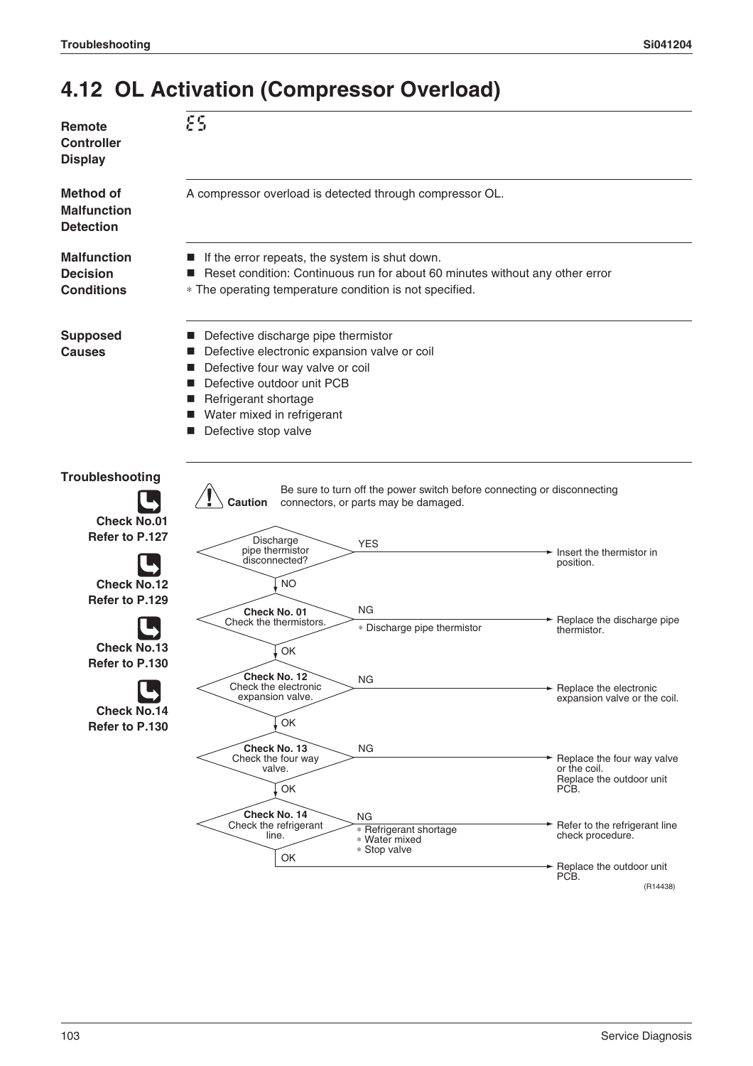## 4.12 OL Activation (Compressor Overload)

**Remote Controller Display**

E5

**Method of Malfunction Detection**

A compressor overload is detected through compressor OL.

**Malfunction Decision Conditions**

- If the error repeats, the system is shut down.
- Reset condition: Continuous run for about 60 minutes without any other error

∗ The operating temperature condition is not specified.

**Supposed Causes**

- Defective discharge pipe thermistor
- Defective electronic expansion valve or coil
- Defective four way valve or coil
- Defective outdoor unit PCB
- Refrigerant shortage
- Water mixed in refrigerant
- Defective stop valve

**Troubleshooting**

Check No.01
Refer to P.127

Check No.12
Refer to P.129

Check No.13
Refer to P.130

Check No.14
Refer to P.130

**Caution** Be sure to turn off the power switch before connecting or disconnecting connectors, or parts may be damaged.

- Discharge pipe thermistor disconnected?
  - YES → Insert the thermistor in position.
  - NO → next
- **Check No. 01** Check the thermistors.
  - NG (∗ Discharge pipe thermistor) → Replace the discharge pipe thermistor.
  - OK → next
- **Check No. 12** Check the electronic expansion valve.
  - NG → Replace the electronic expansion valve or the coil.
  - OK → next
- **Check No. 13** Check the four way valve.
  - NG → Replace the four way valve or the coil. Replace the outdoor unit PCB.
  - OK → next
- **Check No. 14** Check the refrigerant line.
  - NG (∗ Refrigerant shortage, ∗ Water mixed, ∗ Stop valve) → Refer to the refrigerant line check procedure.
  - OK → Replace the outdoor unit PCB.

(R14438)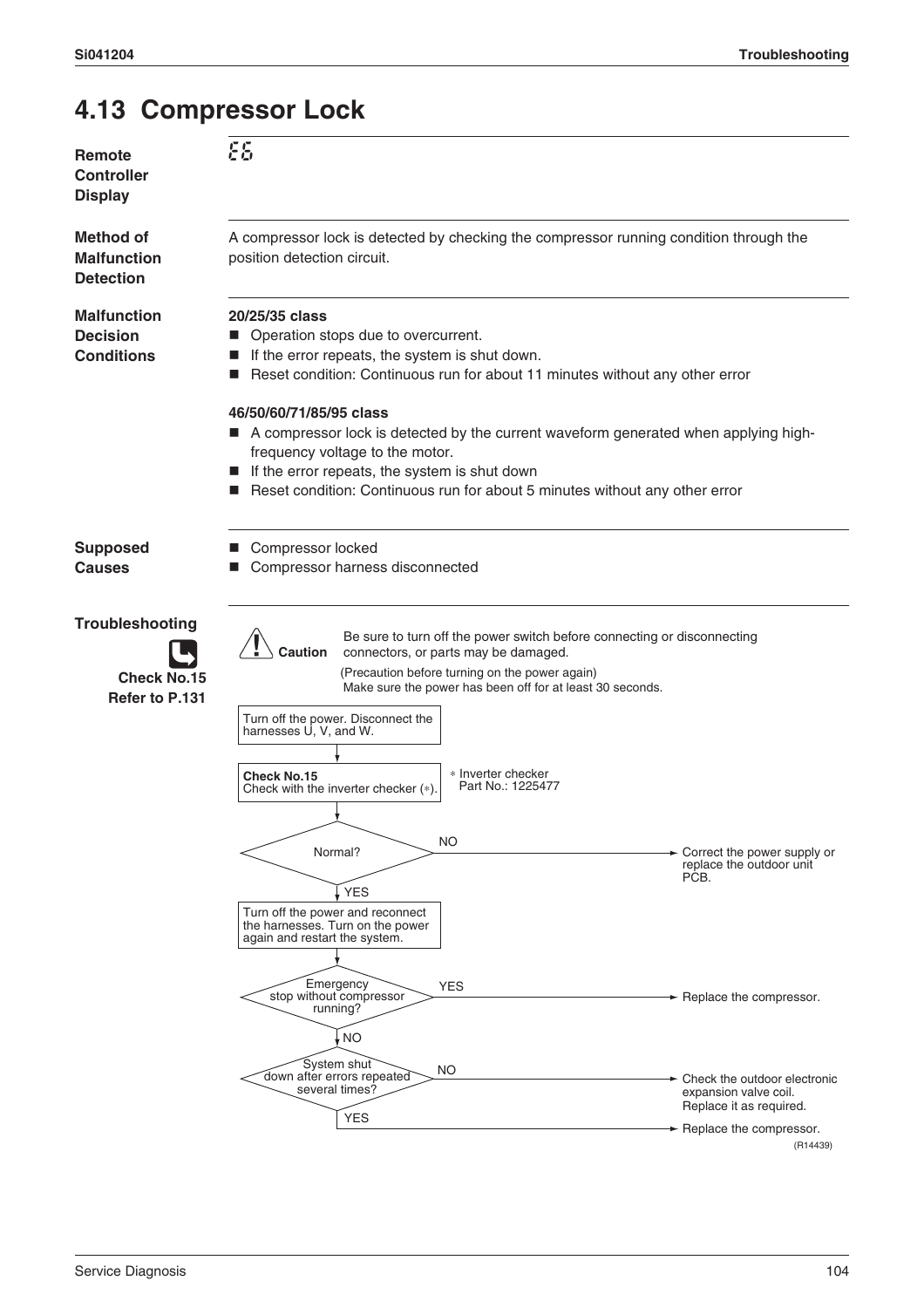## 4.13 Compressor Lock

**Remote Controller Display**

E6

**Method of Malfunction Detection**

A compressor lock is detected by checking the compressor running condition through the position detection circuit.

**Malfunction Decision Conditions**

**20/25/35 class**

- Operation stops due to overcurrent.
- If the error repeats, the system is shut down.
- Reset condition: Continuous run for about 11 minutes without any other error

**46/50/60/71/85/95 class**

- A compressor lock is detected by the current waveform generated when applying high-frequency voltage to the motor.
- If the error repeats, the system is shut down
- Reset condition: Continuous run for about 5 minutes without any other error

**Supposed Causes**

- Compressor locked
- Compressor harness disconnected

**Troubleshooting**

Check No.15
Refer to P.131

**Caution** Be sure to turn off the power switch before connecting or disconnecting connectors, or parts may be damaged.

(Precaution before turning on the power again)
Make sure the power has been off for at least 30 seconds.

1. Turn off the power. Disconnect the harnesses U, V, and W.
2. **Check No.15** Check with the inverter checker (*).
   - * Inverter checker Part No.: 1225477
3. Normal?
   - NO → Correct the power supply or replace the outdoor unit PCB.
   - YES → Turn off the power and reconnect the harnesses. Turn on the power again and restart the system.
4. Emergency stop without compressor running?
   - YES → Replace the compressor.
   - NO → go to next step.
5. System shut down after errors repeated several times?
   - NO → Check the outdoor electronic expansion valve coil. Replace it as required.
   - YES → Replace the compressor.

(R14439)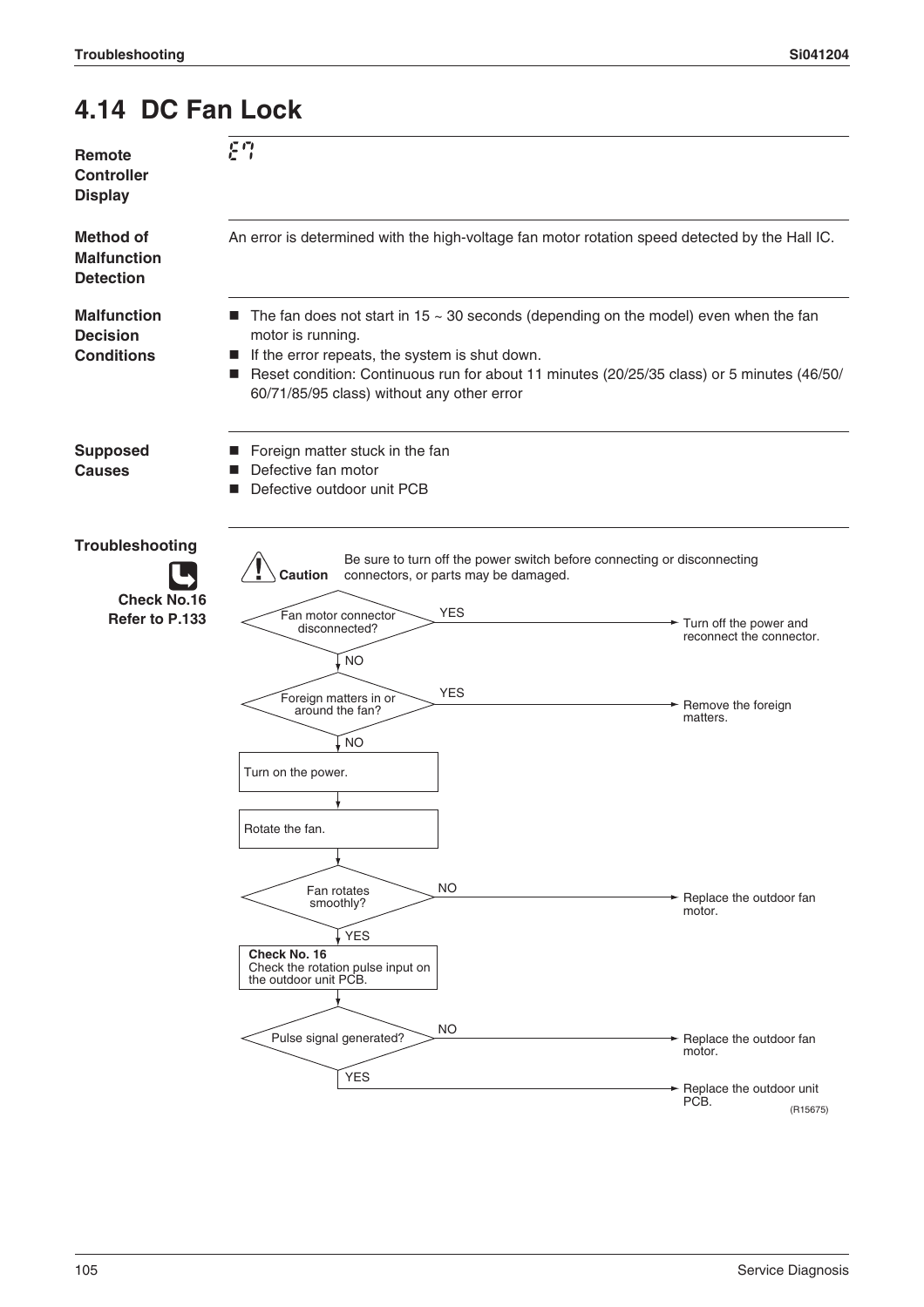## 4.14 DC Fan Lock

**Remote Controller Display**

E7

**Method of Malfunction Detection**

An error is determined with the high-voltage fan motor rotation speed detected by the Hall IC.

**Malfunction Decision Conditions**

- The fan does not start in 15 ~ 30 seconds (depending on the model) even when the fan motor is running.
- If the error repeats, the system is shut down.
- Reset condition: Continuous run for about 11 minutes (20/25/35 class) or 5 minutes (46/50/60/71/85/95 class) without any other error

**Supposed Causes**

- Foreign matter stuck in the fan
- Defective fan motor
- Defective outdoor unit PCB

**Troubleshooting**

**Check No.16**
**Refer to P.133**

**Caution** Be sure to turn off the power switch before connecting or disconnecting connectors, or parts may be damaged.

1. Fan motor connector disconnected?
   - YES → Turn off the power and reconnect the connector.
   - NO → go to 2.
2. Foreign matters in or around the fan?
   - YES → Remove the foreign matters.
   - NO → go to 3.
3. Turn on the power.
4. Rotate the fan.
5. Fan rotates smoothly?
   - NO → Replace the outdoor fan motor.
   - YES → go to 6.
6. **Check No. 16**
   Check the rotation pulse input on the outdoor unit PCB.
7. Pulse signal generated?
   - NO → Replace the outdoor fan motor.
   - YES → Replace the outdoor unit PCB.

(R15675)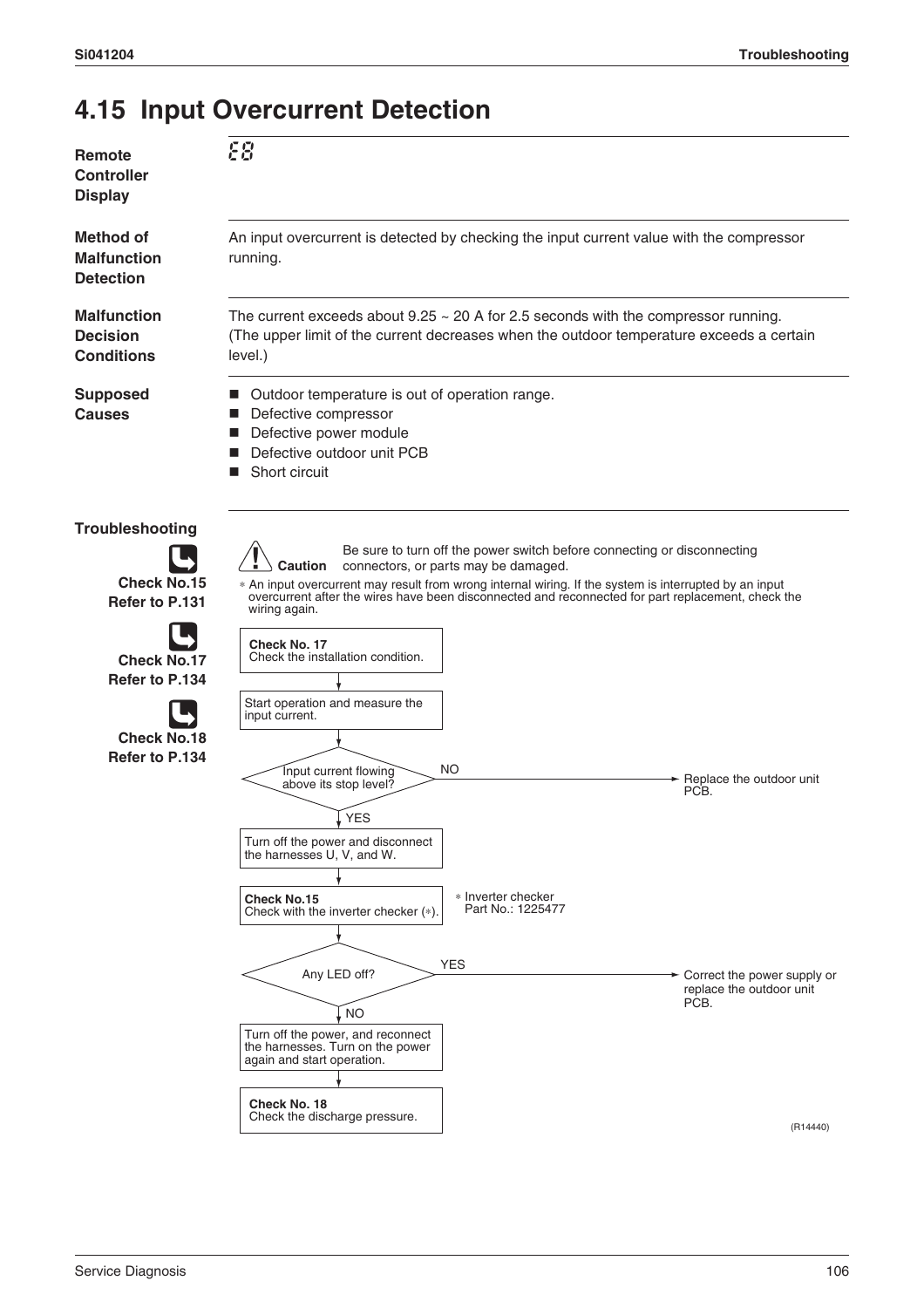# 4.15 Input Overcurrent Detection

**Remote Controller Display**

E8

**Method of Malfunction Detection**

An input overcurrent is detected by checking the input current value with the compressor running.

**Malfunction Decision Conditions**

The current exceeds about 9.25 ~ 20 A for 2.5 seconds with the compressor running.
(The upper limit of the current decreases when the outdoor temperature exceeds a certain level.)

**Supposed Causes**

- Outdoor temperature is out of operation range.
- Defective compressor
- Defective power module
- Defective outdoor unit PCB
- Short circuit

**Troubleshooting**

Check No.15 Refer to P.131

Check No.17 Refer to P.134

Check No.18 Refer to P.134

**Caution** Be sure to turn off the power switch before connecting or disconnecting connectors, or parts may be damaged.

* An input overcurrent may result from wrong internal wiring. If the system is interrupted by an input overcurrent after the wires have been disconnected and reconnected for part replacement, check the wiring again.

1. **Check No. 17** Check the installation condition.
2. Start operation and measure the input current.
3. Input current flowing above its stop level?
   - NO → Replace the outdoor unit PCB.
   - YES → Turn off the power and disconnect the harnesses U, V, and W.
4. **Check No.15** Check with the inverter checker (*).
   - * Inverter checker Part No.: 1225477
5. Any LED off?
   - YES → Correct the power supply or replace the outdoor unit PCB.
   - NO → Turn off the power, and reconnect the harnesses. Turn on the power again and start operation.
6. **Check No. 18** Check the discharge pressure.

(R14440)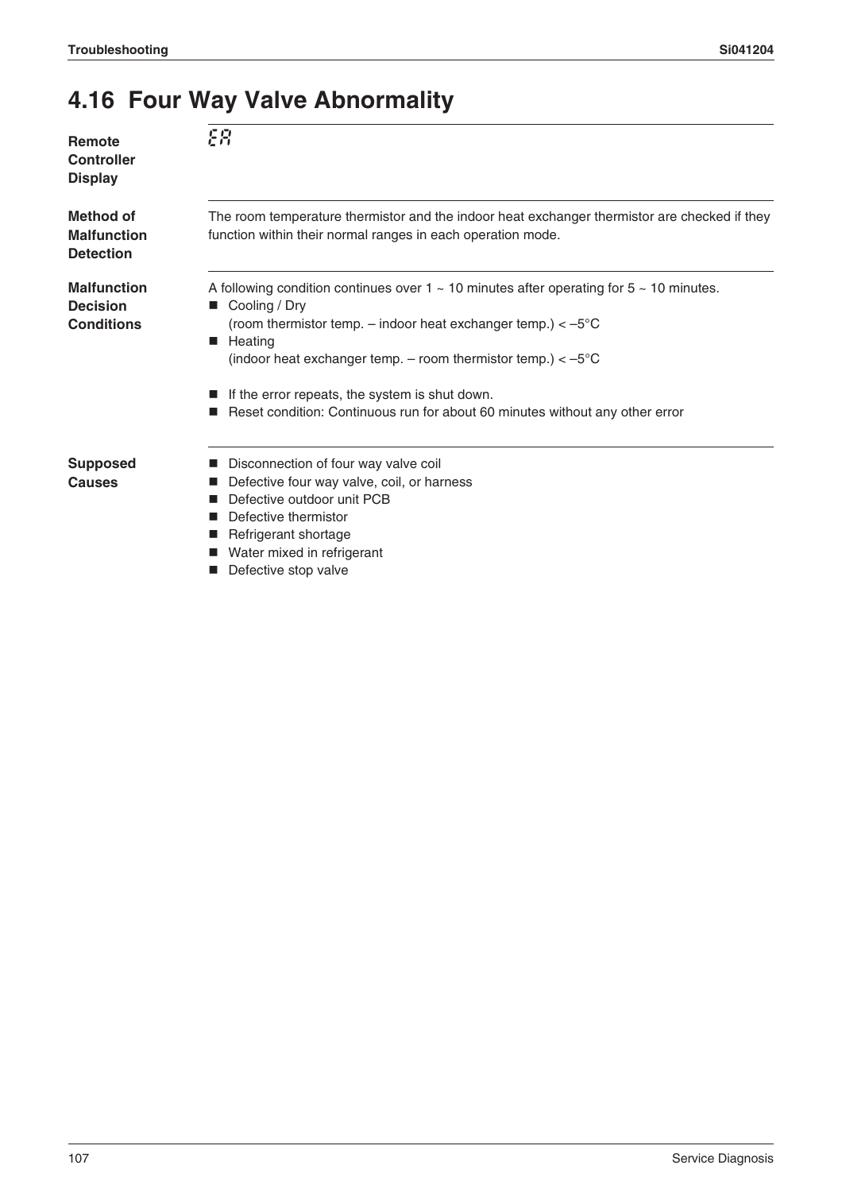## 4.16 Four Way Valve Abnormality

**Remote Controller Display**

EA

**Method of Malfunction Detection**

The room temperature thermistor and the indoor heat exchanger thermistor are checked if they function within their normal ranges in each operation mode.

**Malfunction Decision Conditions**

A following condition continues over 1 ~ 10 minutes after operating for 5 ~ 10 minutes.

- Cooling / Dry
  (room thermistor temp. – indoor heat exchanger temp.) < –5°C
- Heating
  (indoor heat exchanger temp. – room thermistor temp.) < –5°C

- If the error repeats, the system is shut down.
- Reset condition: Continuous run for about 60 minutes without any other error

**Supposed Causes**

- Disconnection of four way valve coil
- Defective four way valve, coil, or harness
- Defective outdoor unit PCB
- Defective thermistor
- Refrigerant shortage
- Water mixed in refrigerant
- Defective stop valve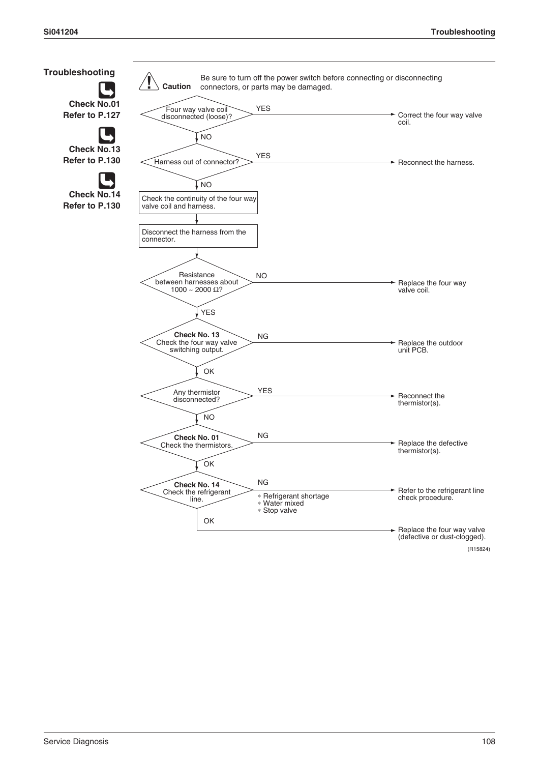## Troubleshooting

**Check No.01**
**Refer to P.127**

**Check No.13**
**Refer to P.130**

**Check No.14**
**Refer to P.130**

**Caution** Be sure to turn off the power switch before connecting or disconnecting connectors, or parts may be damaged.

- Four way valve coil disconnected (loose)?
  - YES → Correct the four way valve coil.
  - NO ↓
- Harness out of connector?
  - YES → Reconnect the harness.
  - NO ↓
- Check the continuity of the four way valve coil and harness.
- ↓
- Disconnect the harness from the connector.
- ↓
- Resistance between harnesses about 1000 ~ 2000 Ω?
  - NO → Replace the four way valve coil.
  - YES ↓
- **Check No. 13** Check the four way valve switching output.
  - NG → Replace the outdoor unit PCB.
  - OK ↓
- Any thermistor disconnected?
  - YES → Reconnect the thermistor(s).
  - NO ↓
- **Check No. 01** Check the thermistors.
  - NG → Replace the defective thermistor(s).
  - OK ↓
- **Check No. 14** Check the refrigerant line.
  - NG → Refer to the refrigerant line check procedure.
    - * Refrigerant shortage
    - * Water mixed
    - * Stop valve
  - OK → Replace the four way valve (defective or dust-clogged).

(R15824)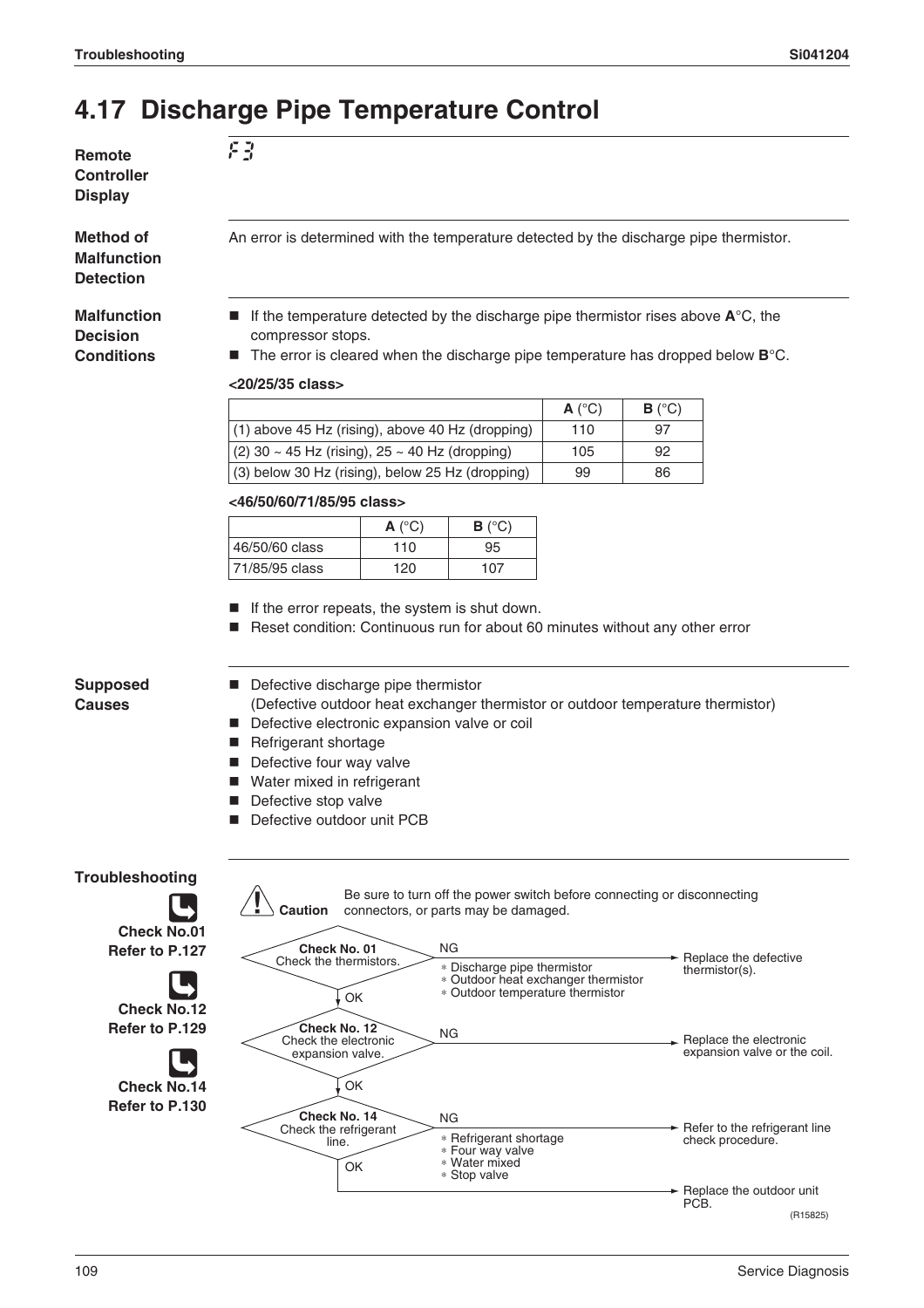## 4.17 Discharge Pipe Temperature Control

**Remote Controller Display**

F3

**Method of Malfunction Detection**

An error is determined with the temperature detected by the discharge pipe thermistor.

**Malfunction Decision Conditions**

- If the temperature detected by the discharge pipe thermistor rises above **A**°C, the compressor stops.
- The error is cleared when the discharge pipe temperature has dropped below **B**°C.

**<20/25/35 class>**

| | **A** (°C) | **B** (°C) |
|---|---|---|
| (1) above 45 Hz (rising), above 40 Hz (dropping) | 110 | 97 |
| (2) 30 ~ 45 Hz (rising), 25 ~ 40 Hz (dropping) | 105 | 92 |
| (3) below 30 Hz (rising), below 25 Hz (dropping) | 99 | 86 |

**<46/50/60/71/85/95 class>**

| | **A** (°C) | **B** (°C) |
|---|---|---|
| 46/50/60 class | 110 | 95 |
| 71/85/95 class | 120 | 107 |

- If the error repeats, the system is shut down.
- Reset condition: Continuous run for about 60 minutes without any other error

**Supposed Causes**

- Defective discharge pipe thermistor (Defective outdoor heat exchanger thermistor or outdoor temperature thermistor)
- Defective electronic expansion valve or coil
- Refrigerant shortage
- Defective four way valve
- Water mixed in refrigerant
- Defective stop valve
- Defective outdoor unit PCB

**Troubleshooting**

Check No.01 Refer to P.127

Check No.12 Refer to P.129

Check No.14 Refer to P.130

**Caution** Be sure to turn off the power switch before connecting or disconnecting connectors, or parts may be damaged.

- **Check No. 01** Check the thermistors.
  - NG (* Discharge pipe thermistor, * Outdoor heat exchanger thermistor, * Outdoor temperature thermistor) → Replace the defective thermistor(s).
  - OK ↓
- **Check No. 12** Check the electronic expansion valve.
  - NG → Replace the electronic expansion valve or the coil.
  - OK ↓
- **Check No. 14** Check the refrigerant line.
  - NG (* Refrigerant shortage, * Four way valve, * Water mixed, * Stop valve) → Refer to the refrigerant line check procedure.
  - OK → Replace the outdoor unit PCB.

(R15825)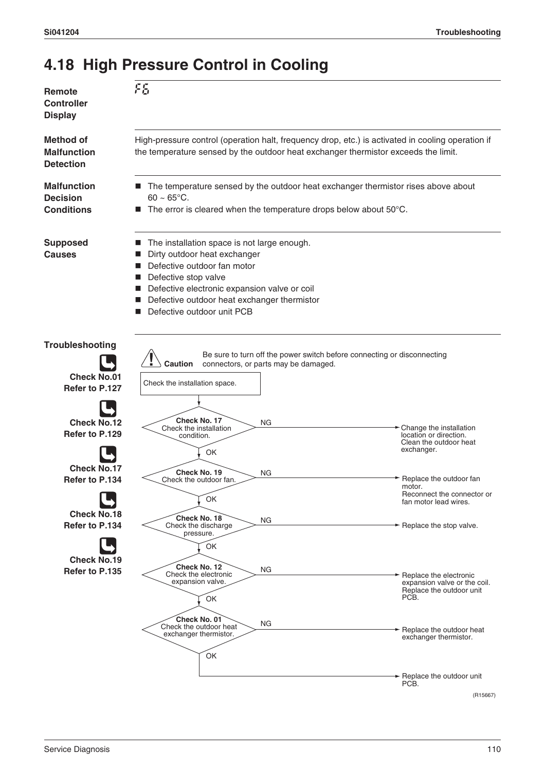## 4.18 High Pressure Control in Cooling

**Remote Controller Display**

F6

**Method of Malfunction Detection**

High-pressure control (operation halt, frequency drop, etc.) is activated in cooling operation if the temperature sensed by the outdoor heat exchanger thermistor exceeds the limit.

**Malfunction Decision Conditions**

- The temperature sensed by the outdoor heat exchanger thermistor rises above about 60 ~ 65°C.
- The error is cleared when the temperature drops below about 50°C.

**Supposed Causes**

- The installation space is not large enough.
- Dirty outdoor heat exchanger
- Defective outdoor fan motor
- Defective stop valve
- Defective electronic expansion valve or coil
- Defective outdoor heat exchanger thermistor
- Defective outdoor unit PCB

**Troubleshooting**

Check No.01 Refer to P.127

Check No.12 Refer to P.129

Check No.17 Refer to P.134

Check No.18 Refer to P.134

Check No.19 Refer to P.135

**Caution** Be sure to turn off the power switch before connecting or disconnecting connectors, or parts may be damaged.

Check the installation space.

↓

**Check No. 17** Check the installation condition.
- NG → Change the installation location or direction. Clean the outdoor heat exchanger.
- OK ↓

**Check No. 19** Check the outdoor fan.
- NG → Replace the outdoor fan motor. Reconnect the connector or fan motor lead wires.
- OK ↓

**Check No. 18** Check the discharge pressure.
- NG → Replace the stop valve.
- OK ↓

**Check No. 12** Check the electronic expansion valve.
- NG → Replace the electronic expansion valve or the coil. Replace the outdoor unit PCB.
- OK ↓

**Check No. 01** Check the outdoor heat exchanger thermistor.
- NG → Replace the outdoor heat exchanger thermistor.
- OK → Replace the outdoor unit PCB.

(R15667)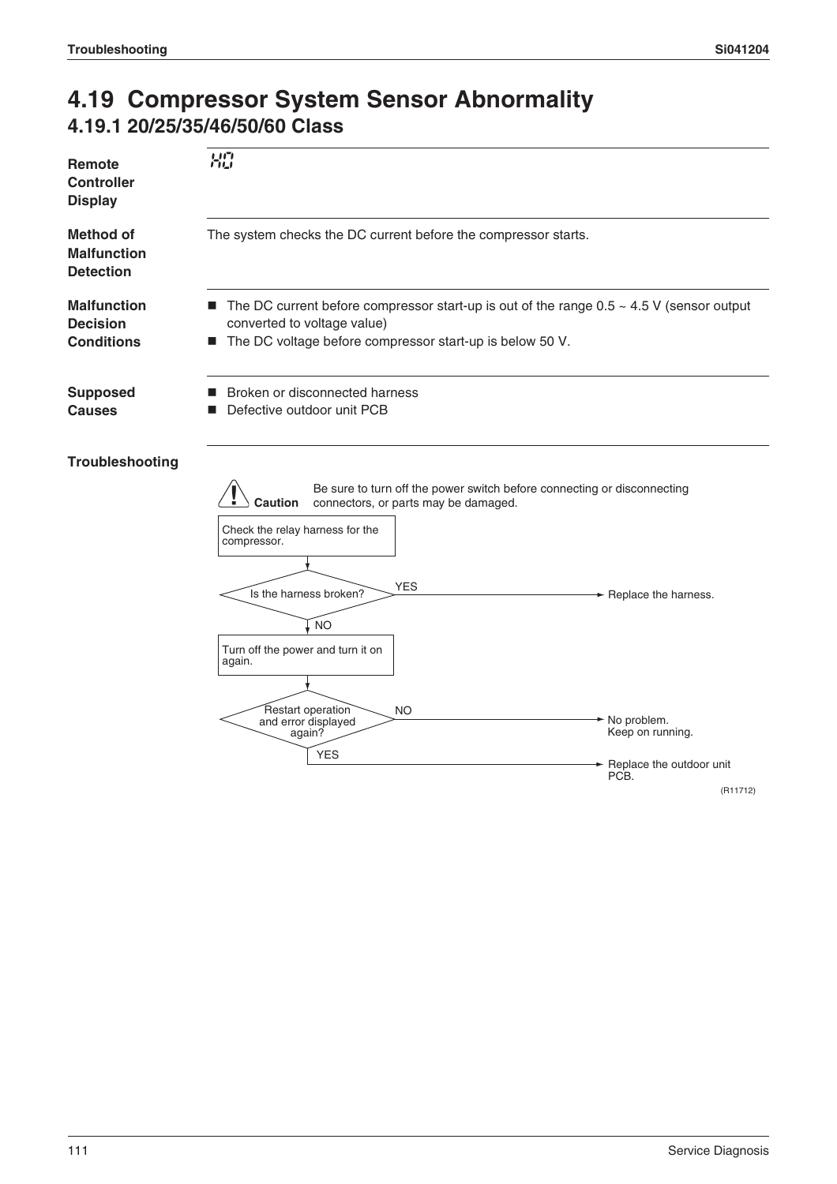# 4.19 Compressor System Sensor Abnormality

## 4.19.1 20/25/35/46/50/60 Class

**Remote Controller Display**

H0

**Method of Malfunction Detection**

The system checks the DC current before the compressor starts.

**Malfunction Decision Conditions**

- The DC current before compressor start-up is out of the range 0.5 ~ 4.5 V (sensor output converted to voltage value)
- The DC voltage before compressor start-up is below 50 V.

**Supposed Causes**

- Broken or disconnected harness
- Defective outdoor unit PCB

**Troubleshooting**

**Caution** Be sure to turn off the power switch before connecting or disconnecting connectors, or parts may be damaged.

1. Check the relay harness for the compressor.
2. Is the harness broken?
   - YES → Replace the harness.
   - NO → Turn off the power and turn it on again.
3. Restart operation and error displayed again?
   - NO → No problem. Keep on running.
   - YES → Replace the outdoor unit PCB.

(R11712)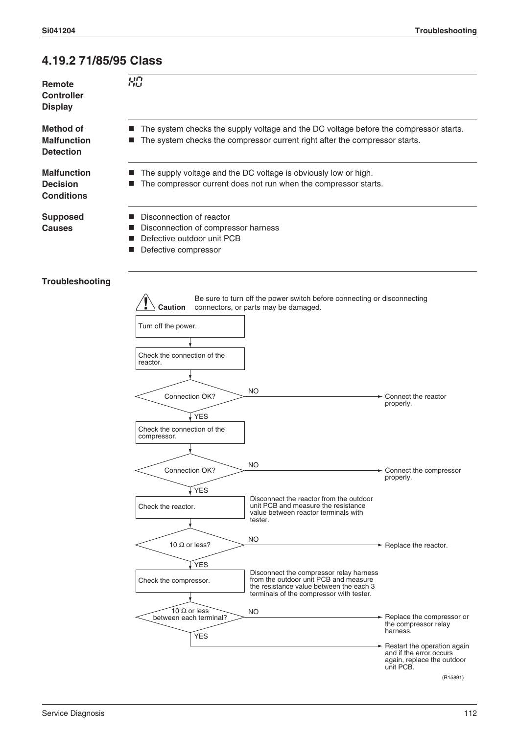## 4.19.2 71/85/95 Class

**Remote Controller Display**

H0

**Method of Malfunction Detection**

- The system checks the supply voltage and the DC voltage before the compressor starts.
- The system checks the compressor current right after the compressor starts.

**Malfunction Decision Conditions**

- The supply voltage and the DC voltage is obviously low or high.
- The compressor current does not run when the compressor starts.

**Supposed Causes**

- Disconnection of reactor
- Disconnection of compressor harness
- Defective outdoor unit PCB
- Defective compressor

**Troubleshooting**

**Caution** Be sure to turn off the power switch before connecting or disconnecting connectors, or parts may be damaged.

1. Turn off the power.
2. Check the connection of the reactor.
3. Connection OK?
   - NO → Connect the reactor properly.
   - YES → Check the connection of the compressor.
4. Connection OK?
   - NO → Connect the compressor properly.
   - YES → Check the reactor. (Disconnect the reactor from the outdoor unit PCB and measure the resistance value between reactor terminals with tester.)
5. 10 Ω or less?
   - NO → Replace the reactor.
   - YES → Check the compressor. (Disconnect the compressor relay harness from the outdoor unit PCB and measure the resistance value between the each 3 terminals of the compressor with tester.)
6. 10 Ω or less between each terminal?
   - NO → Replace the compressor or the compressor relay harness.
   - YES → Restart the operation again and if the error occurs again, replace the outdoor unit PCB.

(R15891)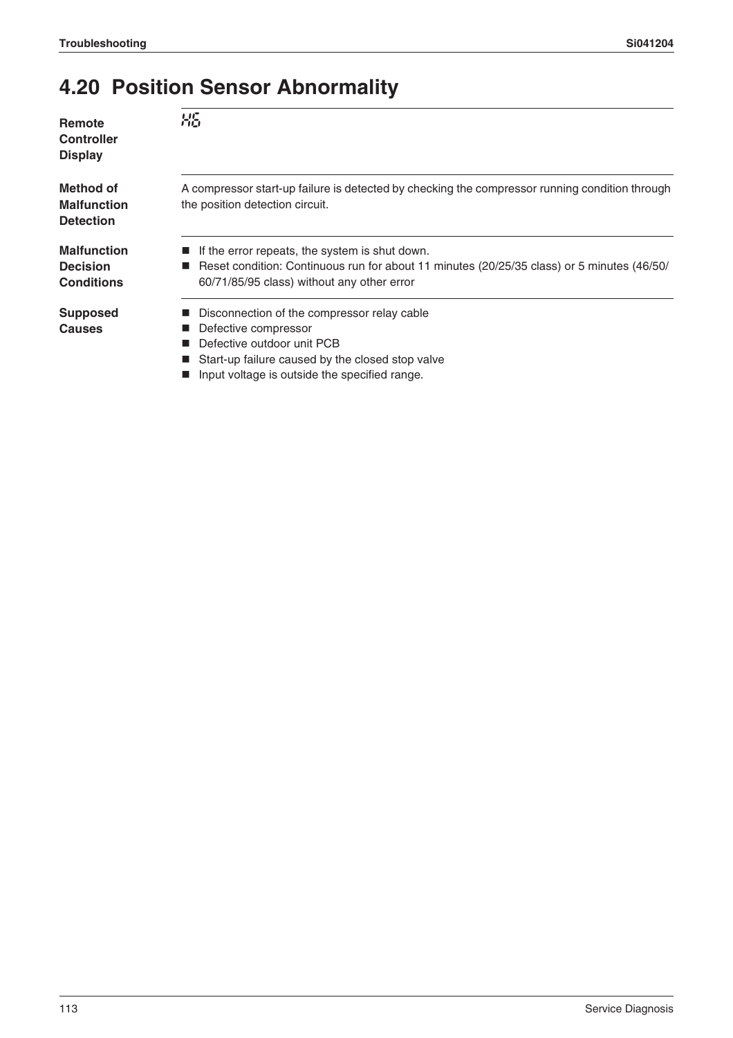# 4.20 Position Sensor Abnormality

**Remote Controller Display**

H6

**Method of Malfunction Detection**

A compressor start-up failure is detected by checking the compressor running condition through the position detection circuit.

**Malfunction Decision Conditions**

- If the error repeats, the system is shut down.
- Reset condition: Continuous run for about 11 minutes (20/25/35 class) or 5 minutes (46/50/60/71/85/95 class) without any other error

**Supposed Causes**

- Disconnection of the compressor relay cable
- Defective compressor
- Defective outdoor unit PCB
- Start-up failure caused by the closed stop valve
- Input voltage is outside the specified range.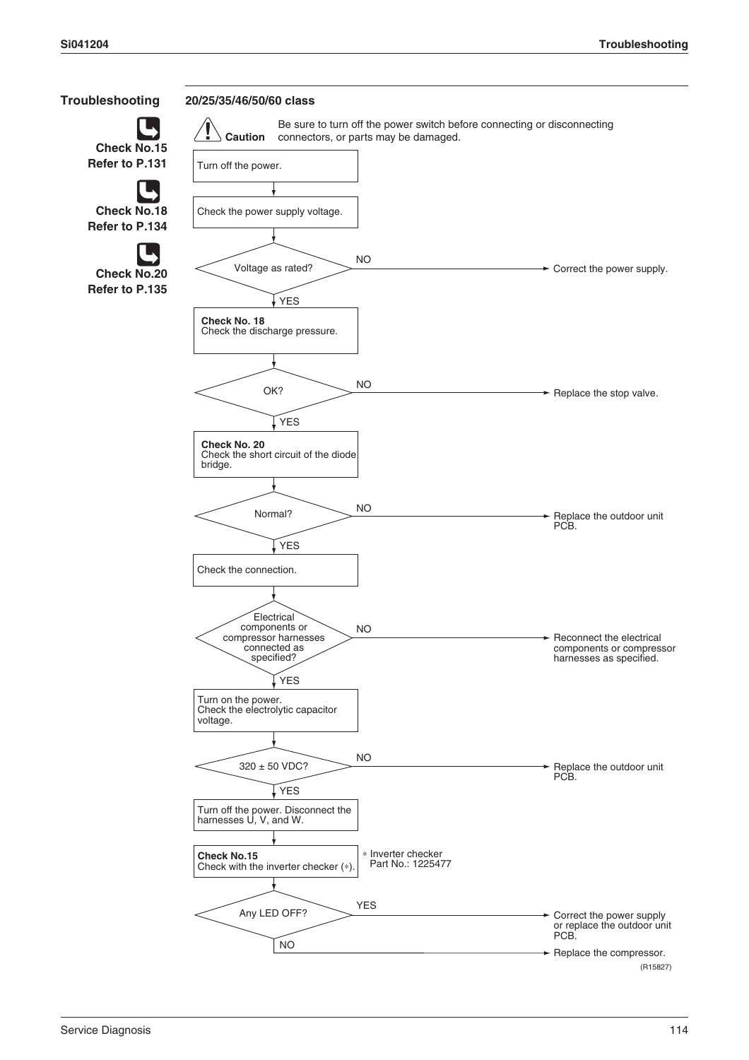## Troubleshooting

**Check No.15**
**Refer to P.131**

**Check No.18**
**Refer to P.134**

**Check No.20**
**Refer to P.135**

### 20/25/35/46/50/60 class

**Caution** Be sure to turn off the power switch before connecting or disconnecting connectors, or parts may be damaged.

1. Turn off the power.
2. Check the power supply voltage.
3. Voltage as rated?
   - NO → Correct the power supply.
   - YES → continue.
4. **Check No. 18**
   Check the discharge pressure.
5. OK?
   - NO → Replace the stop valve.
   - YES → continue.
6. **Check No. 20**
   Check the short circuit of the diode bridge.
7. Normal?
   - NO → Replace the outdoor unit PCB.
   - YES → continue.
8. Check the connection.
9. Electrical components or compressor harnesses connected as specified?
   - NO → Reconnect the electrical components or compressor harnesses as specified.
   - YES → continue.
10. Turn on the power.
    Check the electrolytic capacitor voltage.
11. 320 ± 50 VDC?
    - NO → Replace the outdoor unit PCB.
    - YES → continue.
12. Turn off the power. Disconnect the harnesses U, V, and W.
13. **Check No.15**
    Check with the inverter checker (*).
    * Inverter checker
      Part No.: 1225477
14. Any LED OFF?
    - YES → Correct the power supply or replace the outdoor unit PCB.
    - NO → Replace the compressor.

(R15827)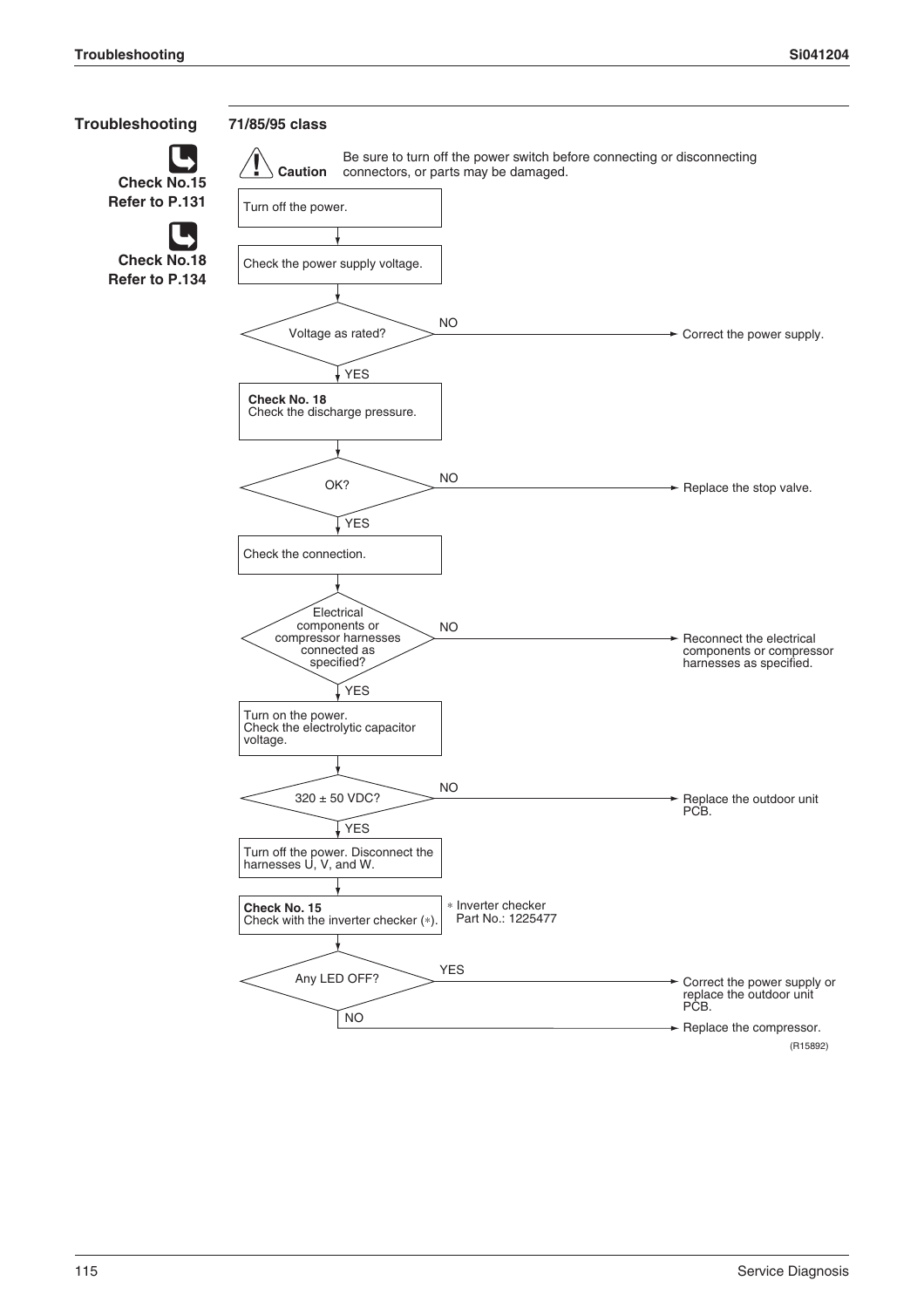## Troubleshooting

**Check No.15**
**Refer to P.131**

**Check No.18**
**Refer to P.134**

### 71/85/95 class

**Caution** Be sure to turn off the power switch before connecting or disconnecting connectors, or parts may be damaged.

1. Turn off the power.
2. Check the power supply voltage.
3. Voltage as rated?
   - NO → Correct the power supply.
   - YES → continue.
4. **Check No. 18**
   Check the discharge pressure.
5. OK?
   - NO → Replace the stop valve.
   - YES → continue.
6. Check the connection.
7. Electrical components or compressor harnesses connected as specified?
   - NO → Reconnect the electrical components or compressor harnesses as specified.
   - YES → continue.
8. Turn on the power.
   Check the electrolytic capacitor voltage.
9. 320 ± 50 VDC?
   - NO → Replace the outdoor unit PCB.
   - YES → continue.
10. Turn off the power. Disconnect the harnesses U, V, and W.
11. **Check No. 15**
    Check with the inverter checker (*).
    * Inverter checker Part No.: 1225477
12. Any LED OFF?
    - YES → Correct the power supply or replace the outdoor unit PCB.
    - NO → Replace the compressor.

(R15892)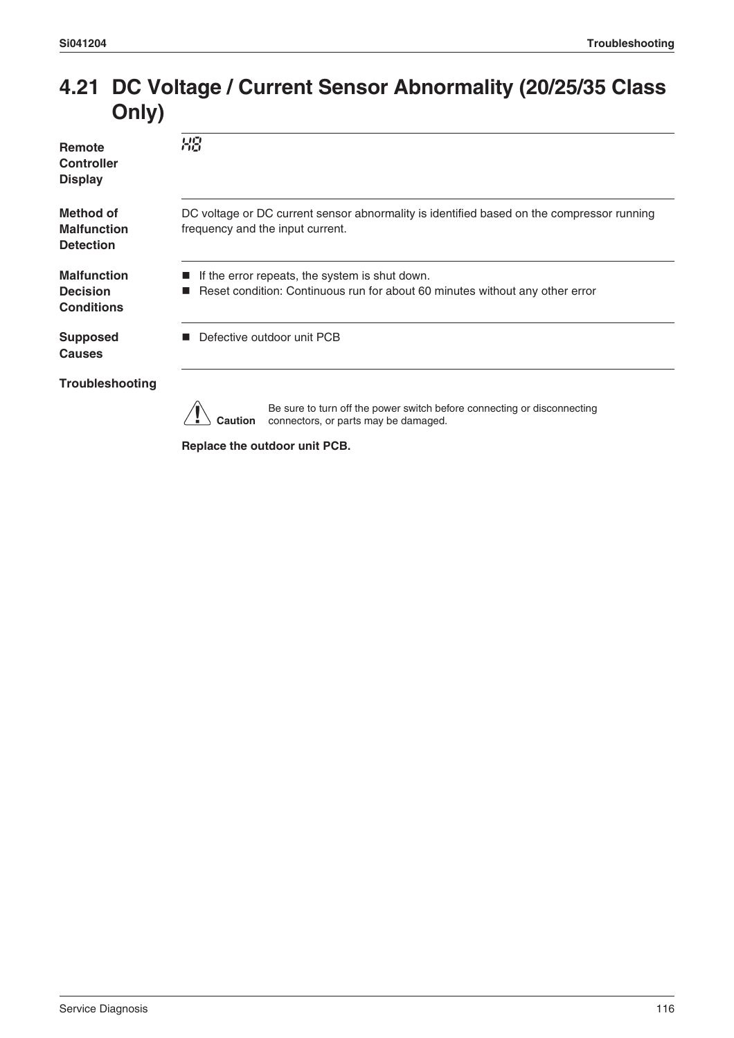## 4.21 DC Voltage / Current Sensor Abnormality (20/25/35 Class Only)

**Remote Controller Display**

H8

**Method of Malfunction Detection**

DC voltage or DC current sensor abnormality is identified based on the compressor running frequency and the input current.

**Malfunction Decision Conditions**

- If the error repeats, the system is shut down.
- Reset condition: Continuous run for about 60 minutes without any other error

**Supposed Causes**

- Defective outdoor unit PCB

**Troubleshooting**

**Caution** Be sure to turn off the power switch before connecting or disconnecting connectors, or parts may be damaged.

**Replace the outdoor unit PCB.**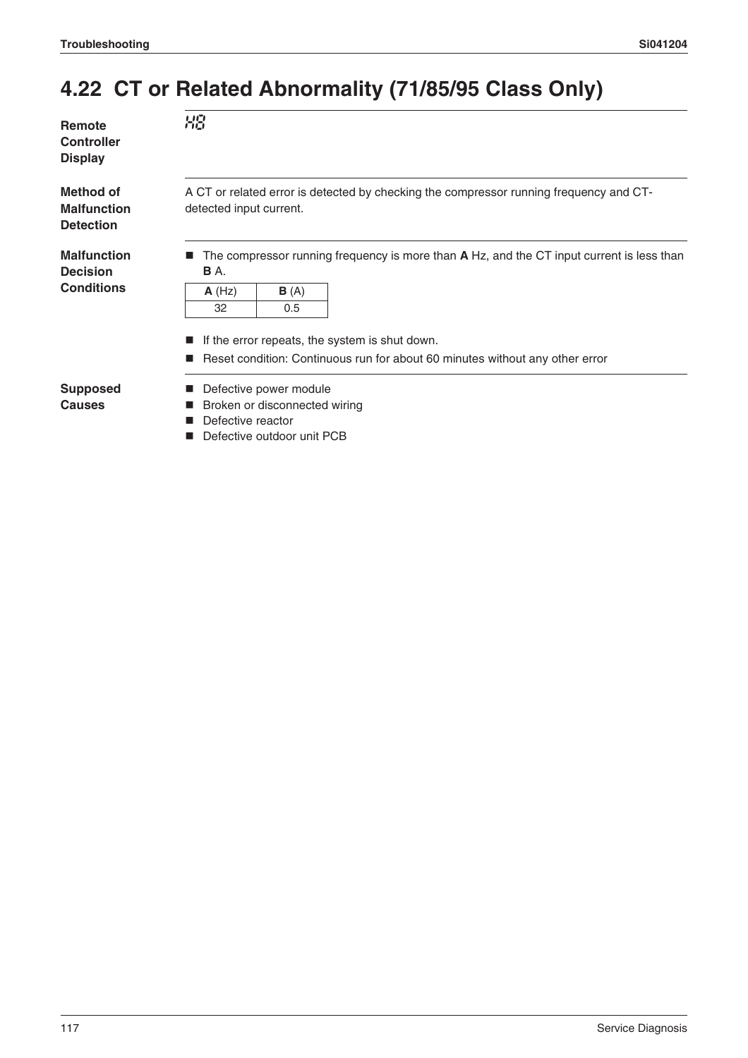## 4.22 CT or Related Abnormality (71/85/95 Class Only)

**Remote Controller Display**

H8

**Method of Malfunction Detection**

A CT or related error is detected by checking the compressor running frequency and CT-detected input current.

**Malfunction Decision Conditions**

- The compressor running frequency is more than **A** Hz, and the CT input current is less than **B** A.

| **A** (Hz) | **B** (A) |
|---|---|
| 32 | 0.5 |

- If the error repeats, the system is shut down.
- Reset condition: Continuous run for about 60 minutes without any other error

**Supposed Causes**

- Defective power module
- Broken or disconnected wiring
- Defective reactor
- Defective outdoor unit PCB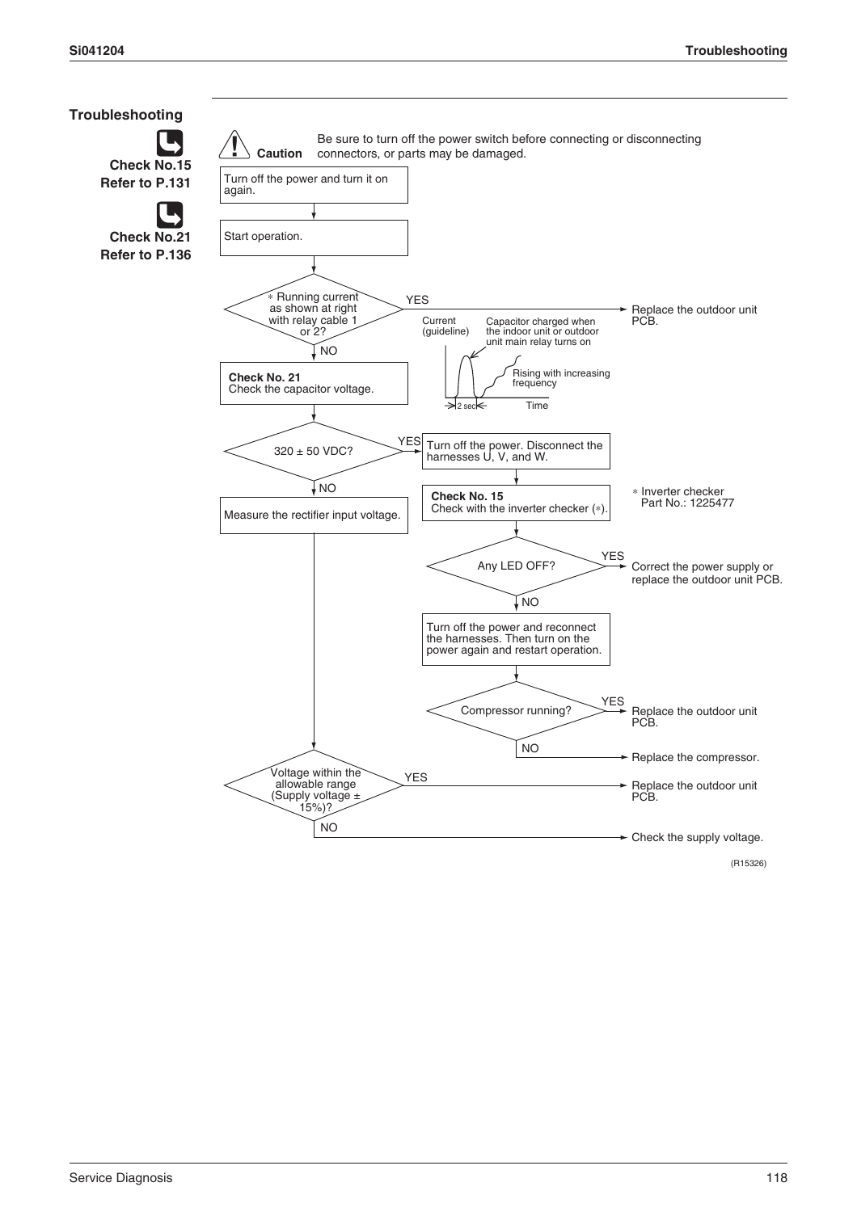## Troubleshooting

**Check No.15**
**Refer to P.131**

**Check No.21**
**Refer to P.136**

**Caution** Be sure to turn off the power switch before connecting or disconnecting connectors, or parts may be damaged.

1. Turn off the power and turn it on again.
2. Start operation.
3. ∗ Running current as shown at right with relay cable 1 or 2?
   - YES → Replace the outdoor unit PCB.
   - NO → **Check No. 21** Check the capacitor voltage.

   Current (guideline): Capacitor charged when the indoor unit or outdoor unit main relay turns on; Rising with increasing frequency; 2 sec; Time

4. 320 ± 50 VDC?
   - YES → Turn off the power. Disconnect the harnesses U, V, and W.
     - **Check No. 15** Check with the inverter checker (∗).
       - ∗ Inverter checker Part No.: 1225477
     - Any LED OFF?
       - YES → Correct the power supply or replace the outdoor unit PCB.
       - NO → Turn off the power and reconnect the harnesses. Then turn on the power again and restart operation.
         - Compressor running?
           - YES → Replace the outdoor unit PCB.
           - NO → Replace the compressor.
   - NO → Measure the rectifier input voltage.
     - Voltage within the allowable range (Supply voltage ± 15%)?
       - YES → Replace the outdoor unit PCB.
       - NO → Check the supply voltage.

(R15326)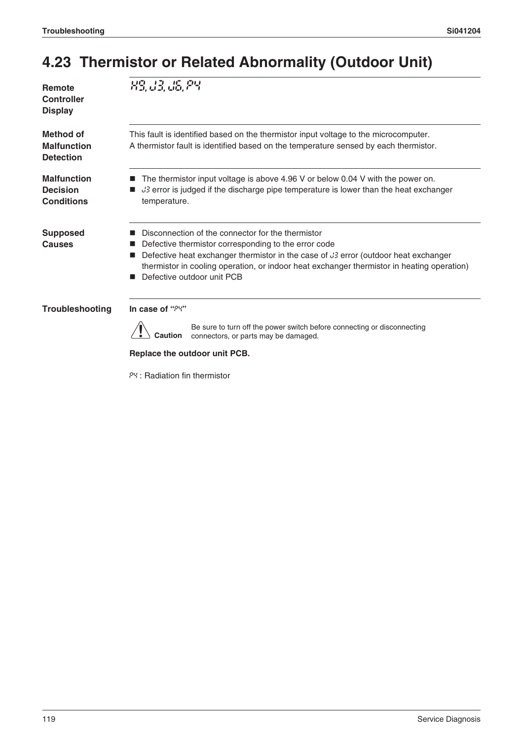# 4.23 Thermistor or Related Abnormality (Outdoor Unit)

**Remote Controller Display**

H9, J3, J6, P4

**Method of Malfunction Detection**

This fault is identified based on the thermistor input voltage to the microcomputer.
A thermistor fault is identified based on the temperature sensed by each thermistor.

**Malfunction Decision Conditions**

- The thermistor input voltage is above 4.96 V or below 0.04 V with the power on.
- J3 error is judged if the discharge pipe temperature is lower than the heat exchanger temperature.

**Supposed Causes**

- Disconnection of the connector for the thermistor
- Defective thermistor corresponding to the error code
- Defective heat exchanger thermistor in the case of J3 error (outdoor heat exchanger thermistor in cooling operation, or indoor heat exchanger thermistor in heating operation)
- Defective outdoor unit PCB

**Troubleshooting**

**In case of "P4"**

**Caution** Be sure to turn off the power switch before connecting or disconnecting connectors, or parts may be damaged.

**Replace the outdoor unit PCB.**

P4 : Radiation fin thermistor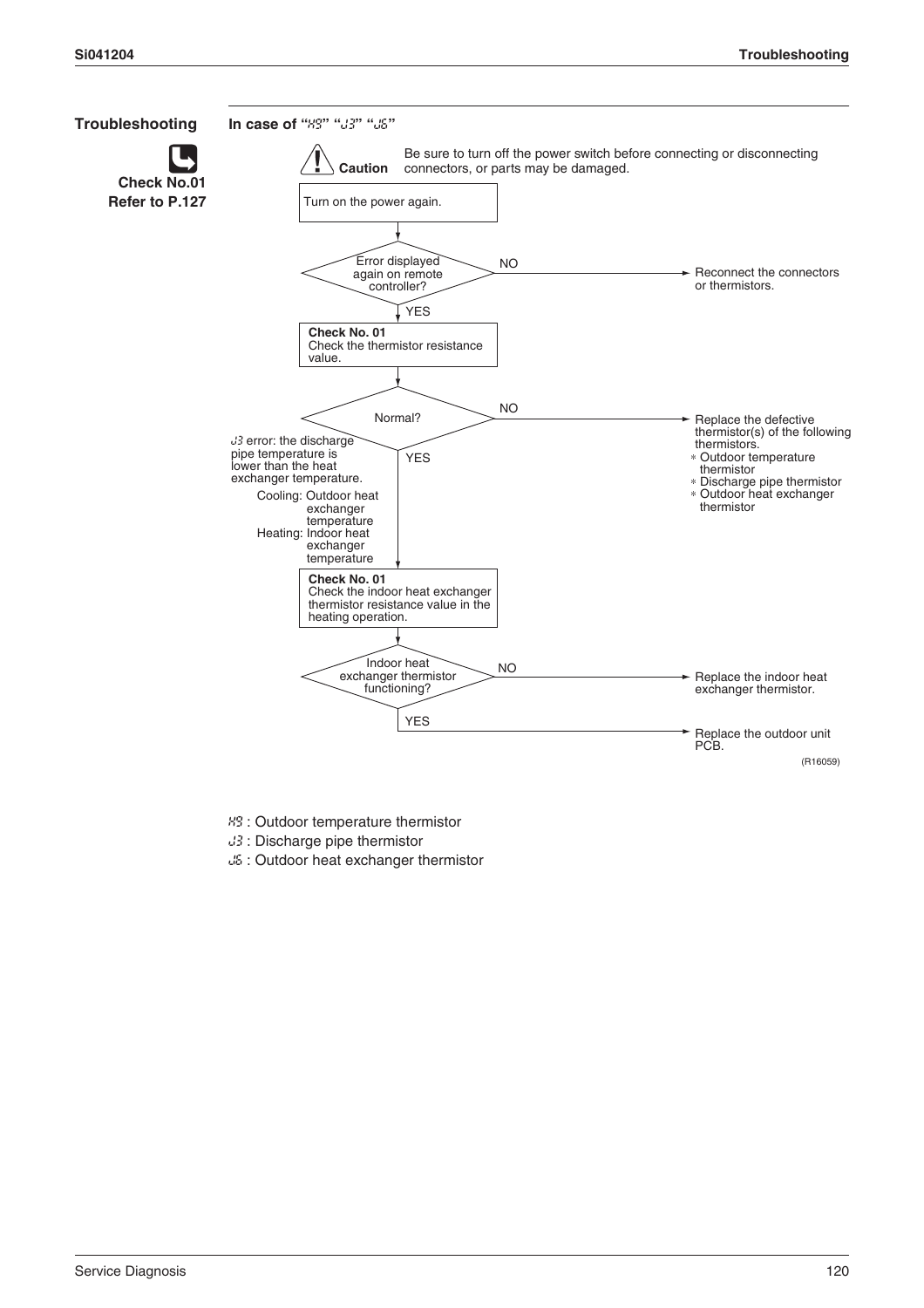## Troubleshooting

**Check No.01**
**Refer to P.127**

### In case of "H9" "J3" "J6"

⚠ **Caution** Be sure to turn off the power switch before connecting or disconnecting connectors, or parts may be damaged.

1. Turn on the power again.
2. Error displayed again on remote controller?
   - NO → Reconnect the connectors or thermistors.
   - YES → go to step 3.
3. **Check No. 01**
   Check the thermistor resistance value.
4. Normal?
   - NO → Replace the defective thermistor(s) of the following thermistors.
     - ∗ Outdoor temperature thermistor
     - ∗ Discharge pipe thermistor
     - ∗ Outdoor heat exchanger thermistor
   - YES → go to step 5.

   J3 error: the discharge pipe temperature is lower than the heat exchanger temperature.
   - Cooling: Outdoor heat exchanger temperature
   - Heating: Indoor heat exchanger temperature
5. **Check No. 01**
   Check the indoor heat exchanger thermistor resistance value in the heating operation.
6. Indoor heat exchanger thermistor functioning?
   - NO → Replace the indoor heat exchanger thermistor.
   - YES → Replace the outdoor unit PCB.

(R16059)

H9 : Outdoor temperature thermistor
J3 : Discharge pipe thermistor
J6 : Outdoor heat exchanger thermistor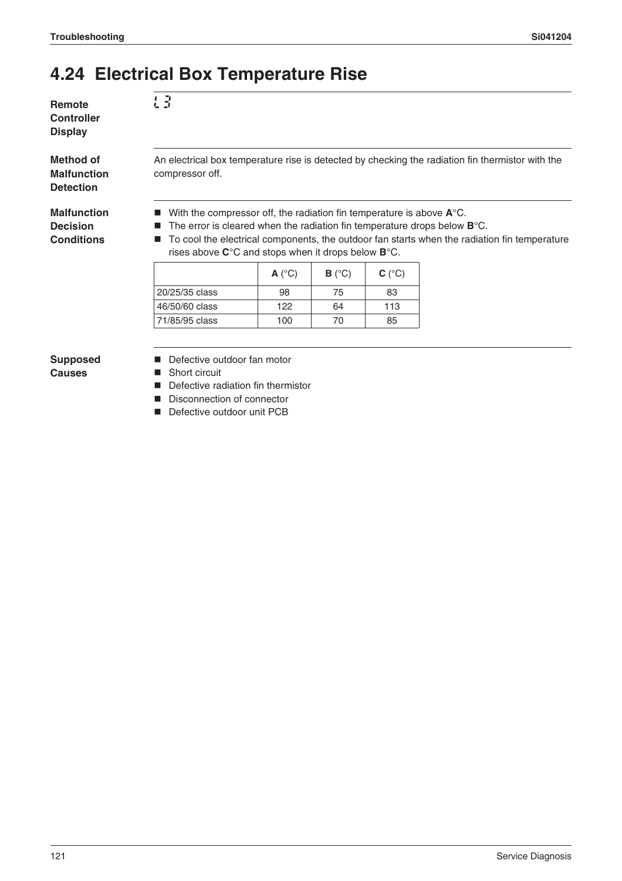# 4.24 Electrical Box Temperature Rise

**Remote Controller Display**

L3

**Method of Malfunction Detection**

An electrical box temperature rise is detected by checking the radiation fin thermistor with the compressor off.

**Malfunction Decision Conditions**

- With the compressor off, the radiation fin temperature is above **A**°C.
- The error is cleared when the radiation fin temperature drops below **B**°C.
- To cool the electrical components, the outdoor fan starts when the radiation fin temperature rises above **C**°C and stops when it drops below **B**°C.

| | **A** (°C) | **B** (°C) | **C** (°C) |
|---|---|---|---|
| 20/25/35 class | 98 | 75 | 83 |
| 46/50/60 class | 122 | 64 | 113 |
| 71/85/95 class | 100 | 70 | 85 |

**Supposed Causes**

- Defective outdoor fan motor
- Short circuit
- Defective radiation fin thermistor
- Disconnection of connector
- Defective outdoor unit PCB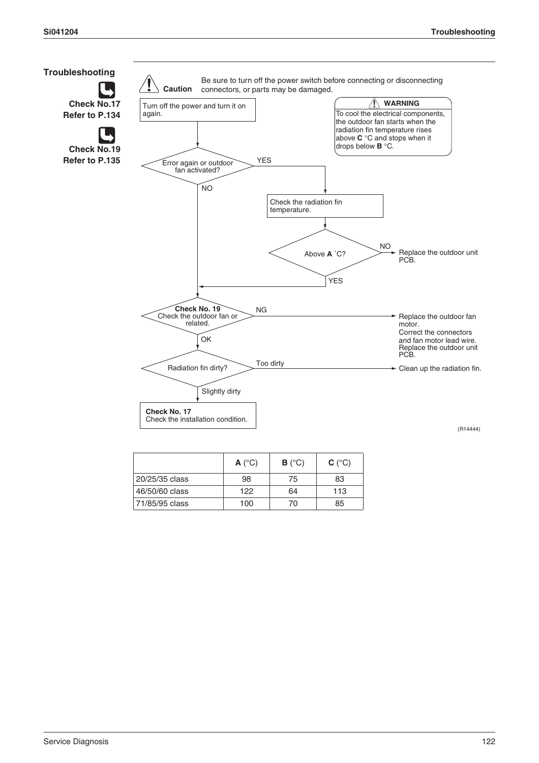## Troubleshooting

**Check No.17**
**Refer to P.134**

**Check No.19**
**Refer to P.135**

**Caution** Be sure to turn off the power switch before connecting or disconnecting connectors, or parts may be damaged.

**WARNING**
To cool the electrical components, the outdoor fan starts when the radiation fin temperature rises above **C** °C and stops when it drops below **B** °C.

- Turn off the power and turn it on again.
- Error again or outdoor fan activated?
  - YES → Check the radiation fin temperature.
    - Above **A** °C?
      - NO → Replace the outdoor unit PCB.
      - YES → go to Check No. 19
  - NO → go to Check No. 19
- **Check No. 19** Check the outdoor fan or related.
  - NG → Replace the outdoor fan motor. Correct the connectors and fan motor lead wire. Replace the outdoor unit PCB.
  - OK → Radiation fin dirty?
    - Too dirty → Clean up the radiation fin.
    - Slightly dirty → **Check No. 17** Check the installation condition.

(R14444)

| | **A** (°C) | **B** (°C) | **C** (°C) |
|---|---|---|---|
| 20/25/35 class | 98 | 75 | 83 |
| 46/50/60 class | 122 | 64 | 113 |
| 71/85/95 class | 100 | 70 | 85 |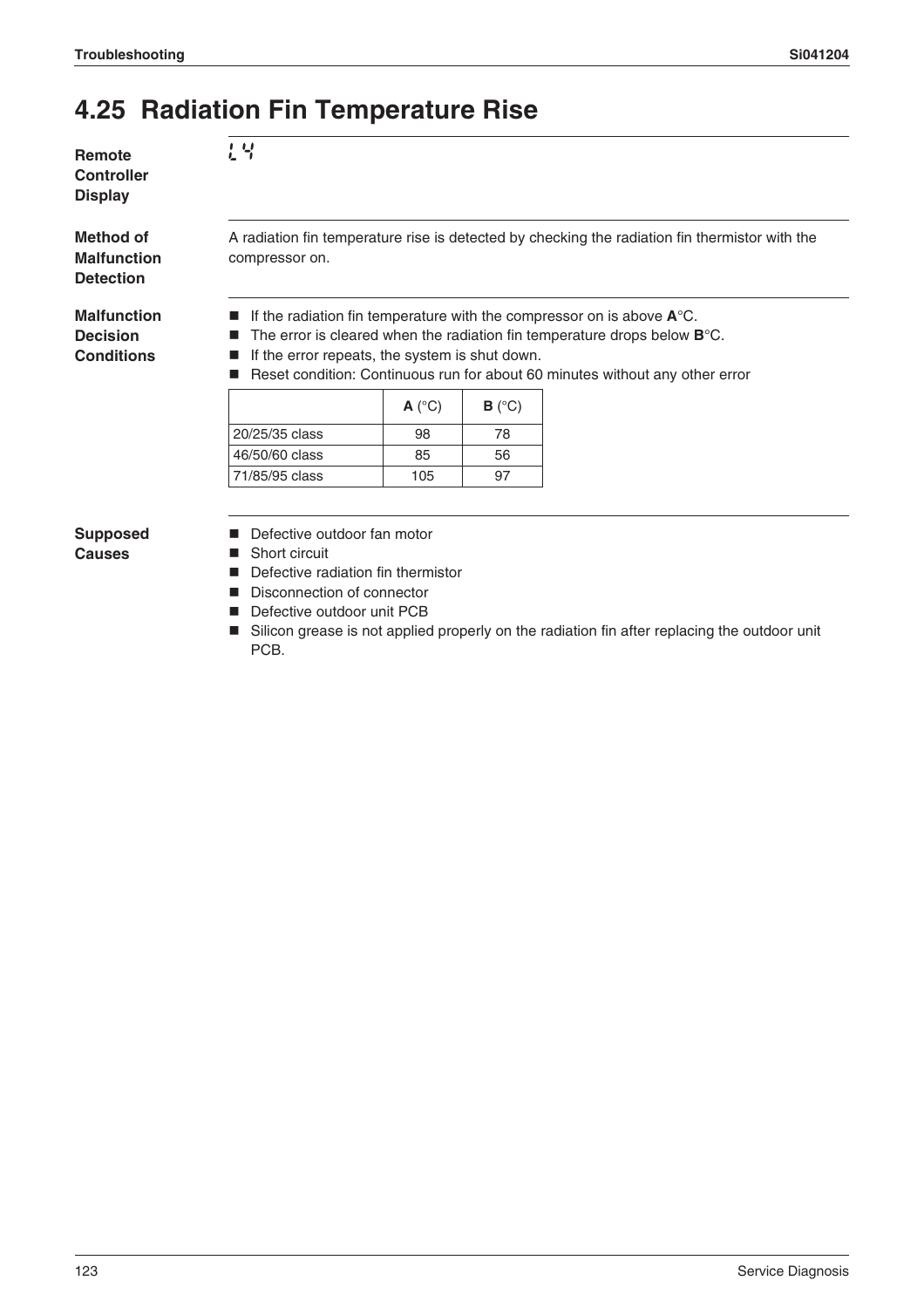## 4.25 Radiation Fin Temperature Rise

**Remote Controller Display**

L4

**Method of Malfunction Detection**

A radiation fin temperature rise is detected by checking the radiation fin thermistor with the compressor on.

**Malfunction Decision Conditions**

- If the radiation fin temperature with the compressor on is above **A**°C.
- The error is cleared when the radiation fin temperature drops below **B**°C.
- If the error repeats, the system is shut down.
- Reset condition: Continuous run for about 60 minutes without any other error

| | **A** (°C) | **B** (°C) |
|---|---|---|
| 20/25/35 class | 98 | 78 |
| 46/50/60 class | 85 | 56 |
| 71/85/95 class | 105 | 97 |

**Supposed Causes**

- Defective outdoor fan motor
- Short circuit
- Defective radiation fin thermistor
- Disconnection of connector
- Defective outdoor unit PCB
- Silicon grease is not applied properly on the radiation fin after replacing the outdoor unit PCB.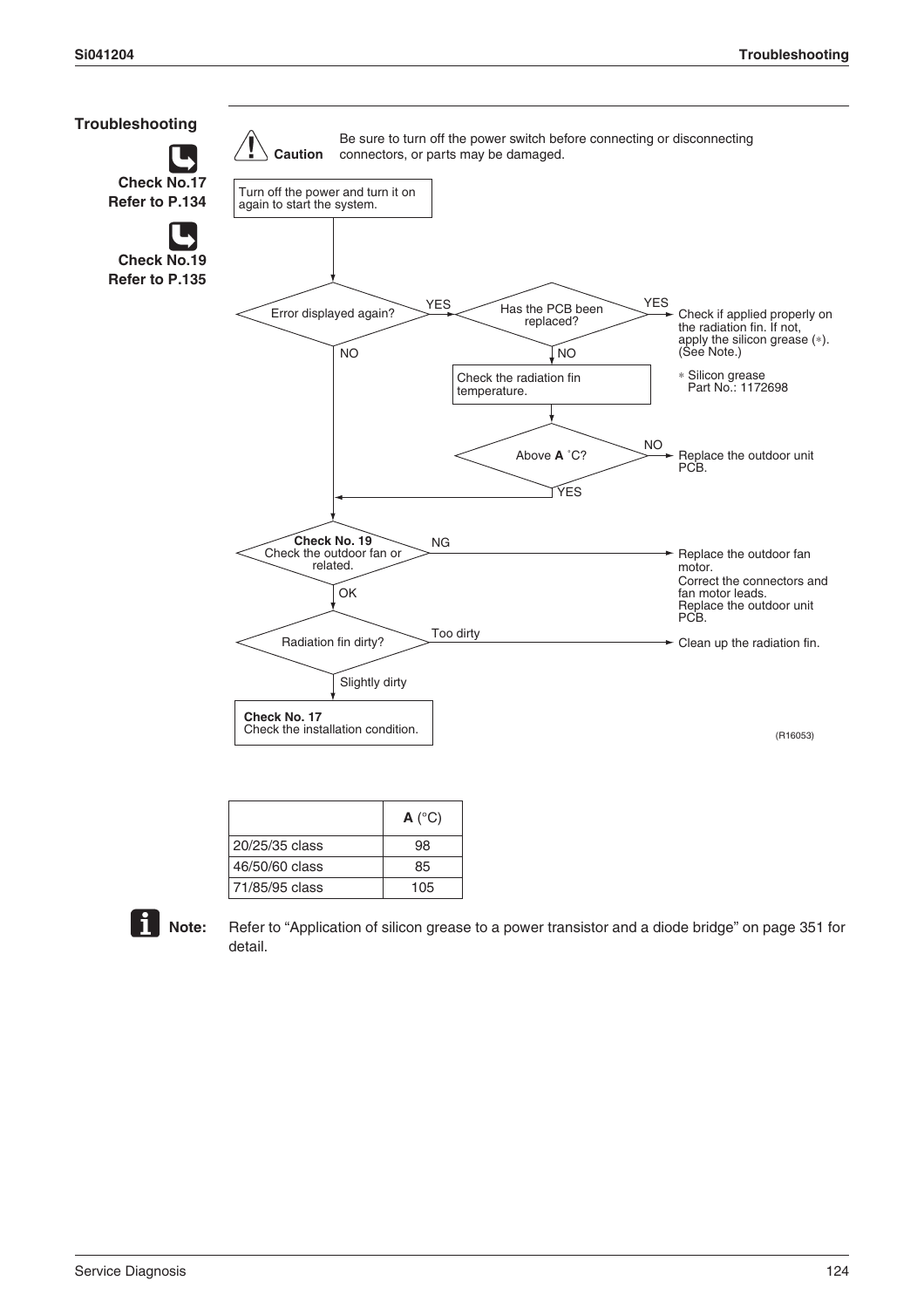## Troubleshooting

Check No.17
Refer to P.134

Check No.19
Refer to P.135

**Caution** Be sure to turn off the power switch before connecting or disconnecting connectors, or parts may be damaged.

- Turn off the power and turn it on again to start the system.
- Error displayed again?
  - YES → Has the PCB been replaced?
    - YES → Check if applied properly on the radiation fin. If not, apply the silicon grease (∗). (See Note.)
      - ∗ Silicon grease Part No.: 1172698
    - NO → Check the radiation fin temperature.
      - Above **A** °C?
        - NO → Replace the outdoor unit PCB.
        - YES → go to Check No. 19
  - NO → go to Check No. 19
- **Check No. 19** Check the outdoor fan or related.
  - NG → Replace the outdoor fan motor. Correct the connectors and fan motor leads. Replace the outdoor unit PCB.
  - OK → Radiation fin dirty?
    - Too dirty → Clean up the radiation fin.
    - Slightly dirty → **Check No. 17** Check the installation condition.

(R16053)

| | **A** (°C) |
|---|---|
| 20/25/35 class | 98 |
| 46/50/60 class | 85 |
| 71/85/95 class | 105 |

**Note:** Refer to "Application of silicon grease to a power transistor and a diode bridge" on page 351 for detail.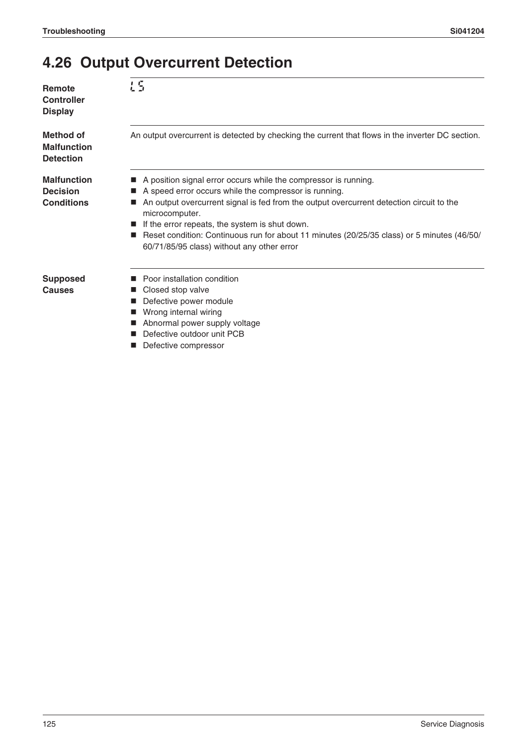## 4.26 Output Overcurrent Detection

**Remote Controller Display**

L5

**Method of Malfunction Detection**

An output overcurrent is detected by checking the current that flows in the inverter DC section.

**Malfunction Decision Conditions**

- A position signal error occurs while the compressor is running.
- A speed error occurs while the compressor is running.
- An output overcurrent signal is fed from the output overcurrent detection circuit to the microcomputer.
- If the error repeats, the system is shut down.
- Reset condition: Continuous run for about 11 minutes (20/25/35 class) or 5 minutes (46/50/60/71/85/95 class) without any other error

**Supposed Causes**

- Poor installation condition
- Closed stop valve
- Defective power module
- Wrong internal wiring
- Abnormal power supply voltage
- Defective outdoor unit PCB
- Defective compressor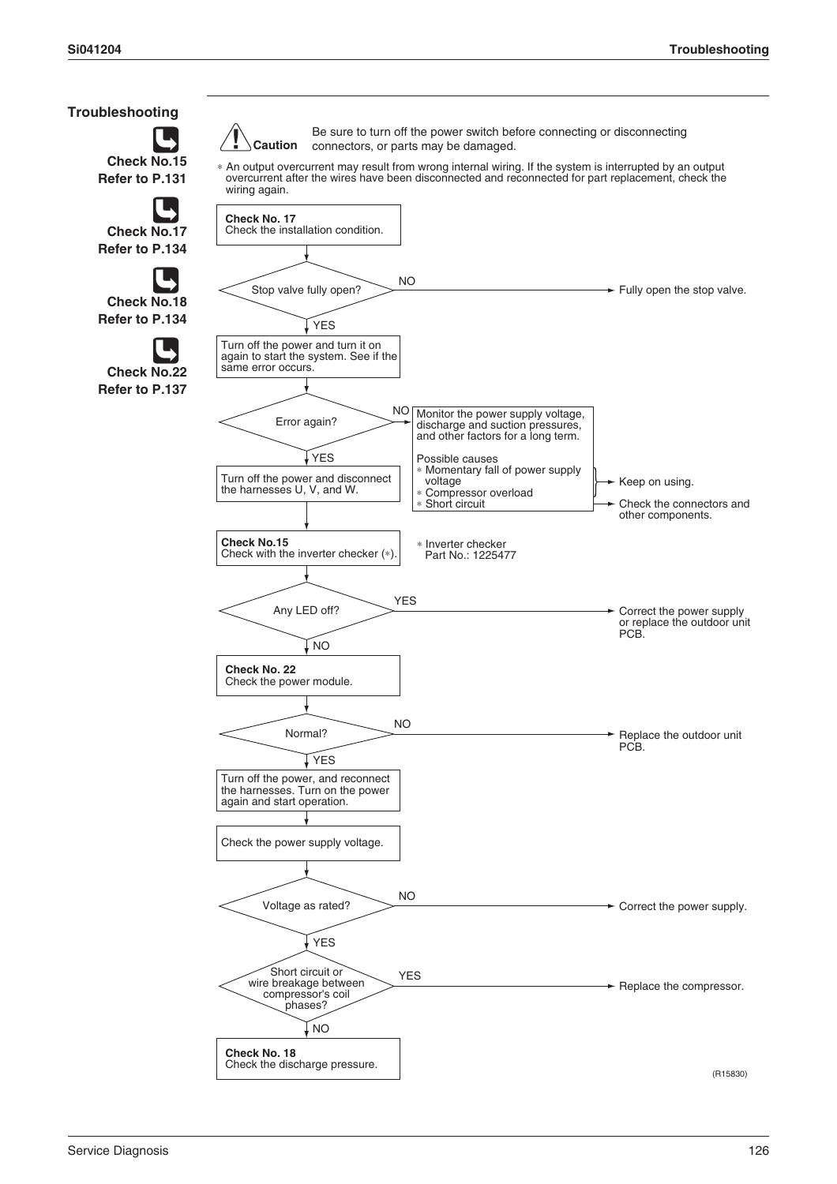## Troubleshooting

**Check No.15**
**Refer to P.131**

**Check No.17**
**Refer to P.134**

**Check No.18**
**Refer to P.134**

**Check No.22**
**Refer to P.137**

**Caution** Be sure to turn off the power switch before connecting or disconnecting connectors, or parts may be damaged.

∗ An output overcurrent may result from wrong internal wiring. If the system is interrupted by an output overcurrent after the wires have been disconnected and reconnected for part replacement, check the wiring again.

1. **Check No. 17** Check the installation condition.
2. Stop valve fully open?
   - NO → Fully open the stop valve.
   - YES → continue.
3. Turn off the power and turn it on again to start the system. See if the same error occurs.
4. Error again?
   - NO → Monitor the power supply voltage, discharge and suction pressures, and other factors for a long term.
     Possible causes
     - ∗ Momentary fall of power supply voltage
     - ∗ Compressor overload

     → Keep on using.
     - ∗ Short circuit

     → Check the connectors and other components.
   - YES → continue.
5. Turn off the power and disconnect the harnesses U, V, and W.
6. **Check No.15** Check with the inverter checker (∗).
   ∗ Inverter checker Part No.: 1225477
7. Any LED off?
   - YES → Correct the power supply or replace the outdoor unit PCB.
   - NO → continue.
8. **Check No. 22** Check the power module.
9. Normal?
   - NO → Replace the outdoor unit PCB.
   - YES → continue.
10. Turn off the power, and reconnect the harnesses. Turn on the power again and start operation.
11. Check the power supply voltage.
12. Voltage as rated?
    - NO → Correct the power supply.
    - YES → continue.
13. Short circuit or wire breakage between compressor's coil phases?
    - YES → Replace the compressor.
    - NO → continue.
14. **Check No. 18** Check the discharge pressure.

(R15830)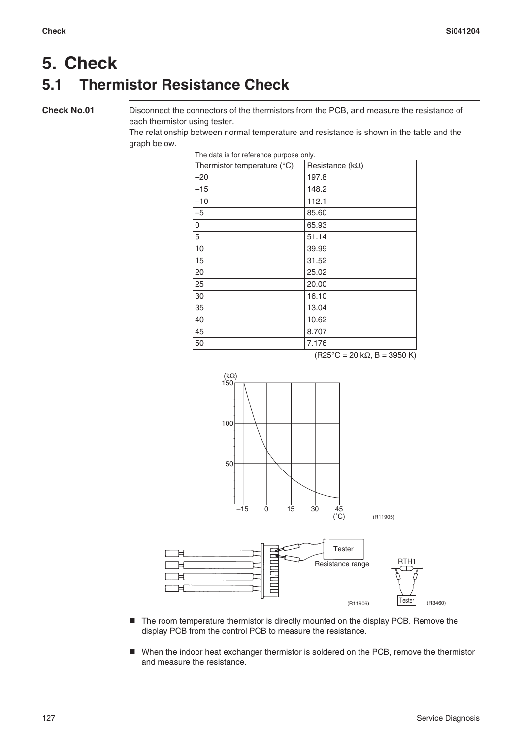# 5. Check

## 5.1 Thermistor Resistance Check

**Check No.01**

Disconnect the connectors of the thermistors from the PCB, and measure the resistance of each thermistor using tester.

The relationship between normal temperature and resistance is shown in the table and the graph below.

The data is for reference purpose only.

| Thermistor temperature (°C) | Resistance (kΩ) |
|---|---|
| –20 | 197.8 |
| –15 | 148.2 |
| –10 | 112.1 |
| –5 | 85.60 |
| 0 | 65.93 |
| 5 | 51.14 |
| 10 | 39.99 |
| 15 | 31.52 |
| 20 | 25.02 |
| 25 | 20.00 |
| 30 | 16.10 |
| 35 | 13.04 |
| 40 | 10.62 |
| 45 | 8.707 |
| 50 | 7.176 |

(R25°C = 20 kΩ, B = 3950 K)

(R11905)

(R11906) (R3460)

- The room temperature thermistor is directly mounted on the display PCB. Remove the display PCB from the control PCB to measure the resistance.
- When the indoor heat exchanger thermistor is soldered on the PCB, remove the thermistor and measure the resistance.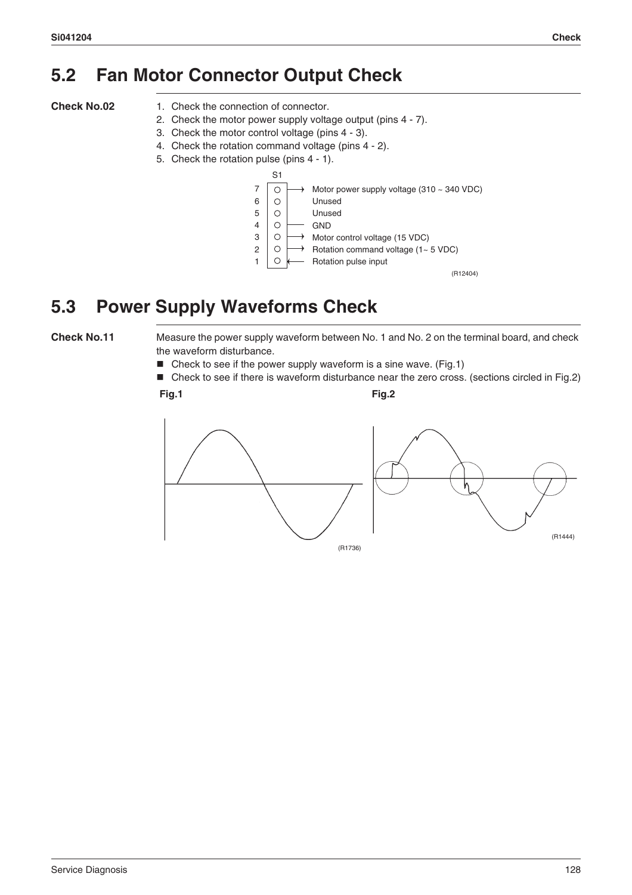## 5.2 Fan Motor Connector Output Check

**Check No.02**

1. Check the connection of connector.
2. Check the motor power supply voltage output (pins 4 - 7).
3. Check the motor control voltage (pins 4 - 3).
4. Check the rotation command voltage (pins 4 - 2).
5. Check the rotation pulse (pins 4 - 1).

S1

| Pin | Signal |
|---|---|
| 7 | Motor power supply voltage (310 ~ 340 VDC) |
| 6 | Unused |
| 5 | Unused |
| 4 | GND |
| 3 | Motor control voltage (15 VDC) |
| 2 | Rotation command voltage (1~ 5 VDC) |
| 1 | Rotation pulse input |

(R12404)

## 5.3 Power Supply Waveforms Check

**Check No.11**

Measure the power supply waveform between No. 1 and No. 2 on the terminal board, and check the waveform disturbance.

- Check to see if the power supply waveform is a sine wave. (Fig.1)
- Check to see if there is waveform disturbance near the zero cross. (sections circled in Fig.2)

**Fig.1**

(R1736)

**Fig.2**

(R1444)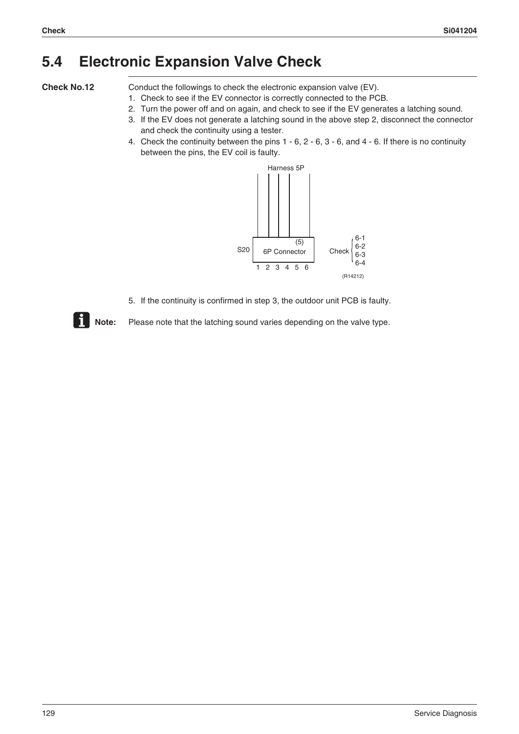## 5.4 Electronic Expansion Valve Check

**Check No.12**

Conduct the followings to check the electronic expansion valve (EV).

1. Check to see if the EV connector is correctly connected to the PCB.
2. Turn the power off and on again, and check to see if the EV generates a latching sound.
3. If the EV does not generate a latching sound in the above step 2, disconnect the connector and check the continuity using a tester.
4. Check the continuity between the pins 1 - 6, 2 - 6, 3 - 6, and 4 - 6. If there is no continuity between the pins, the EV coil is faulty.

Harness 5P

S20 6P Connector (5)

1 2 3 4 5 6

Check 6-1, 6-2, 6-3, 6-4

(R14212)

5. If the continuity is confirmed in step 3, the outdoor unit PCB is faulty.

**Note:** Please note that the latching sound varies depending on the valve type.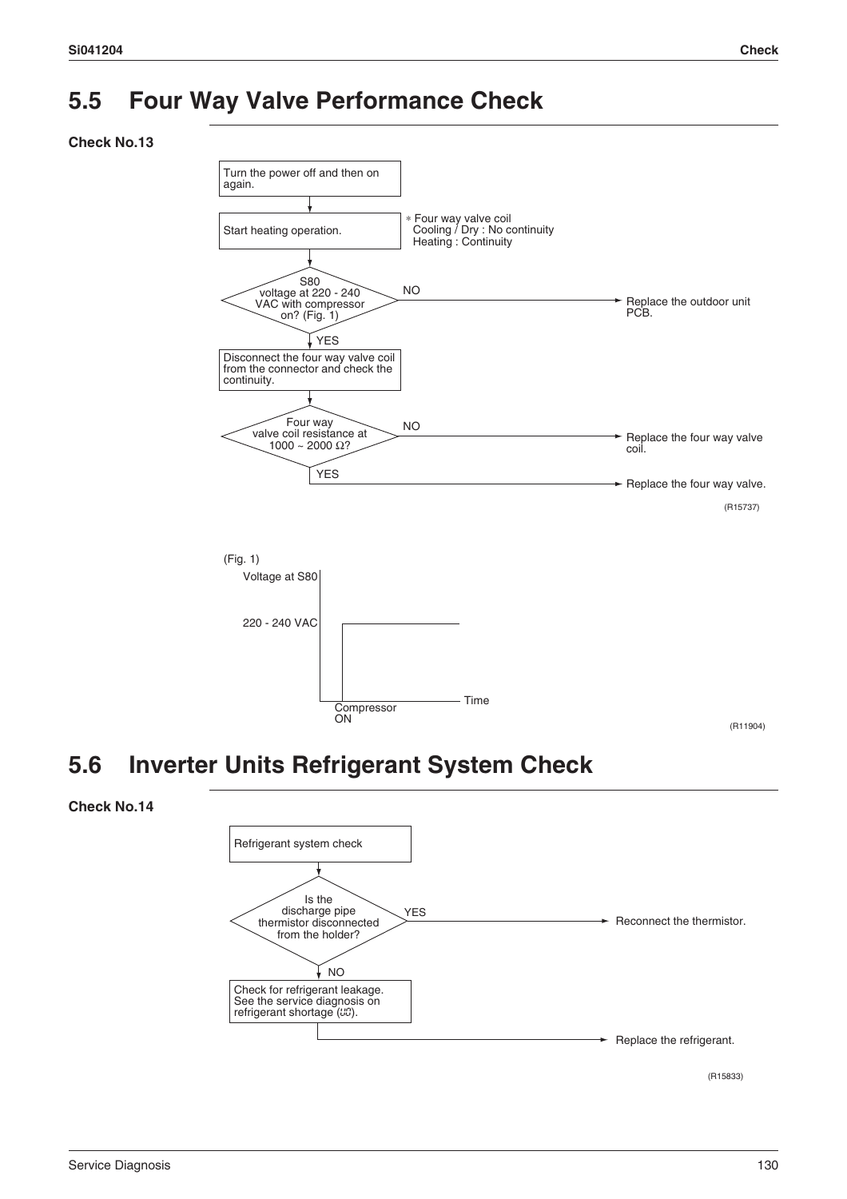## 5.5 Four Way Valve Performance Check

**Check No.13**

Turn the power off and then on again.

↓

Start heating operation.

\* Four way valve coil
Cooling / Dry : No continuity
Heating : Continuity

↓

S80 voltage at 220 - 240 VAC with compressor on? (Fig. 1)

- NO → Replace the outdoor unit PCB.
- YES ↓

Disconnect the four way valve coil from the connector and check the continuity.

↓

Four way valve coil resistance at 1000 ~ 2000 Ω?

- NO → Replace the four way valve coil.
- YES → Replace the four way valve.

(R15737)

(Fig. 1)

Voltage at S80

220 - 240 VAC

Time

Compressor ON

(R11904)

## 5.6 Inverter Units Refrigerant System Check

**Check No.14**

Refrigerant system check

↓

Is the discharge pipe thermistor disconnected from the holder?

- YES → Reconnect the thermistor.
- NO ↓

Check for refrigerant leakage. See the service diagnosis on refrigerant shortage (U0).

→ Replace the refrigerant.

(R15833)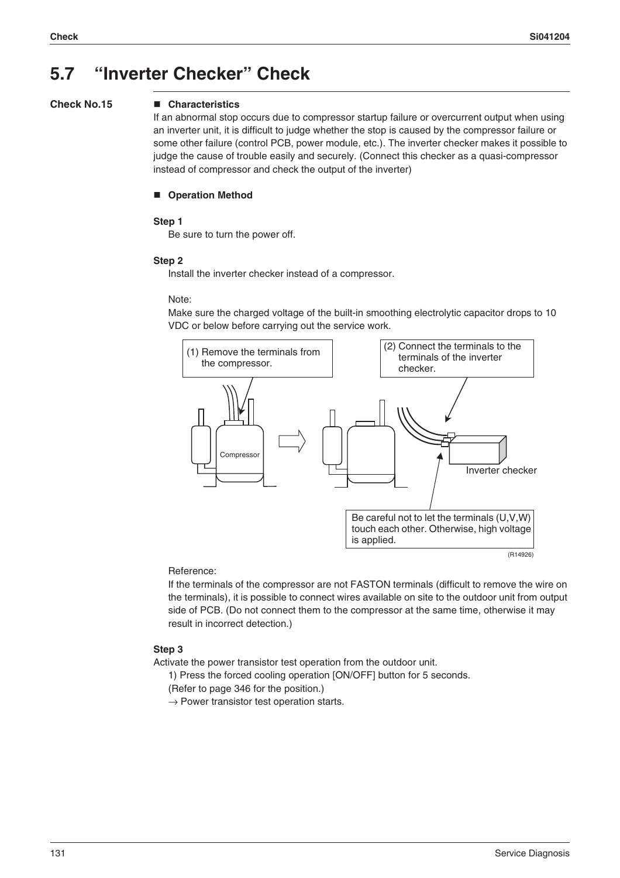# 5.7 "Inverter Checker" Check

**Check No.15**

## ■ Characteristics

If an abnormal stop occurs due to compressor startup failure or overcurrent output when using an inverter unit, it is difficult to judge whether the stop is caused by the compressor failure or some other failure (control PCB, power module, etc.). The inverter checker makes it possible to judge the cause of trouble easily and securely. (Connect this checker as a quasi-compressor instead of compressor and check the output of the inverter)

## ■ Operation Method

**Step 1**

Be sure to turn the power off.

**Step 2**

Install the inverter checker instead of a compressor.

Note:
Make sure the charged voltage of the built-in smoothing electrolytic capacitor drops to 10 VDC or below before carrying out the service work.

(1) Remove the terminals from the compressor.

(2) Connect the terminals to the terminals of the inverter checker.

Compressor

Inverter checker

Be careful not to let the terminals (U,V,W) touch each other. Otherwise, high voltage is applied.

(R14926)

Reference:
If the terminals of the compressor are not FASTON terminals (difficult to remove the wire on the terminals), it is possible to connect wires available on site to the outdoor unit from output side of PCB. (Do not connect them to the compressor at the same time, otherwise it may result in incorrect detection.)

**Step 3**

Activate the power transistor test operation from the outdoor unit.

1) Press the forced cooling operation [ON/OFF] button for 5 seconds.
(Refer to page 346 for the position.)
→ Power transistor test operation starts.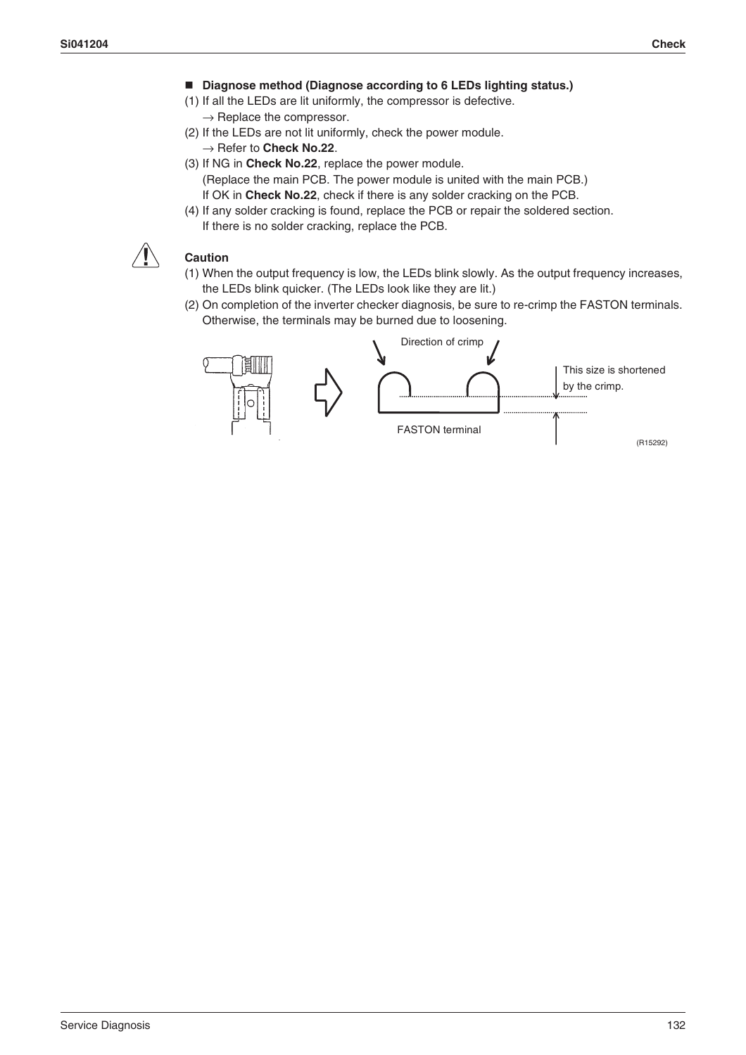## ■ Diagnose method (Diagnose according to 6 LEDs lighting status.)

(1) If all the LEDs are lit uniformly, the compressor is defective.
→ Replace the compressor.

(2) If the LEDs are not lit uniformly, check the power module.
→ Refer to **Check No.22**.

(3) If NG in **Check No.22**, replace the power module.
(Replace the main PCB. The power module is united with the main PCB.)
If OK in **Check No.22**, check if there is any solder cracking on the PCB.

(4) If any solder cracking is found, replace the PCB or repair the soldered section.
If there is no solder cracking, replace the PCB.

**Caution**

(1) When the output frequency is low, the LEDs blink slowly. As the output frequency increases, the LEDs blink quicker. (The LEDs look like they are lit.)

(2) On completion of the inverter checker diagnosis, be sure to re-crimp the FASTON terminals. Otherwise, the terminals may be burned due to loosening.

Direction of crimp

This size is shortened by the crimp.

FASTON terminal

(R15292)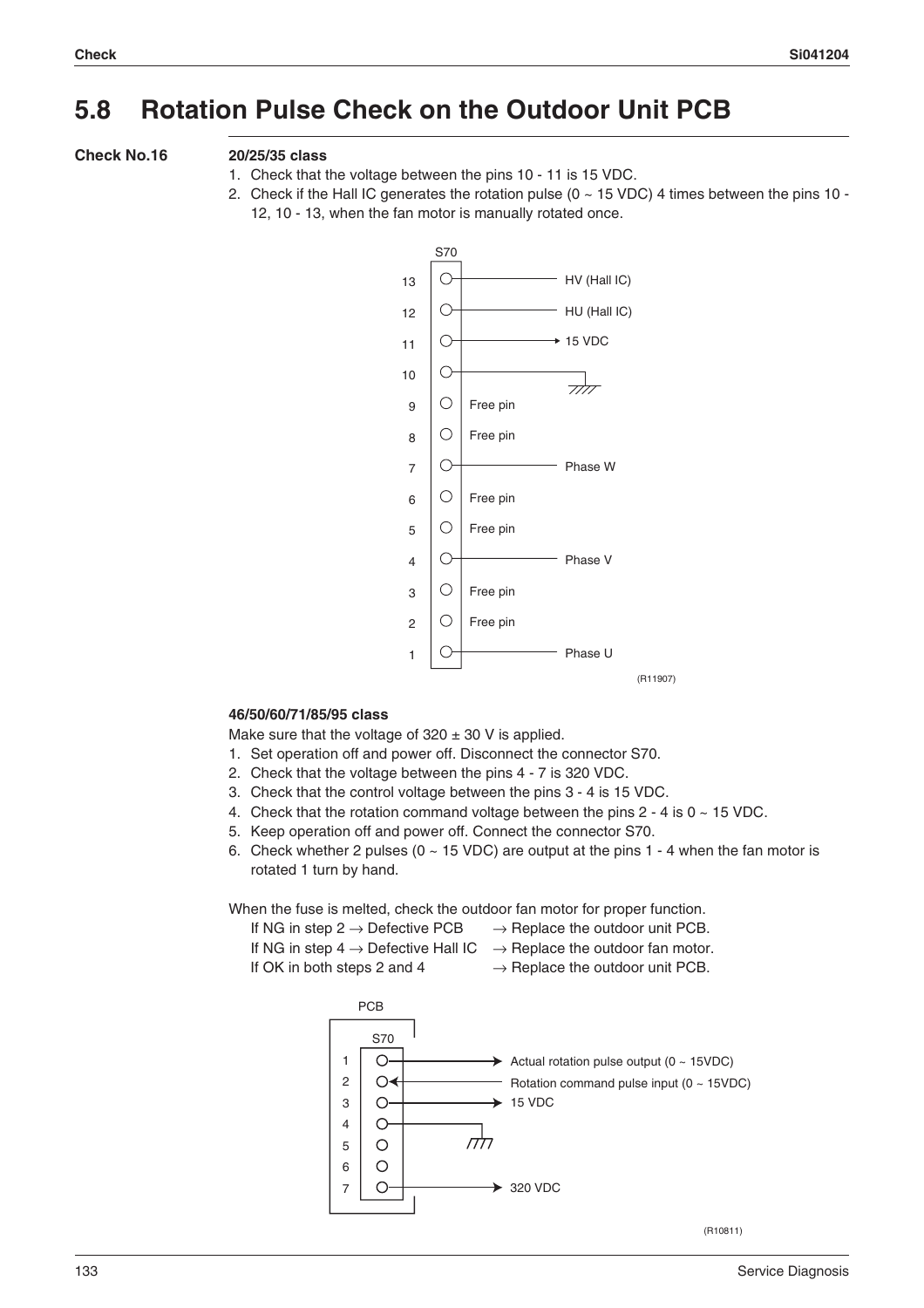## 5.8 Rotation Pulse Check on the Outdoor Unit PCB

**Check No.16**

**20/25/35 class**

1. Check that the voltage between the pins 10 - 11 is 15 VDC.
2. Check if the Hall IC generates the rotation pulse (0 ~ 15 VDC) 4 times between the pins 10 - 12, 10 - 13, when the fan motor is manually rotated once.

S70

| Pin | Signal |
|---|---|
| 13 | HV (Hall IC) |
| 12 | HU (Hall IC) |
| 11 | 15 VDC |
| 10 | (Ground) |
| 9 | Free pin |
| 8 | Free pin |
| 7 | Phase W |
| 6 | Free pin |
| 5 | Free pin |
| 4 | Phase V |
| 3 | Free pin |
| 2 | Free pin |
| 1 | Phase U |

(R11907)

**46/50/60/71/85/95 class**

Make sure that the voltage of 320 ± 30 V is applied.

1. Set operation off and power off. Disconnect the connector S70.
2. Check that the voltage between the pins 4 - 7 is 320 VDC.
3. Check that the control voltage between the pins 3 - 4 is 15 VDC.
4. Check that the rotation command voltage between the pins 2 - 4 is 0 ~ 15 VDC.
5. Keep operation off and power off. Connect the connector S70.
6. Check whether 2 pulses (0 ~ 15 VDC) are output at the pins 1 - 4 when the fan motor is rotated 1 turn by hand.

When the fuse is melted, check the outdoor fan motor for proper function.

If NG in step 2 → Defective PCB → Replace the outdoor unit PCB.
If NG in step 4 → Defective Hall IC → Replace the outdoor fan motor.
If OK in both steps 2 and 4 → Replace the outdoor unit PCB.

PCB — S70

| Pin | Signal |
|---|---|
| 1 | Actual rotation pulse output (0 ~ 15VDC) |
| 2 | Rotation command pulse input (0 ~ 15VDC) |
| 3 | 15 VDC |
| 4 | (Ground) |
| 5 | |
| 6 | |
| 7 | 320 VDC |

(R10811)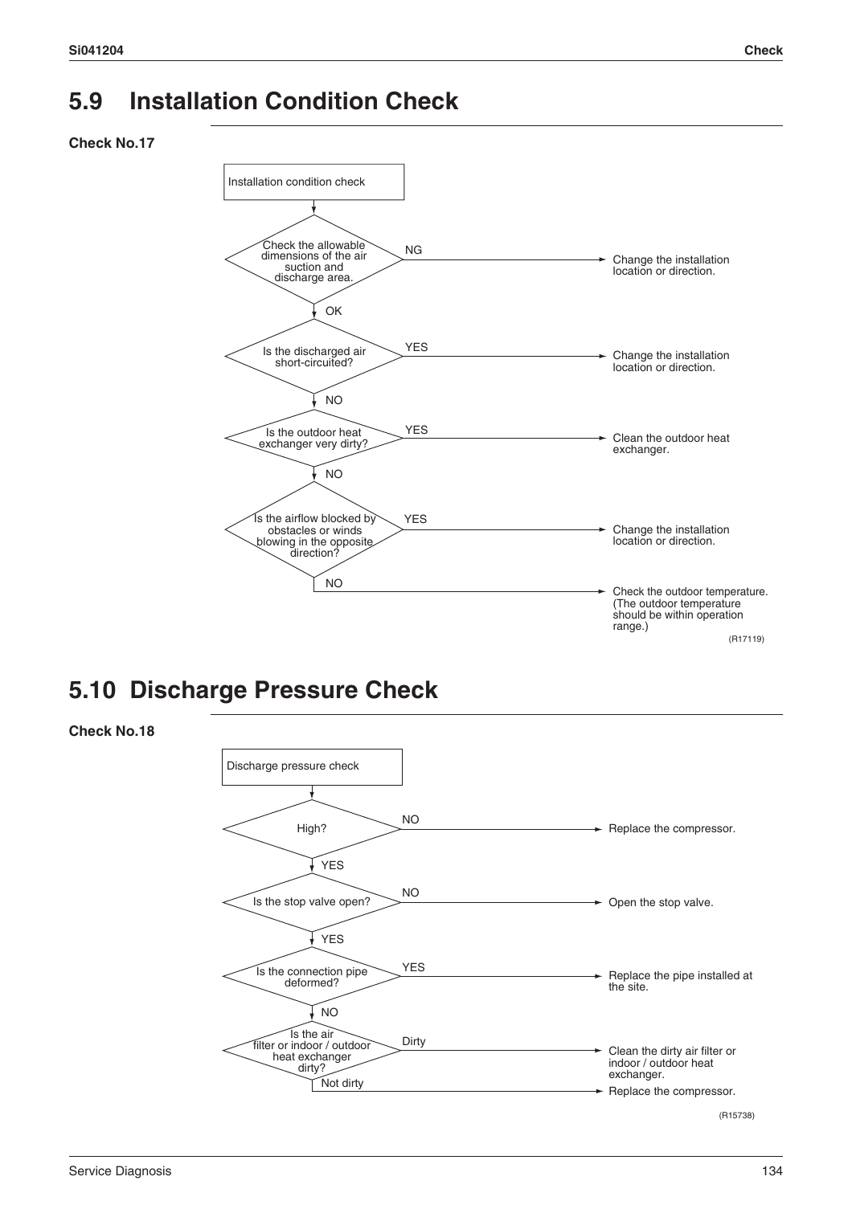## 5.9 Installation Condition Check

**Check No.17**

Installation condition check

- Check the allowable dimensions of the air suction and discharge area.
  - NG → Change the installation location or direction.
  - OK ↓
- Is the discharged air short-circuited?
  - YES → Change the installation location or direction.
  - NO ↓
- Is the outdoor heat exchanger very dirty?
  - YES → Clean the outdoor heat exchanger.
  - NO ↓
- Is the airflow blocked by obstacles or winds blowing in the opposite direction?
  - YES → Change the installation location or direction.
  - NO → Check the outdoor temperature. (The outdoor temperature should be within operation range.)

(R17119)

## 5.10 Discharge Pressure Check

**Check No.18**

Discharge pressure check

- High?
  - NO → Replace the compressor.
  - YES ↓
- Is the stop valve open?
  - NO → Open the stop valve.
  - YES ↓
- Is the connection pipe deformed?
  - YES → Replace the pipe installed at the site.
  - NO ↓
- Is the air filter or indoor / outdoor heat exchanger dirty?
  - Dirty → Clean the dirty air filter or indoor / outdoor heat exchanger.
  - Not dirty → Replace the compressor.

(R15738)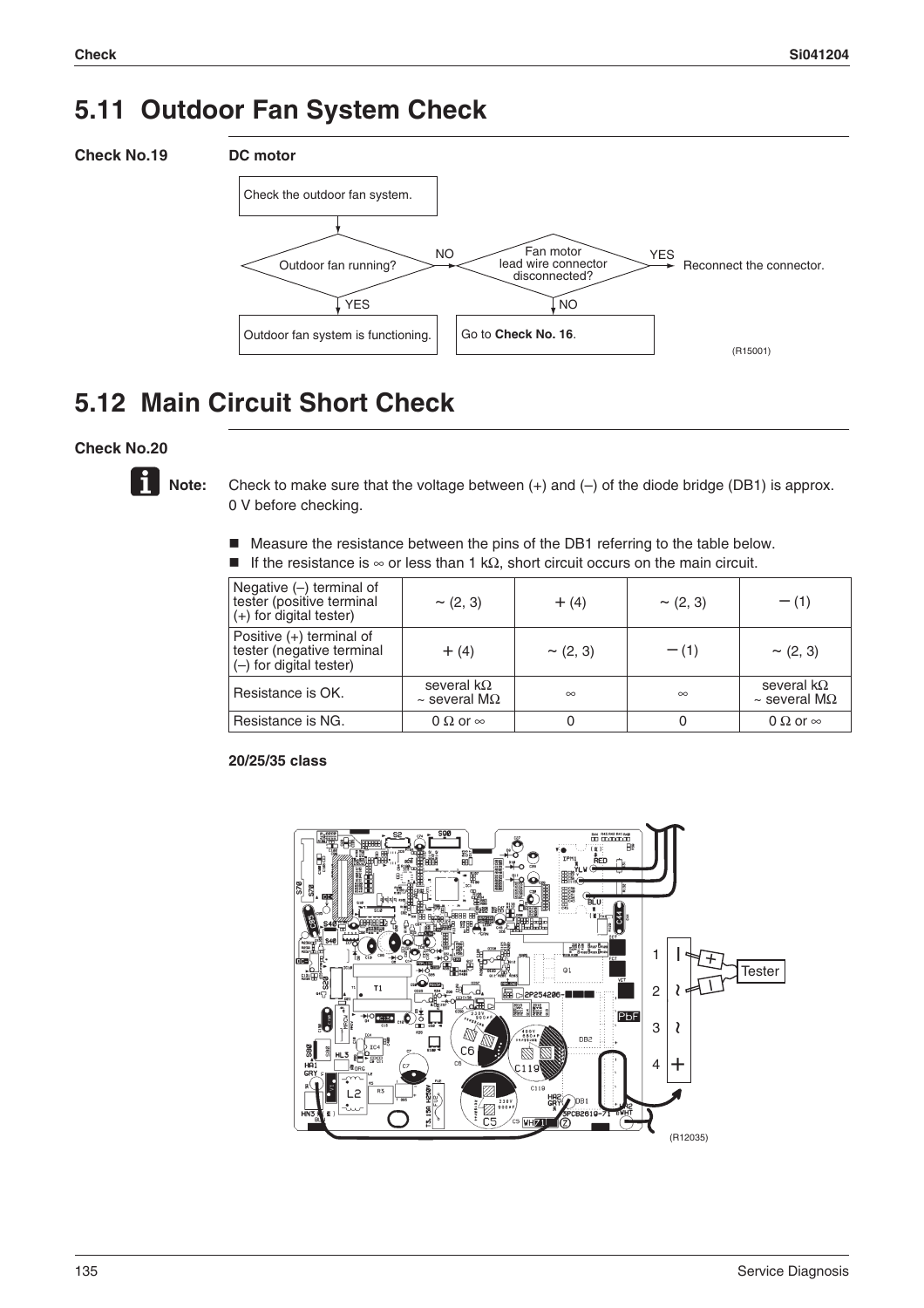## 5.11 Outdoor Fan System Check

**Check No.19** **DC motor**

- Check the outdoor fan system.
- Outdoor fan running?
  - YES → Outdoor fan system is functioning.
  - NO → Fan motor lead wire connector disconnected?
    - YES → Reconnect the connector.
    - NO → Go to **Check No. 16**.

(R15001)

## 5.12 Main Circuit Short Check

**Check No.20**

**Note:** Check to make sure that the voltage between (+) and (–) of the diode bridge (DB1) is approx. 0 V before checking.

- Measure the resistance between the pins of the DB1 referring to the table below.
- If the resistance is ∞ or less than 1 kΩ, short circuit occurs on the main circuit.

| Negative (–) terminal of tester (positive terminal (+) for digital tester) | ~ (2, 3) | + (4) | ~ (2, 3) | – (1) |
|---|---|---|---|---|
| Positive (+) terminal of tester (negative terminal (–) for digital tester) | + (4) | ~ (2, 3) | – (1) | ~ (2, 3) |
| Resistance is OK. | several kΩ ~ several MΩ | ∞ | ∞ | several kΩ ~ several MΩ |
| Resistance is NG. | 0 Ω or ∞ | 0 | 0 | 0 Ω or ∞ |

**20/25/35 class**

(R12035)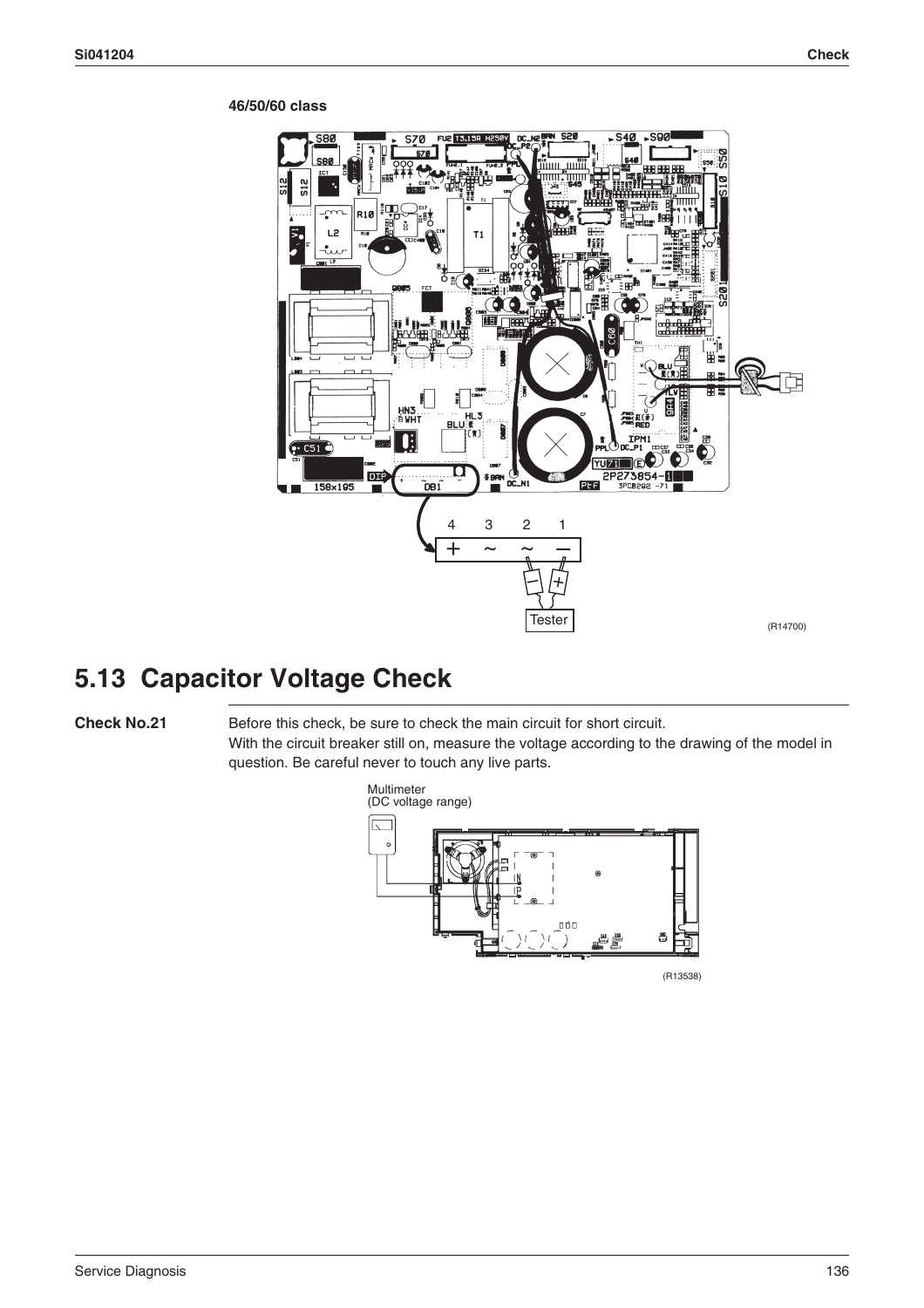**46/50/60 class**

(R14700)

## 5.13 Capacitor Voltage Check

**Check No.21**

Before this check, be sure to check the main circuit for short circuit.
With the circuit breaker still on, measure the voltage according to the drawing of the model in question. Be careful never to touch any live parts.

(R13538)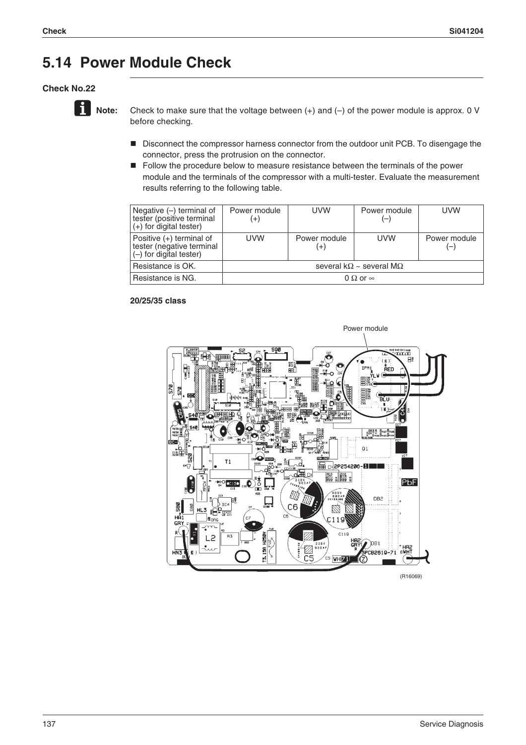## 5.14 Power Module Check

### Check No.22

**Note:** Check to make sure that the voltage between (+) and (–) of the power module is approx. 0 V before checking.

- Disconnect the compressor harness connector from the outdoor unit PCB. To disengage the connector, press the protrusion on the connector.
- Follow the procedure below to measure resistance between the terminals of the power module and the terminals of the compressor with a multi-tester. Evaluate the measurement results referring to the following table.

| Negative (–) terminal of tester (positive terminal (+) for digital tester) | Power module (+) | UVW | Power module (–) | UVW |
|---|---|---|---|---|
| Positive (+) terminal of tester (negative terminal (–) for digital tester) | UVW | Power module (+) | UVW | Power module (–) |
| Resistance is OK. | several kΩ ~ several MΩ | | | |
| Resistance is NG. | 0 Ω or ∞ | | | |

**20/25/35 class**

Power module

(R16069)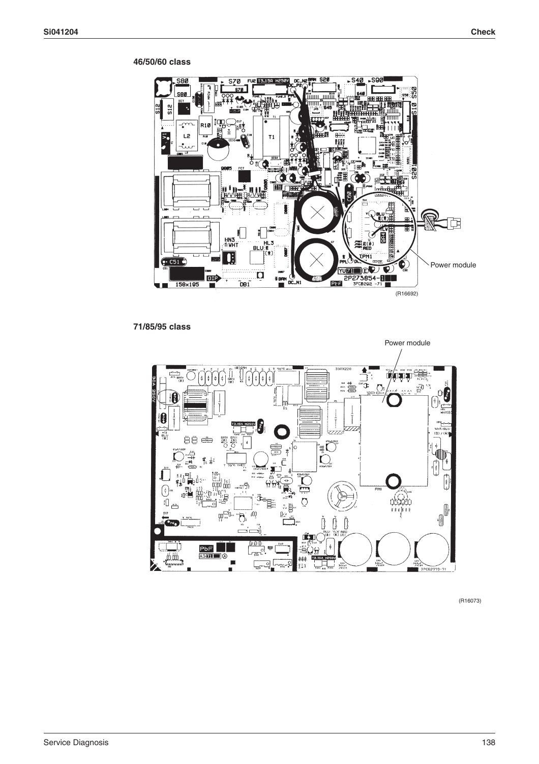### 46/50/60 class

Power module

(R16692)

### 71/85/95 class

Power module

(R16073)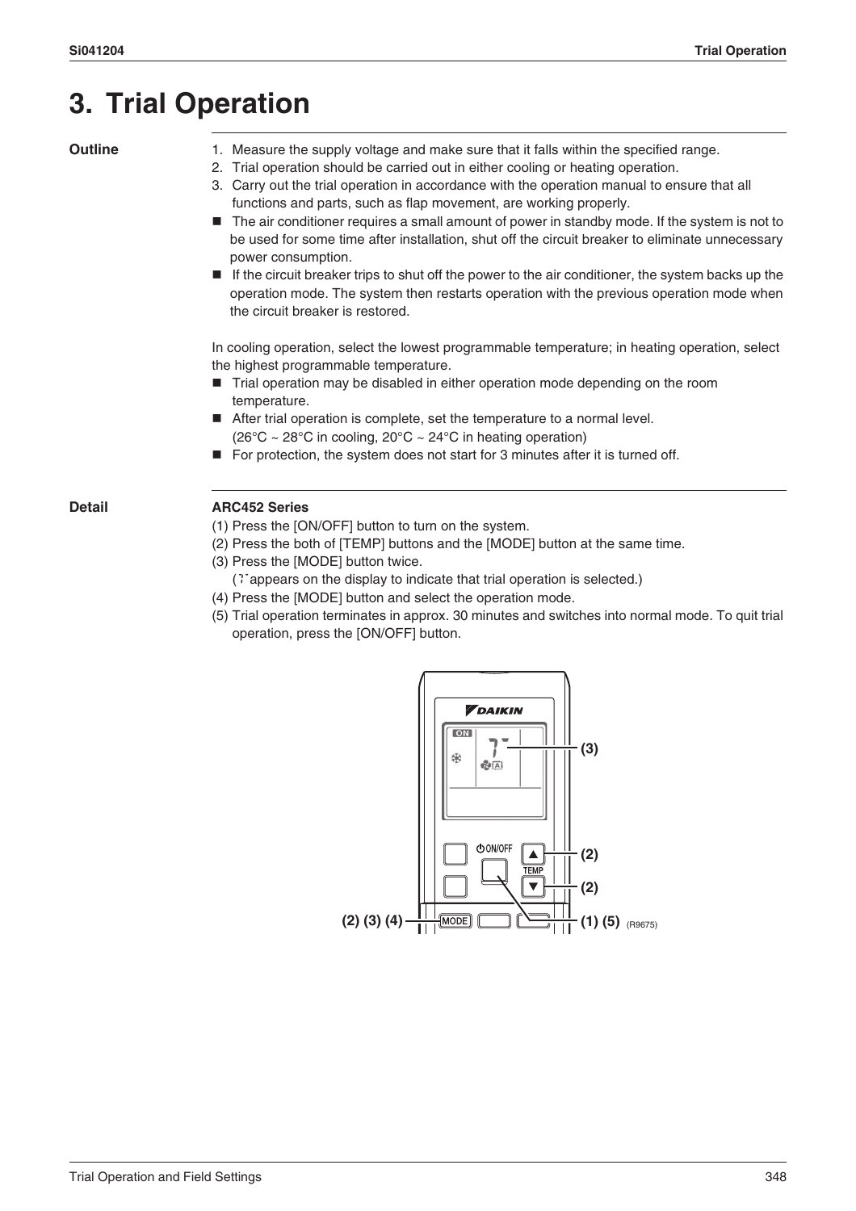# 3. Trial Operation

**Outline**

1. Measure the supply voltage and make sure that it falls within the specified range.
2. Trial operation should be carried out in either cooling or heating operation.
3. Carry out the trial operation in accordance with the operation manual to ensure that all functions and parts, such as flap movement, are working properly.

- The air conditioner requires a small amount of power in standby mode. If the system is not to be used for some time after installation, shut off the circuit breaker to eliminate unnecessary power consumption.
- If the circuit breaker trips to shut off the power to the air conditioner, the system backs up the operation mode. The system then restarts operation with the previous operation mode when the circuit breaker is restored.

In cooling operation, select the lowest programmable temperature; in heating operation, select the highest programmable temperature.

- Trial operation may be disabled in either operation mode depending on the room temperature.
- After trial operation is complete, set the temperature to a normal level. (26°C ~ 28°C in cooling, 20°C ~ 24°C in heating operation)
- For protection, the system does not start for 3 minutes after it is turned off.

**Detail**

**ARC452 Series**

(1) Press the [ON/OFF] button to turn on the system.
(2) Press the both of [TEMP] buttons and the [MODE] button at the same time.
(3) Press the [MODE] button twice.
(7̄ appears on the display to indicate that trial operation is selected.)
(4) Press the [MODE] button and select the operation mode.
(5) Trial operation terminates in approx. 30 minutes and switches into normal mode. To quit trial operation, press the [ON/OFF] button.

DAIKIN
ON
ON/OFF
TEMP
MODE
(3)
(2)
(2)
(2) (3) (4)
(1) (5)
(R9675)